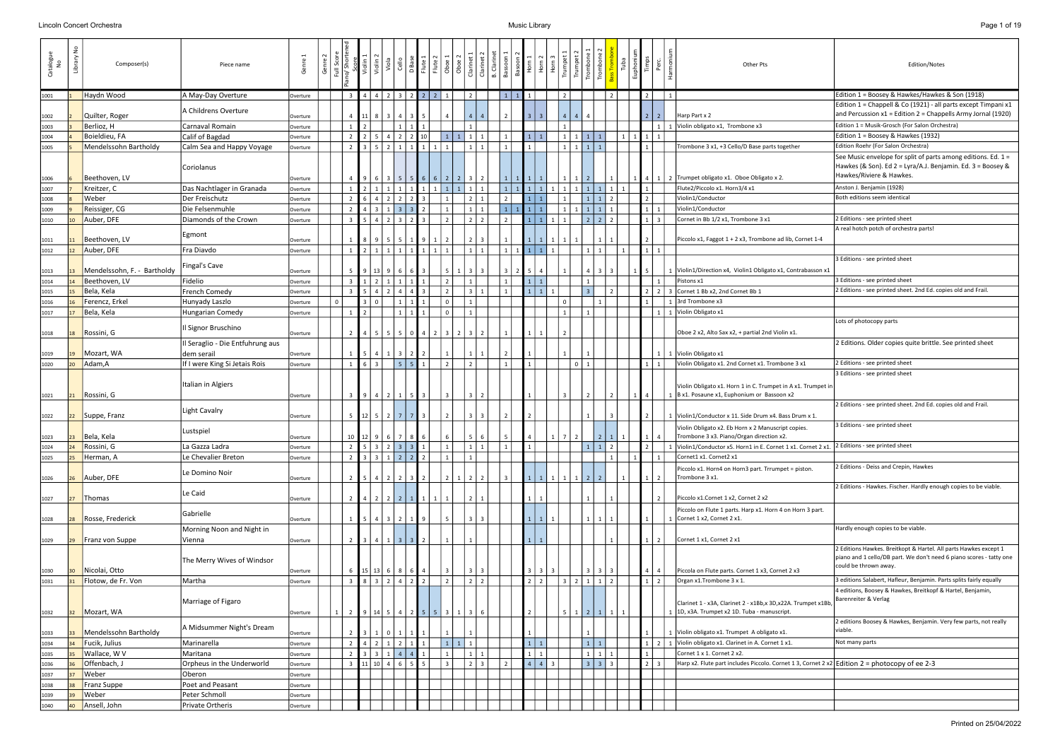| Catalogue No | Library No | Composer(s) | Piece name | Genre 1 | Genre 2 | Full Score | Piano/ Shortened Score | Violin 1 | Violin 2 | Viola | Cello | D Base | Flute 1 | Flute 2 | Oboe 1 | Oboe 2 | Clarinet 1 | Clarinet 2 | B. Clarinet | Bassoon 1 | Bassoon 2 | Horn 1 | Horn 2 | Horn 3 | Trumpet 1 | Trumpet 2 | Trombone 1 | Trombone 2 | Bass Trombone | Tuba | Euphonium | Timps | Perc. | Harmonium | Other Pts | Edition/Notes |
|---|---|---|---|---|---|---|---|---|---|---|---|---|---|---|---|---|---|---|---|---|---|---|---|---|---|---|---|---|---|---|---|---|---|---|---|---|
| 1001 | 1 | Haydn Wood | A May-Day Overture | Overture | | | 3 | 4 | 4 | 2 | 3 | 2 | 2 | 2 | 1 | | 2 | | | 1 | 1 | 1 | | | 2 | | | | 2 | | | 2 | | 1 | | Edition 1 = Boosey & Hawkes/Hawkes & Son (1918) |
| 1002 | 2 | Quilter, Roger | A Childrens Overture | Overture | | | 4 | 11 | 8 | 3 | 4 | 3 | 5 | | 4 | | 4 | 4 | | 2 | | 3 | 3 | | 4 | 4 | 4 | | | | | 2 | 2 | | Harp Part x 2 | Edition 1 = Chappell & Co (1921) - all parts except Timpani x1 and Percussion x1 = Edition 2 = Chappells Army Jornal (1920) |
| 1003 | 3 | Berlioz, H | Carnaval Romain | Overture | | | 1 | 2 | | | 1 | 1 | 1 | | | | 1 | | | | | | | | 1 | | | | | | | | 1 | 1 | Violin obligato x1, Trombone x3 | Edition 1 = Musik-Grosch (For Salon Orchestra) |
| 1004 | 4 | Boieldieu, FA | Calif of Bagdad | Overture | | | 2 | 2 | 5 | 4 | 2 | 2 | 10 | | 1 | 1 | 1 | 1 | | 1 | | 1 | 1 | | 1 | 1 | 1 | 1 | | 1 | 1 | 1 | 1 | | | Edition 1 = Boosey & Hawkes (1932) |
| 1005 | 5 | Mendelssohn Bartholdy | Calm Sea and Happy Voyage | Overture | | | 2 | 3 | 5 | 2 | 1 | 1 | 1 | 1 | 1 | | 1 | 1 | | 1 | | 1 | | | 1 | 1 | 1 | 1 | | | | 1 | | | Trombone 3 x1, +3 Cello/D Base parts together | Edition Roehr (For Salon Orchestra) |
| 1006 | 6 | Beethoven, LV | Coriolanus | Overture | | | 4 | 9 | 6 | 3 | 5 | 5 | 6 | 6 | 2 | 2 | 3 | 2 | | 1 | 1 | 1 | 1 | | 1 | 1 | 2 | | 1 | | 1 | 4 | 1 | 2 | Trumpet obligato x1. Oboe Obligato x 2. | See Music envelope for split of parts among editions. Ed. 1 = Hawkes (& Son). Ed 2 = Lyra/A.J. Benjamin. Ed. 3 = Boosey & Hawkes/Riviere & Hawkes. |
| 1007 | 7 | Kreitzer, C | Das Nachtlager in Granada | Overture | | | 1 | 2 | 1 | 1 | 1 | 1 | 1 | 1 | 1 | 1 | 1 | 1 | | 1 | 1 | 1 | 1 | 1 | 1 | 1 | 1 | 1 | 1 | 1 | | 1 | | | Flute2/Piccolo x1. Horn3/4 x1 | Anston J. Benjamin (1928) |
| 1008 | 8 | Weber | Der Freischutz | Overture | | | 2 | 6 | 4 | 2 | 2 | 2 | 3 | | 1 | | 2 | 1 | | 2 | | 1 | 1 | | 1 | | 1 | 1 | 2 | | | 2 | | | Violin1/Conductor | Both editions seem identical |
| 1009 | 9 | Reissiger, CG | Die Felsenmuhle | Overture | | | 2 | 4 | 3 | 1 | 3 | 3 | 2 | | 1 | | 1 | 1 | | 1 | 1 | 1 | 1 | | 1 | 1 | 1 | 1 | 1 | | | 1 | 1 | | Violin1/Conductor | |
| 1010 | 10 | Auber, DFE | Diamonds of the Crown | Overture | | | 3 | 5 | 4 | 2 | 3 | 2 | 3 | | 2 | | 2 | 2 | | 2 | | 1 | 1 | 1 | 1 | | 2 | 2 | 2 | | | 1 | 3 | | Cornet in Bb 1/2 x1, Trombone 3 x1 | 2 Editions - see printed sheet |
| 1011 | 11 | Beethoven, LV | Egmont | Overture | | | 1 | 8 | 9 | 5 | 5 | 1 | 9 | 1 | 2 | | 2 | 3 | | 1 | | 1 | 1 | 1 | 1 | 1 | | 1 | 1 | | | 2 | | | Piccolo x1, Faggot 1 + 2 x3, Trombone ad lib, Cornet 1-4 | A real hotch potch of orchestra parts! |
| 1012 | 12 | Auber, DFE | Fra Diavdo | Overture | | | 1 | 2 | 1 | 1 | 1 | 1 | 1 | 1 | 1 | | 1 | 1 | | 1 | 1 | 1 | 1 | 1 | | | 1 | 1 | | 1 | | 1 | 1 | | | |
| 1013 | 13 | Mendelssohn, F. - Bartholdy | Fingal's Cave | Overture | | | 5 | 9 | 13 | 9 | 6 | 6 | 3 | | 5 | 1 | 3 | 3 | | 3 | 2 | 5 | 4 | | 1 | | 4 | 3 | 3 | | 1 | 5 | | 1 | Violin1/Direction x4, Violin1 Obligato x1, Contrabasson x1 | 3 Editions - see printed sheet |
| 1014 | 14 | Beethoven, LV | Fidelio | Overture | | | 3 | 1 | 2 | 1 | 1 | 1 | 1 | | 2 | | 1 | | | 1 | | 1 | 1 | | | | 1 | | | | | | 1 | | Pistons x1 | 3 Editions - see printed sheet |
| 1015 | 15 | Bela, Kela | French Comedy | Overture | | | 3 | 5 | 4 | 2 | 4 | 4 | 3 | | 2 | | 3 | 1 | | 1 | | 1 | 1 | 1 | | | 3 | | 2 | | | 2 | 2 | 3 | Cornet 1 Bb x2, 2nd Cornet Bb 1 | 2 Editions - see printed sheet. 2nd Ed. copies old and Frail. |
| 1016 | 16 | Ferencz, Erkel | Hunyady Laszlo | Overture | | 0 | | 3 | 0 | | 1 | 1 | 1 | | 0 | | 1 | | | | | | | | 0 | | | 1 | | | | 1 | | 1 | 3rd Trombone x3 | |
| 1017 | 17 | Bela, Kela | Hungarian Comedy | Overture | | | 1 | 2 | | | 1 | 1 | 1 | | 0 | | 1 | | | | | | | | 1 | | 1 | | | | | | 1 | 1 | Violin Obligato x1 | |
| 1018 | 18 | Rossini, G | Il Signor Bruschino | Overture | | | 2 | 4 | 5 | 5 | 5 | 0 | 4 | 2 | 3 | 2 | 3 | 2 | | 1 | | 1 | 1 | | 2 | | | | | | | | | | Oboe 2 x2, Alto Sax x2, + partial 2nd Violin x1. | Lots of photocopy parts |
| 1019 | 19 | Mozart, WA | Il Seraglio - Die Entfuhrung aus dem serail | Overture | | | 1 | 5 | 4 | 1 | 3 | 2 | 2 | | 1 | | 1 | 1 | | 2 | | 1 | | | 1 | | 1 | | | | | | 1 | 1 | Violin Obligato x1 | 2 Editions. Older copies quite brittle. See printed sheet |
| 1020 | 20 | Adam,A | If I were King Si Jetais Rois | Overture | | | 1 | 6 | 3 | | 5 | 5 | 1 | | 2 | | 2 | | | 1 | | 1 | | | | 0 | 1 | | | | | 1 | 1 | | Violin Obligato x1. 2nd Cornet x1. Trombone 3 x1 | 2 Editions - see printed sheet |
| 1021 | 21 | Rossini, G | Italian in Algiers | Overture | | | 3 | 9 | 4 | 2 | 1 | 5 | 3 | | 3 | | 3 | 2 | | | | 1 | | | 3 | | 2 | | 2 | | 1 | 4 | | 1 | Violin Obligato x1. Horn 1 in C. Trumpet in A x1. Trumpet in B x1. Posaune x1, Euphonium or Bassoon x2 | 3 Editions - see printed sheet |
| 1022 | 22 | Suppe, Franz | Light Cavalry | Overture | | | 5 | 12 | 5 | 2 | 7 | 7 | 3 | | 2 | | 3 | 3 | | 2 | | 2 | | | | | 1 | | 3 | | | | | 1 | Violin1/Conductor x 11. Side Drum x4. Bass Drum x 1. | 2 Editions - see printed sheet. 2nd Ed. copies old and Frail. |
| 1023 | 23 | Bela, Kela | Lustspiel | Overture | | | 10 | 12 | 9 | 6 | 7 | 8 | 6 | | 6 | | 5 | 6 | | 5 | | 4 | | 1 | 7 | 2 | | 2 | 1 | 1 | | 1 | 4 | | Violin Obligato x2. Eb Horn x 2 Manuscript copies. Trombone 3 x3. Piano/Organ direction x2. | 3 Editions - see printed sheet |
| 1024 | 24 | Rossini, G | La Gazza Ladra | Overture | | | 2 | 5 | 3 | 2 | 3 | 3 | 1 | | 1 | | 1 | 1 | | 1 | | 1 | | | | | 1 | 1 | 2 | | | 2 | | 1 | Violin1/Conductor x5. Horn1 in E. Cornet 1 x1. Cornet 2 x1. | 2 Editions - see printed sheet |
| 1025 | 25 | Herman, A | Le Chevalier Breton | Overture | | | 2 | 3 | 3 | 1 | 2 | 2 | 2 | | 1 | | 1 | | | | | | | | | | | | 1 | | 1 | | 1 | | Cornet1 x1. Cornet2 x1 | |
| 1026 | 26 | Auber, DFE | Le Domino Noir | Overture | | | 2 | 5 | 4 | 2 | 2 | 3 | 2 | | 2 | 1 | 2 | 2 | | 3 | | 1 | 1 | 1 | 1 | 1 | 2 | 2 | | 1 | | 1 | 2 | | Piccolo x1. Horn4 on Horn3 part. Trrumpet = piston. Trombone 3 x1. | 2 Editions - Deiss and Crepin, Hawkes |
| 1027 | 27 | Thomas | Le Caid | Overture | | | 2 | 4 | 2 | 2 | 2 | 1 | 1 | 1 | 1 | | 2 | 1 | | | | 1 | 1 | | | | 1 | | 1 | | | | 2 | | Piccolo x1.Cornet 1 x2, Cornet 2 x2 | 2 Editions - Hawkes. Fischer. Hardly enough copies to be viable. |
| 1028 | 28 | Rosse, Frederick | Gabrielle | Overture | | | 1 | 5 | 4 | 3 | 2 | 1 | 9 | | 5 | | 3 | 3 | | | | 1 | 1 | 1 | | | 1 | 1 | 1 | | | 1 | | 1 | Piccolo on Flute 1 parts. Harp x1. Horn 4 on Horn 3 part. Cornet 1 x2, Cornet 2 x1. | |
| 1029 | 29 | Franz von Suppe | Morning Noon and Night in Vienna | Overture | | | 2 | 3 | 4 | 1 | 3 | 3 | 2 | | 1 | | 1 | | | | | 1 | 1 | | | | | | 1 | | | 1 | 2 | | Cornet 1 x1, Cornet 2 x1 | Hardly enough copies to be viable. |
| 1030 | 30 | Nicolai, Otto | The Merry Wives of Windsor | Overture | | | 6 | 15 | 13 | 6 | 8 | 6 | 4 | | 3 | | 3 | 3 | | | | 3 | 3 | 3 | | | 3 | 3 | 3 | | | 4 | 4 | | Piccola on Flute parts. Cornet 1 x3, Cornet 2 x3 | 2 Editions Hawkes. Breitkopf & Hartel. All parts Hawkes except 1 piano and 1 cello/DB part. We don't need 6 piano scores - tatty one could be thrown away. |
| 1031 | 31 | Flotow, de Fr. Von | Martha | Overture | | | 3 | 8 | 3 | 2 | 4 | 2 | 2 | | 2 | | 2 | 2 | | | | 2 | 2 | | 3 | 2 | 1 | 1 | 2 | | | 1 | 2 | | Organ x1.Trombone 3 x 1. | 3 editions Salabert, Hafleur, Benjamin. Parts splits fairly equally |
| 1032 | 32 | Mozart, WA | Marriage of Figaro | Overture | | 1 | 2 | 9 | 14 | 5 | 4 | 2 | 5 | 5 | 3 | 1 | 3 | 6 | | | | 2 | | | 5 | 1 | 2 | 1 | 1 | 1 | | | | 1 | Clarinet 1 - x3A, Clarinet 2 - x1Bb,x 3D,x22A. Trumpet x1Bb, 1D, x3A. Trumpet x2 1D. Tuba - manuscript. | 4 editions, Boosey & Hawkes, Breitkopf & Hartel, Benjamin, Barenreiter & Verlag |
| 1033 | 33 | Mendelssohn Bartholdy | A Midsummer Night's Dream | Overture | | | 2 | 3 | 1 | 0 | 1 | 1 | 1 | | 1 | | 1 | | | | | 1 | | | | | | | | | | 1 | | 1 | Violin obligato x1. Trumpet A obligato x1. | 2 editions Boosey & Hawkes, Benjamin. Very few parts, not really viable. |
| 1034 | 34 | Fucik, Julius | Marinarella | Overture | | | 2 | 4 | 2 | 1 | 2 | 1 | 1 | | 1 | 1 | 1 | | | | | 1 | 1 | | | | 1 | 1 | | | | 1 | 2 | 1 | Violin obligato x1. Clarinet in A. Cornet 1 x1. | Not many parts |
| 1035 | 35 | Wallace, W V | Maritana | Overture | | | 2 | 3 | 3 | 1 | 4 | 4 | 1 | | 1 | | 1 | 1 | | | | 1 | 1 | | | | 1 | 1 | 1 | | | 1 | | | Cornet 1 x 1. Cornet 2 x2. | |
| 1036 | 36 | Offenbach, J | Orpheus in the Underworld | Overture | | | 3 | 11 | 10 | 4 | 6 | 5 | 5 | | 3 | | 2 | 3 | | 2 | | 4 | 4 | 3 | | | 3 | 3 | 3 | | | 2 | 3 | | Harp x2. Flute part includes Piccolo. Cornet 1 3, Cornet 2 x2 | Edition 2 = photocopy of ee 2-3 |
| 1037 | 37 | Weber | Oberon | Overture | | | | | | | | | | | | | | | | | | | | | | | | | | | | | | | | |
| 1038 | 38 | Franz Suppe | Poet and Peasant | Overture | | | | | | | | | | | | | | | | | | | | | | | | | | | | | | | | |
| 1039 | 39 | Weber | Peter Schmoll | Overture | | | | | | | | | | | | | | | | | | | | | | | | | | | | | | | | |
| 1040 | 40 | Ansell, John | Private Ortheris | Overture | | | | | | | | | | | | | | | | | | | | | | | | | | | | | | | | |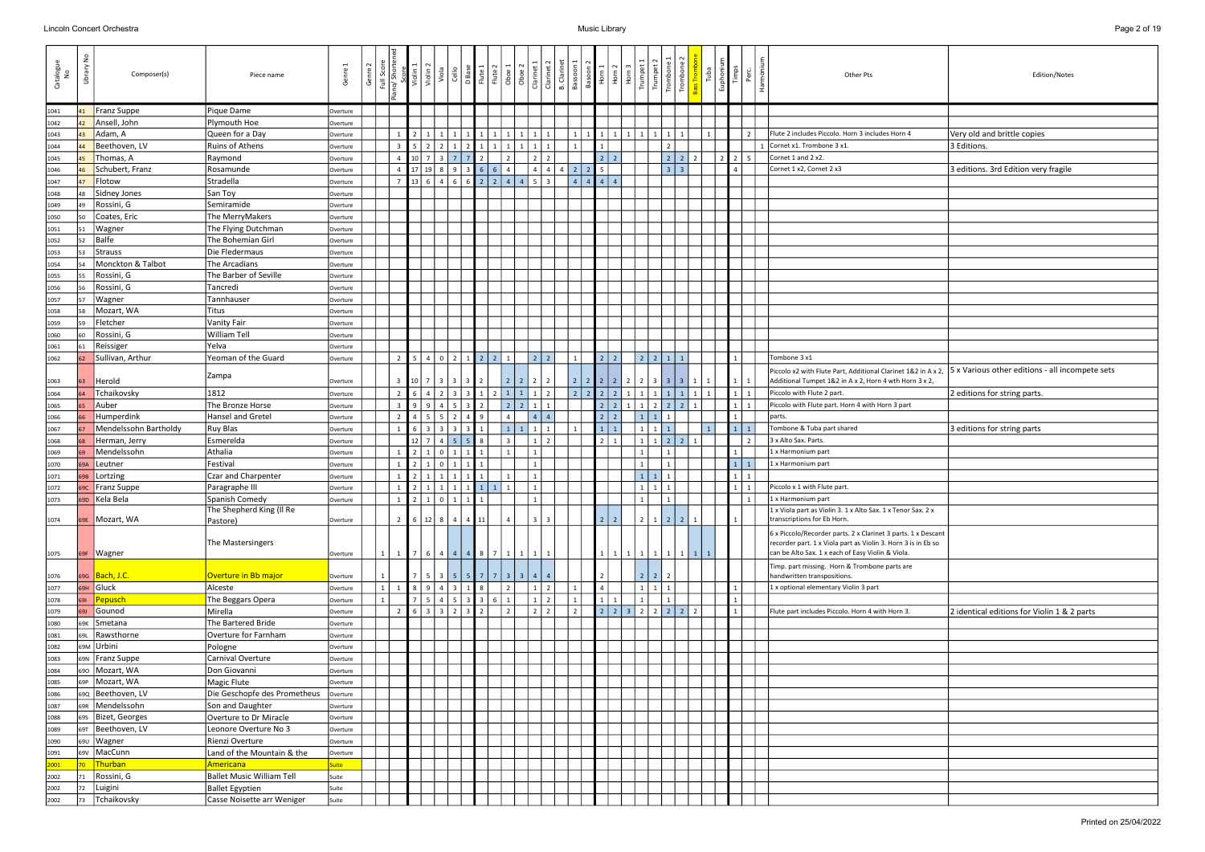| Catalogue No | Library No | Composer(s) | Piece name | Genre 1 | Genre 2 | Full Score | Piano/Shortened Score | Violin 1 | Violin 2 | Viola | Cello | D Base | Flute 1 | Flute 2 | Oboe 1 | Oboe 2 | Clarinet 1 | Clarinet 2 | B. Clarinet | Bassoon 1 | Bassoon 2 | Horn 1 | Horn 2 | Horn 3 | Trumpet 1 | Trumpet 2 | Trombone 1 | Trombone 2 | Bass Trombone | Tuba | Euphonium | Timps | Perc. | Harmonium | Other Pts | Edition/Notes |
|---|---|---|---|---|---|---|---|---|---|---|---|---|---|---|---|---|---|---|---|---|---|---|---|---|---|---|---|---|---|---|---|---|---|---|---|---|
| 1041 | 41 | Franz Suppe | Pique Dame | Overture | | | | | | | | | | | | | | | | | | | | | | | | | | | | | | | | |
| 1042 | 42 | Ansell, John | Plymouth Hoe | Overture | | | | | | | | | | | | | | | | | | | | | | | | | | | | | | | | |
| 1043 | 43 | Adam, A | Queen for a Day | Overture | | | 1 | 2 | 1 | 1 | 1 | 1 | 1 | 1 | 1 | 1 | 1 | 1 | | 1 | 1 | 1 | 1 | 1 | 1 | 1 | 1 | | | 1 | | | 2 | | Flute 2 includes Piccolo. Horn 3 includes Horn 4 | Very old and brittle copies |
| 1044 | 44 | Beethoven, LV | Ruins of Athens | Overture | | | 3 | 5 | 2 | 2 | 1 | 2 | 1 | 1 | 1 | 1 | 1 | 1 | | 1 | | 1 | | | | | 2 | | | | | | | 1 | Cornet x1. Trombone 3 x1. | 3 Editions. |
| 1045 | 45 | Thomas, A | Raymond | Overture | | | 4 | 10 | 7 | 3 | 7 | 7 | 2 | | 2 | | 2 | 2 | | | | 2 | 2 | | | | 2 | 2 | 2 | | 2 | 2 | 5 | | Cornet 1 and 2 x2. | |
| 1046 | 46 | Schubert, Franz | Rosamunde | Overture | | | 4 | 17 | 19 | 8 | 9 | 3 | 6 | 6 | 4 | | 4 | 4 | 4 | 2 | 2 | 5 | | | | | 3 | 3 | | | | 4 | | | Cornet 1 x2, Cornet 2 x3 | 3 editions. 3rd Edition very fragile |
| 1047 | 47 | Flotow | Stradella | Overture | | | 7 | 13 | 6 | 4 | 6 | 6 | 2 | 2 | 4 | 4 | 5 | 3 | | 4 | 4 | 4 | 4 | | | | | | | | | | | | | |
| 1048 | 48 | Sidney Jones | San Toy | Overture | | | | | | | | | | | | | | | | | | | | | | | | | | | | | | | | |
| 1049 | 49 | Rossini, G | Semiramide | Overture | | | | | | | | | | | | | | | | | | | | | | | | | | | | | | | | |
| 1050 | 50 | Coates, Eric | The MerryMakers | Overture | | | | | | | | | | | | | | | | | | | | | | | | | | | | | | | | |
| 1051 | 51 | Wagner | The Flying Dutchman | Overture | | | | | | | | | | | | | | | | | | | | | | | | | | | | | | | | |
| 1052 | 52 | Balfe | The Bohemian Girl | Overture | | | | | | | | | | | | | | | | | | | | | | | | | | | | | | | | |
| 1053 | 53 | Strauss | Die Fledermaus | Overture | | | | | | | | | | | | | | | | | | | | | | | | | | | | | | | | |
| 1054 | 54 | Monckton & Talbot | The Arcadians | Overture | | | | | | | | | | | | | | | | | | | | | | | | | | | | | | | | |
| 1055 | 55 | Rossini, G | The Barber of Seville | Overture | | | | | | | | | | | | | | | | | | | | | | | | | | | | | | | | |
| 1056 | 56 | Rossini, G | Tancredi | Overture | | | | | | | | | | | | | | | | | | | | | | | | | | | | | | | | |
| 1057 | 57 | Wagner | Tannhauser | Overture | | | | | | | | | | | | | | | | | | | | | | | | | | | | | | | | |
| 1058 | 58 | Mozart, WA | Titus | Overture | | | | | | | | | | | | | | | | | | | | | | | | | | | | | | | | |
| 1059 | 59 | Fletcher | Vanity Fair | Overture | | | | | | | | | | | | | | | | | | | | | | | | | | | | | | | | |
| 1060 | 60 | Rossini, G | William Tell | Overture | | | | | | | | | | | | | | | | | | | | | | | | | | | | | | | | |
| 1061 | 61 | Reissiger | Yelva | Overture | | | | | | | | | | | | | | | | | | | | | | | | | | | | | | | | |
| 1062 | 62 | Sullivan, Arthur | Yeoman of the Guard | Overture | | | 2 | 5 | 4 | 0 | 2 | 1 | 2 | 2 | 1 | | 2 | 2 | | 1 | | 2 | 2 | | 2 | 2 | 1 | 1 | | | | 1 | | | Tombone 3 x1 | |
| 1063 | 63 | Herold | Zampa | Overture | | | 3 | 10 | 7 | 3 | 3 | 3 | 2 | | 2 | 2 | 2 | 2 | | 2 | 2 | 2 | 2 | 2 | 2 | 3 | 3 | 3 | 1 | 1 | | 1 | 1 | | Piccolo x2 with Flute Part, Additional Clarinet 1&2 in A x 2, Additional Tumpet 1&2 in A x 2, Horn 4 wth Horn 3 x 2, | 5 x Various other editions - all incompete sets |
| 1064 | 64 | Tchaikovsky | 1812 | Overture | | | 2 | 6 | 4 | 2 | 3 | 3 | 1 | 2 | 1 | 1 | 1 | 2 | | 2 | 2 | 2 | 2 | 1 | 1 | 1 | 1 | 1 | 1 | 1 | | 1 | 1 | | Piccolo with Flute 2 part. | 2 editions for string parts. |
| 1065 | 65 | Auber | The Bronze Horse | Overture | | | 3 | 9 | 9 | 4 | 5 | 3 | 2 | | 2 | 2 | 1 | 1 | | | | 2 | 2 | 1 | 1 | 2 | 2 | 2 | 1 | | | 1 | 1 | | Piccolo with Flute part. Horn 4 with Horn 3 part | |
| 1066 | 66 | Humperdinck | Hansel and Gretel | Overture | | | 2 | 4 | 5 | 5 | 2 | 4 | 9 | | 4 | | 4 | 4 | | | | 2 | 2 | | 1 | 1 | 1 | | | | | 1 | | | parts. | |
| 1067 | 67 | Mendelssohn Bartholdy | Ruy Blas | Overture | | | 1 | 6 | 3 | 3 | 3 | 3 | 1 | | 1 | 1 | 1 | 1 | | 1 | | 1 | 1 | | 1 | 1 | 1 | | | 1 | | 1 | 1 | | Tombone & Tuba part shared | 3 editions for string parts |
| 1068 | 68 | Herman, Jerry | Esmerelda | Overture | | | | 12 | 7 | 4 | 5 | 5 | 8 | | 3 | | 1 | 2 | | | | 2 | 1 | | 1 | 1 | 2 | 2 | 1 | | | | 2 | | 3 x Alto Sax. Parts. | |
| 1069 | 69 | Mendelssohn | Athalia | Overture | | | 1 | 2 | 1 | 0 | 1 | 1 | 1 | | 1 | | 1 | | | | | | | | 1 | | 1 | | | | | 1 | | | 1 x Harmonium part | |
| 1070 | 69A | Leutner | Festival | Overture | | | 1 | 2 | 1 | 0 | 1 | 1 | 1 | | | | 1 | | | | | | | | 1 | | 1 | | | | | 1 | 1 | | 1 x Harmonium part | |
| 1071 | 69B | Lortzing | Czar and Charpenter | Overture | | | 1 | 2 | 1 | 1 | 1 | 1 | 1 | | 1 | | 1 | | | | | | | | 1 | 1 | 1 | | | | | 1 | 1 | | | |
| 1072 | 69C | Franz Suppe | Paragraphe III | Overture | | | 1 | 2 | 1 | 1 | 1 | 1 | 1 | 1 | 1 | | 1 | | | | | | | | 1 | 1 | 1 | | | | | 1 | 1 | | Piccolo x 1 with Flute part. | |
| 1073 | 69D | Kela Bela | Spanish Comedy | Overture | | | 1 | 2 | 1 | 0 | 1 | 1 | 1 | | | | 1 | | | | | | | | 1 | | 1 | | | | | | 1 | | 1 x Harmonium part | |
| 1074 | 69E | Mozart, WA | The Shepherd King (Il Re Pastore) | Overture | | | 2 | 6 | 12 | 8 | 4 | 4 | 11 | | 4 | | 3 | 3 | | | | 2 | 2 | | 2 | 1 | 2 | 2 | 1 | | | 1 | | | 1 x Viola part as Violin 3. 1 x Alto Sax. 1 x Tenor Sax. 2 x transcriptions for Eb Horn. | |
| 1075 | 69F | Wagner | The Mastersingers | Overture | | 1 | 1 | 7 | 6 | 4 | 4 | 4 | 8 | 7 | 1 | 1 | 1 | 1 | | | | 1 | 1 | 1 | 1 | 1 | 1 | 1 | 1 | 1 | | | | | 6 x Piccolo/Recorder parts. 2 x Clarinet 3 parts. 1 x Descant recorder part. 1 x Viola part as Violin 3. Horn 3 is in Eb so can be Alto Sax. 1 x each of Easy Violin & Viola. | |
| 1076 | 69G | Bach, J.C. | Overture in Bb major | Overture | | 1 | | 7 | 5 | 3 | 5 | 5 | 7 | 7 | 3 | 3 | 4 | 4 | | | | 2 | | | 2 | 2 | 2 | | | | | | | | Timp. part missing. Horn & Trombone parts are handwritten transpositions. | |
| 1077 | 69H | Gluck | Alceste | Overture | | 1 | 1 | 8 | 9 | 4 | 3 | 1 | 8 | | 2 | | 1 | 2 | | 1 | | 4 | | | 1 | 1 | 1 | | | | | 1 | | | 1 x optional elementary Violin 3 part | |
| 1078 | 69I | Pepusch | The Beggars Opera | Overture | | 1 | | 7 | 5 | 4 | 5 | 3 | 3 | 6 | 1 | | 1 | 2 | | 1 | | 1 | 1 | | 1 | | 1 | | | | | 1 | | | | |
| 1079 | 69J | Gounod | Mirella | Overture | | | 2 | 6 | 3 | 3 | 2 | 3 | 2 | | 2 | | 2 | 2 | | 2 | | 2 | 2 | 3 | 2 | 2 | 2 | 2 | 2 | | | 1 | | | Flute part includes Piccolo. Horn 4 with Horn 3. | 2 identical editions for Violin 1 & 2 parts |
| 1080 | 69K | Smetana | The Bartered Bride | Overture | | | | | | | | | | | | | | | | | | | | | | | | | | | | | | | | |
| 1081 | 69L | Rawsthorne | Overture for Farnham | Overture | | | | | | | | | | | | | | | | | | | | | | | | | | | | | | | | |
| 1082 | 69M | Urbini | Pologne | Overture | | | | | | | | | | | | | | | | | | | | | | | | | | | | | | | | |
| 1083 | 69N | Franz Suppe | Carnival Overture | Overture | | | | | | | | | | | | | | | | | | | | | | | | | | | | | | | | |
| 1084 | 69O | Mozart, WA | Don Giovanni | Overture | | | | | | | | | | | | | | | | | | | | | | | | | | | | | | | | |
| 1085 | 69P | Mozart, WA | Magic Flute | Overture | | | | | | | | | | | | | | | | | | | | | | | | | | | | | | | | |
| 1086 | 69Q | Beethoven, LV | Die Geschopfe des Prometheus | Overture | | | | | | | | | | | | | | | | | | | | | | | | | | | | | | | | |
| 1087 | 69R | Mendelssohn | Son and Daughter | Overture | | | | | | | | | | | | | | | | | | | | | | | | | | | | | | | | |
| 1088 | 69S | Bizet, Georges | Overture to Dr Miracle | Overture | | | | | | | | | | | | | | | | | | | | | | | | | | | | | | | | |
| 1089 | 69T | Beethoven, LV | Leonore Overture No 3 | Overture | | | | | | | | | | | | | | | | | | | | | | | | | | | | | | | | |
| 1090 | 69U | Wagner | Rienzi Overture | Overture | | | | | | | | | | | | | | | | | | | | | | | | | | | | | | | | |
| 1091 | 69V | MacCunn | Land of the Mountain & the | Overture | | | | | | | | | | | | | | | | | | | | | | | | | | | | | | | | |
| 2001 | 70 | Thurban | Americana | Suite | | | | | | | | | | | | | | | | | | | | | | | | | | | | | | | | |
| 2002 | 71 | Rossini, G | Ballet Music William Tell | Suite | | | | | | | | | | | | | | | | | | | | | | | | | | | | | | | | |
| 2002 | 72 | Luigini | Ballet Egyptien | Suite | | | | | | | | | | | | | | | | | | | | | | | | | | | | | | | | |
| 2002 | 73 | Tchaikovsky | Casse Noisette arr Weniger | Suite | | | | | | | | | | | | | | | | | | | | | | | | | | | | | | | | |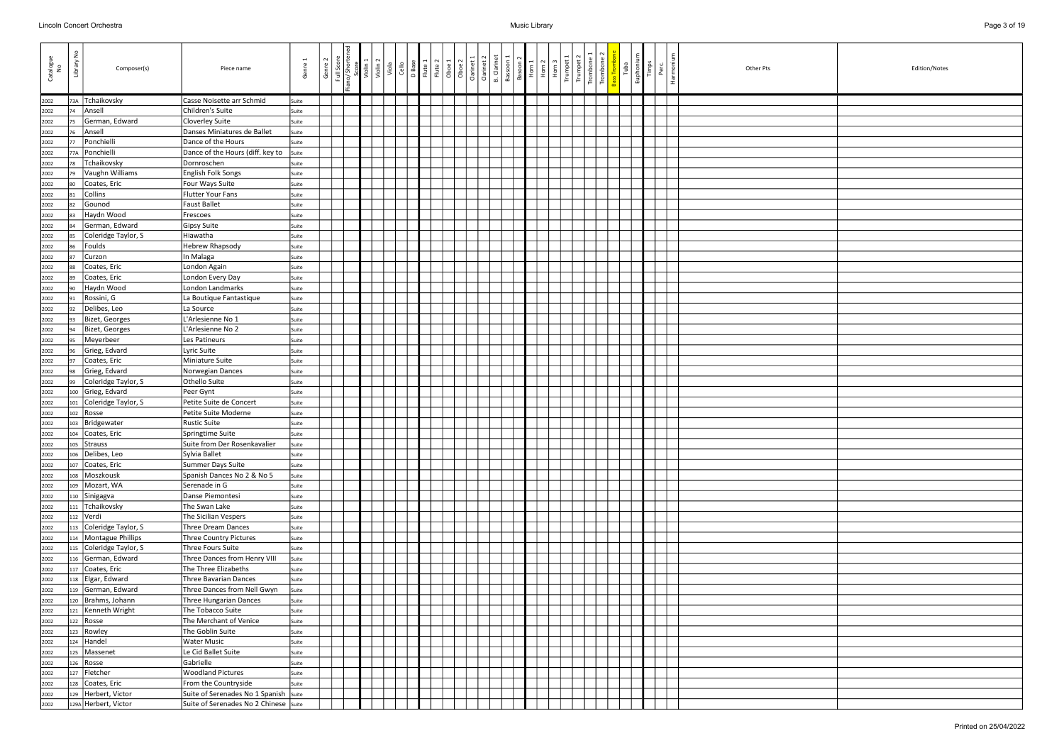Lincoln Concert Orchestra

Music Library

| Catalogue No | Library No | Composer(s) | Piece name | Genre 1 | Genre 2 | Full Score | Piano/Shortened Score | Violin 1 | Violin 2 | Viola | Cello | D Base | Flute 1 | Flute 2 | Oboe 1 | Oboe 2 | Clarinet 1 | Clarinet 2 | B. Clarinet | Bassoon 1 | Bassoon 2 | Horn 1 | Horn 2 | Horn 3 | Trumpet 1 | Trumpet 2 | Trombone 1 | Trombone 2 | Bass Trombone | Tuba | Euphonium | Timps | Perc. | Harmonium | Other Pts | Edition/Notes |
|---|---|---|---|---|---|---|---|---|---|---|---|---|---|---|---|---|---|---|---|---|---|---|---|---|---|---|---|---|---|---|---|---|---|---|---|---|
| 2002 | 73A | Tchaikovsky | Casse Noisette arr Schmid | Suite | | | | | | | | | | | | | | | | | | | | | | | | | | | | | | | | |
| 2002 | 74 | Ansell | Children's Suite | Suite | | | | | | | | | | | | | | | | | | | | | | | | | | | | | | | | |
| 2002 | 75 | German, Edward | Cloverley Suite | Suite | | | | | | | | | | | | | | | | | | | | | | | | | | | | | | | | |
| 2002 | 76 | Ansell | Danses Miniatures de Ballet | Suite | | | | | | | | | | | | | | | | | | | | | | | | | | | | | | | | |
| 2002 | 77 | Ponchielli | Dance of the Hours | Suite | | | | | | | | | | | | | | | | | | | | | | | | | | | | | | | | |
| 2002 | 77A | Ponchielli | Dance of the Hours (diff. key to | Suite | | | | | | | | | | | | | | | | | | | | | | | | | | | | | | | | |
| 2002 | 78 | Tchaikovsky | Dornroschen | Suite | | | | | | | | | | | | | | | | | | | | | | | | | | | | | | | | |
| 2002 | 79 | Vaughn Williams | English Folk Songs | Suite | | | | | | | | | | | | | | | | | | | | | | | | | | | | | | | | |
| 2002 | 80 | Coates, Eric | Four Ways Suite | Suite | | | | | | | | | | | | | | | | | | | | | | | | | | | | | | | | |
| 2002 | 81 | Collins | Flutter Your Fans | Suite | | | | | | | | | | | | | | | | | | | | | | | | | | | | | | | | |
| 2002 | 82 | Gounod | Faust Ballet | Suite | | | | | | | | | | | | | | | | | | | | | | | | | | | | | | | | |
| 2002 | 83 | Haydn Wood | Frescoes | Suite | | | | | | | | | | | | | | | | | | | | | | | | | | | | | | | | |
| 2002 | 84 | German, Edward | Gipsy Suite | Suite | | | | | | | | | | | | | | | | | | | | | | | | | | | | | | | | |
| 2002 | 85 | Coleridge Taylor, S | Hiawatha | Suite | | | | | | | | | | | | | | | | | | | | | | | | | | | | | | | | |
| 2002 | 86 | Foulds | Hebrew Rhapsody | Suite | | | | | | | | | | | | | | | | | | | | | | | | | | | | | | | | |
| 2002 | 87 | Curzon | In Malaga | Suite | | | | | | | | | | | | | | | | | | | | | | | | | | | | | | | | |
| 2002 | 88 | Coates, Eric | London Again | Suite | | | | | | | | | | | | | | | | | | | | | | | | | | | | | | | | |
| 2002 | 89 | Coates, Eric | London Every Day | Suite | | | | | | | | | | | | | | | | | | | | | | | | | | | | | | | | |
| 2002 | 90 | Haydn Wood | London Landmarks | Suite | | | | | | | | | | | | | | | | | | | | | | | | | | | | | | | | |
| 2002 | 91 | Rossini, G | La Boutique Fantastique | Suite | | | | | | | | | | | | | | | | | | | | | | | | | | | | | | | | |
| 2002 | 92 | Delibes, Leo | La Source | Suite | | | | | | | | | | | | | | | | | | | | | | | | | | | | | | | | |
| 2002 | 93 | Bizet, Georges | L'Arlesienne No 1 | Suite | | | | | | | | | | | | | | | | | | | | | | | | | | | | | | | | |
| 2002 | 94 | Bizet, Georges | L'Arlesienne No 2 | Suite | | | | | | | | | | | | | | | | | | | | | | | | | | | | | | | | |
| 2002 | 95 | Meyerbeer | Les Patineurs | Suite | | | | | | | | | | | | | | | | | | | | | | | | | | | | | | | | |
| 2002 | 96 | Grieg, Edvard | Lyric Suite | Suite | | | | | | | | | | | | | | | | | | | | | | | | | | | | | | | | |
| 2002 | 97 | Coates, Eric | Miniature Suite | Suite | | | | | | | | | | | | | | | | | | | | | | | | | | | | | | | | |
| 2002 | 98 | Grieg, Edvard | Norwegian Dances | Suite | | | | | | | | | | | | | | | | | | | | | | | | | | | | | | | | |
| 2002 | 99 | Coleridge Taylor, S | Othello Suite | Suite | | | | | | | | | | | | | | | | | | | | | | | | | | | | | | | | |
| 2002 | 100 | Grieg, Edvard | Peer Gynt | Suite | | | | | | | | | | | | | | | | | | | | | | | | | | | | | | | | |
| 2002 | 101 | Coleridge Taylor, S | Petite Suite de Concert | Suite | | | | | | | | | | | | | | | | | | | | | | | | | | | | | | | | |
| 2002 | 102 | Rosse | Petite Suite Moderne | Suite | | | | | | | | | | | | | | | | | | | | | | | | | | | | | | | | |
| 2002 | 103 | Bridgewater | Rustic Suite | Suite | | | | | | | | | | | | | | | | | | | | | | | | | | | | | | | | |
| 2002 | 104 | Coates, Eric | Springtime Suite | Suite | | | | | | | | | | | | | | | | | | | | | | | | | | | | | | | | |
| 2002 | 105 | Strauss | Suite from Der Rosenkavalier | Suite | | | | | | | | | | | | | | | | | | | | | | | | | | | | | | | | |
| 2002 | 106 | Delibes, Leo | Sylvia Ballet | Suite | | | | | | | | | | | | | | | | | | | | | | | | | | | | | | | | |
| 2002 | 107 | Coates, Eric | Summer Days Suite | Suite | | | | | | | | | | | | | | | | | | | | | | | | | | | | | | | | |
| 2002 | 108 | Moszkousk | Spanish Dances No 2 & No 5 | Suite | | | | | | | | | | | | | | | | | | | | | | | | | | | | | | | | |
| 2002 | 109 | Mozart, WA | Serenade in G | Suite | | | | | | | | | | | | | | | | | | | | | | | | | | | | | | | | |
| 2002 | 110 | Sinigagva | Danse Piemontesi | Suite | | | | | | | | | | | | | | | | | | | | | | | | | | | | | | | | |
| 2002 | 111 | Tchaikovsky | The Swan Lake | Suite | | | | | | | | | | | | | | | | | | | | | | | | | | | | | | | | |
| 2002 | 112 | Verdi | The Sicilian Vespers | Suite | | | | | | | | | | | | | | | | | | | | | | | | | | | | | | | | |
| 2002 | 113 | Coleridge Taylor, S | Three Dream Dances | Suite | | | | | | | | | | | | | | | | | | | | | | | | | | | | | | | | |
| 2002 | 114 | Montague Phillips | Three Country Pictures | Suite | | | | | | | | | | | | | | | | | | | | | | | | | | | | | | | | |
| 2002 | 115 | Coleridge Taylor, S | Three Fours Suite | Suite | | | | | | | | | | | | | | | | | | | | | | | | | | | | | | | | |
| 2002 | 116 | German, Edward | Three Dances from Henry VIII | Suite | | | | | | | | | | | | | | | | | | | | | | | | | | | | | | | | |
| 2002 | 117 | Coates, Eric | The Three Elizabeths | Suite | | | | | | | | | | | | | | | | | | | | | | | | | | | | | | | | |
| 2002 | 118 | Elgar, Edward | Three Bavarian Dances | Suite | | | | | | | | | | | | | | | | | | | | | | | | | | | | | | | | |
| 2002 | 119 | German, Edward | Three Dances from Nell Gwyn | Suite | | | | | | | | | | | | | | | | | | | | | | | | | | | | | | | | |
| 2002 | 120 | Brahms, Johann | Three Hungarian Dances | Suite | | | | | | | | | | | | | | | | | | | | | | | | | | | | | | | | |
| 2002 | 121 | Kenneth Wright | The Tobacco Suite | Suite | | | | | | | | | | | | | | | | | | | | | | | | | | | | | | | | |
| 2002 | 122 | Rosse | The Merchant of Venice | Suite | | | | | | | | | | | | | | | | | | | | | | | | | | | | | | | | |
| 2002 | 123 | Rowley | The Goblin Suite | Suite | | | | | | | | | | | | | | | | | | | | | | | | | | | | | | | | |
| 2002 | 124 | Handel | Water Music | Suite | | | | | | | | | | | | | | | | | | | | | | | | | | | | | | | | |
| 2002 | 125 | Massenet | Le Cid Ballet Suite | Suite | | | | | | | | | | | | | | | | | | | | | | | | | | | | | | | | |
| 2002 | 126 | Rosse | Gabrielle | Suite | | | | | | | | | | | | | | | | | | | | | | | | | | | | | | | | |
| 2002 | 127 | Fletcher | Woodland Pictures | Suite | | | | | | | | | | | | | | | | | | | | | | | | | | | | | | | | |
| 2002 | 128 | Coates, Eric | From the Countryside | Suite | | | | | | | | | | | | | | | | | | | | | | | | | | | | | | | | |
| 2002 | 129 | Herbert, Victor | Suite of Serenades No 1 Spanish | Suite | | | | | | | | | | | | | | | | | | | | | | | | | | | | | | | | |
| 2002 | 129A | Herbert, Victor | Suite of Serenades No 2 Chinese | Suite | | | | | | | | | | | | | | | | | | | | | | | | | | | | | | | | |

Printed on 25/04/2022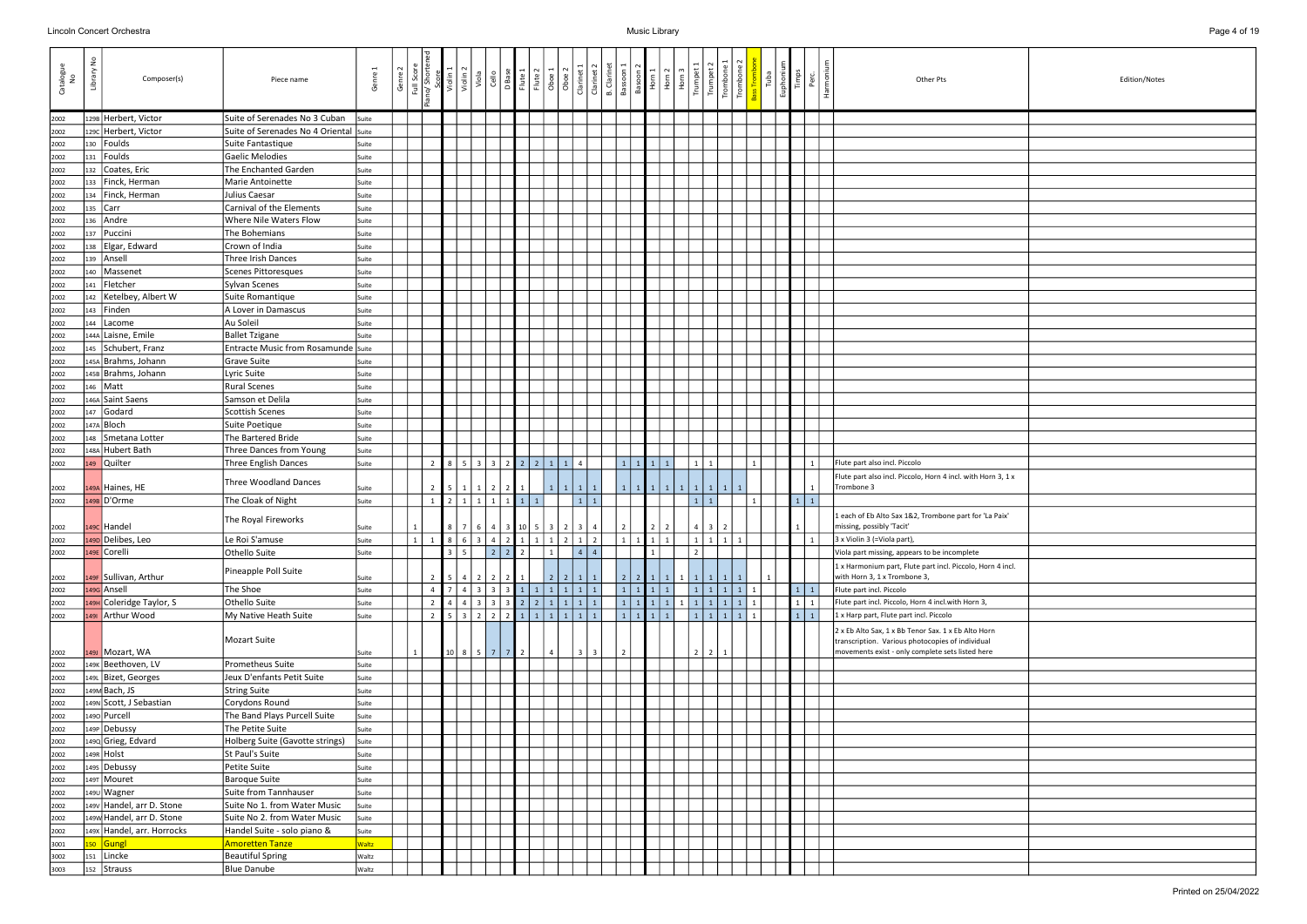| Catalogue No | Library No | Composer(s) | Piece name | Genre 1 | Genre 2 | Full Score | Piano/ Shortened Score | Violin 1 | Violin 2 | Viola | Cello | D Base | Flute 1 | Flute 2 | Oboe 1 | Oboe 2 | Clarinet 1 | Clarinet 2 | B. Clarinet | Bassoon 1 | Bassoon 2 | Horn 1 | Horn 2 | Horn 3 | Trumpet 1 | Trumpet 2 | Trombone 1 | Trombone 2 | Bass Trombone | Tuba | Euphonium | Timps | Perc. | Harmonium | Other Pts | Edition/Notes |
|---|---|---|---|---|---|---|---|---|---|---|---|---|---|---|---|---|---|---|---|---|---|---|---|---|---|---|---|---|---|---|---|---|---|---|---|---|
| 2002 | 129B | Herbert, Victor | Suite of Serenades No 3 Cuban | Suite | | | | | | | | | | | | | | | | | | | | | | | | | | | | | | | | |
| 2002 | 129C | Herbert, Victor | Suite of Serenades No 4 Oriental | Suite | | | | | | | | | | | | | | | | | | | | | | | | | | | | | | | | |
| 2002 | 130 | Foulds | Suite Fantastique | Suite | | | | | | | | | | | | | | | | | | | | | | | | | | | | | | | | |
| 2002 | 131 | Foulds | Gaelic Melodies | Suite | | | | | | | | | | | | | | | | | | | | | | | | | | | | | | | | |
| 2002 | 132 | Coates, Eric | The Enchanted Garden | Suite | | | | | | | | | | | | | | | | | | | | | | | | | | | | | | | | |
| 2002 | 133 | Finck, Herman | Marie Antoinette | Suite | | | | | | | | | | | | | | | | | | | | | | | | | | | | | | | | |
| 2002 | 134 | Finck, Herman | Julius Caesar | Suite | | | | | | | | | | | | | | | | | | | | | | | | | | | | | | | | |
| 2002 | 135 | Carr | Carnival of the Elements | Suite | | | | | | | | | | | | | | | | | | | | | | | | | | | | | | | | |
| 2002 | 136 | Andre | Where Nile Waters Flow | Suite | | | | | | | | | | | | | | | | | | | | | | | | | | | | | | | | |
| 2002 | 137 | Puccini | The Bohemians | Suite | | | | | | | | | | | | | | | | | | | | | | | | | | | | | | | | |
| 2002 | 138 | Elgar, Edward | Crown of India | Suite | | | | | | | | | | | | | | | | | | | | | | | | | | | | | | | | |
| 2002 | 139 | Ansell | Three Irish Dances | Suite | | | | | | | | | | | | | | | | | | | | | | | | | | | | | | | | |
| 2002 | 140 | Massenet | Scenes Pittoresques | Suite | | | | | | | | | | | | | | | | | | | | | | | | | | | | | | | | |
| 2002 | 141 | Fletcher | Sylvan Scenes | Suite | | | | | | | | | | | | | | | | | | | | | | | | | | | | | | | | |
| 2002 | 142 | Ketelbey, Albert W | Suite Romantique | Suite | | | | | | | | | | | | | | | | | | | | | | | | | | | | | | | | |
| 2002 | 143 | Finden | A Lover in Damascus | Suite | | | | | | | | | | | | | | | | | | | | | | | | | | | | | | | | |
| 2002 | 144 | Lacome | Au Soleil | Suite | | | | | | | | | | | | | | | | | | | | | | | | | | | | | | | | |
| 2002 | 144A | Laisne, Emile | Ballet Tzigane | Suite | | | | | | | | | | | | | | | | | | | | | | | | | | | | | | | | |
| 2002 | 145 | Schubert, Franz | Entracte Music from Rosamunde | Suite | | | | | | | | | | | | | | | | | | | | | | | | | | | | | | | | |
| 2002 | 145A | Brahms, Johann | Grave Suite | Suite | | | | | | | | | | | | | | | | | | | | | | | | | | | | | | | | |
| 2002 | 145B | Brahms, Johann | Lyric Suite | Suite | | | | | | | | | | | | | | | | | | | | | | | | | | | | | | | | |
| 2002 | 146 | Matt | Rural Scenes | Suite | | | | | | | | | | | | | | | | | | | | | | | | | | | | | | | | |
| 2002 | 146A | Saint Saens | Samson et Delila | Suite | | | | | | | | | | | | | | | | | | | | | | | | | | | | | | | | |
| 2002 | 147 | Godard | Scottish Scenes | Suite | | | | | | | | | | | | | | | | | | | | | | | | | | | | | | | | |
| 2002 | 147A | Bloch | Suite Poetique | Suite | | | | | | | | | | | | | | | | | | | | | | | | | | | | | | | | |
| 2002 | 148 | Smetana Lotter | The Bartered Bride | Suite | | | | | | | | | | | | | | | | | | | | | | | | | | | | | | | | |
| 2002 | 148A | Hubert Bath | Three Dances from Young | Suite | | | | | | | | | | | | | | | | | | | | | | | | | | | | | | | | |
| 2002 | 149 | Quilter | Three English Dances | Suite | | | 2 | 8 | 5 | 3 | 3 | 2 | 2 | 2 | 1 | 1 | 4 | | | 1 | 1 | 1 | 1 | | 1 | 1 | | | 1 | | | | 1 | | Flute part also incl. Piccolo | |
| 2002 | 149A | Haines, HE | Three Woodland Dances | Suite | | | 2 | 5 | 1 | 1 | 2 | 2 | 1 | | 1 | 1 | 1 | 1 | | 1 | 1 | 1 | 1 | 1 | 1 | 1 | 1 | 1 | | | | | 1 | | Flute part also incl. Piccolo, Horn 4 incl. with Horn 3, 1 x Trombone 3 | |
| 2002 | 149B | D'Orme | The Cloak of Night | Suite | | | 1 | 2 | 1 | 1 | 1 | 1 | 1 | 1 | | | 1 | 1 | | | | | | | 1 | 1 | | | 1 | | | 1 | 1 | | | |
| 2002 | 149C | Handel | The Royal Fireworks | Suite | | 1 | | 8 | 7 | 6 | 4 | 3 | 10 | 5 | 3 | 2 | 3 | 4 | | 2 | | 2 | 2 | | 4 | 3 | 2 | | | | | 1 | | | 1 each of Eb Alto Sax 1&2, Trombone part for 'La Paix' missing, possibly 'Tacit' | |
| 2002 | 149D | Delibes, Leo | Le Roi S'amuse | Suite | | 1 | 1 | 8 | 6 | 3 | 4 | 2 | 1 | 1 | 1 | 2 | 1 | 2 | | 1 | 1 | 1 | 1 | | 1 | 1 | 1 | 1 | | | | | 1 | | 3 x Violin 3 (=Viola part), | |
| 2002 | 149E | Corelli | Othello Suite | Suite | | | | 3 | 5 | | 2 | 2 | 2 | | 1 | | 4 | 4 | | | | 1 | | | 2 | | | | | | | | | | Viola part missing, appears to be incomplete | |
| 2002 | 149F | Sullivan, Arthur | Pineapple Poll Suite | Suite | | | 2 | 5 | 4 | 2 | 2 | 2 | 1 | | 2 | 2 | 1 | 1 | | 2 | 2 | 1 | 1 | 1 | 1 | 1 | 1 | 1 | | 1 | | | | | 1 x Harmonium part, Flute part incl. Piccolo, Horn 4 incl. with Horn 3, 1 x Trombone 3, | |
| 2002 | 149G | Ansell | The Shoe | Suite | | | 4 | 7 | 4 | 3 | 3 | 3 | 1 | 1 | 1 | 1 | 1 | 1 | | 1 | 1 | 1 | 1 | | 1 | 1 | 1 | 1 | 1 | | | 1 | 1 | | Flute part incl. Piccolo | |
| 2002 | 149H | Coleridge Taylor, S | Othello Suite | Suite | | | 2 | 4 | 4 | 3 | 3 | 3 | 2 | 2 | 1 | 1 | 1 | 1 | | 1 | 1 | 1 | 1 | 1 | 1 | 1 | 1 | 1 | 1 | | | 1 | 1 | | Flute part incl. Piccolo, Horn 4 incl.with Horn 3, | |
| 2002 | 149I | Arthur Wood | My Native Heath Suite | Suite | | | 2 | 5 | 3 | 2 | 2 | 2 | 1 | 1 | 1 | 1 | 1 | 1 | | 1 | 1 | 1 | 1 | | 1 | 1 | 1 | 1 | 1 | | | 1 | 1 | | 1 x Harp part, Flute part incl. Piccolo | |
| 2002 | 149J | Mozart, WA | Mozart Suite | Suite | | 1 | | 10 | 8 | 5 | 7 | 7 | 2 | | | 4 | 3 | 3 | | 2 | | | | | 2 | 2 | 1 | | | | | | | | 2 x Eb Alto Sax, 1 x Bb Tenor Sax. 1 x Eb Alto Horn transcription. Various photocopies of individual movements exist - only complete sets listed here | |
| 2002 | 149K | Beethoven, LV | Prometheus Suite | Suite | | | | | | | | | | | | | | | | | | | | | | | | | | | | | | | | |
| 2002 | 149L | Bizet, Georges | Jeux D'enfants Petit Suite | Suite | | | | | | | | | | | | | | | | | | | | | | | | | | | | | | | | |
| 2002 | 149M | Bach, JS | String Suite | Suite | | | | | | | | | | | | | | | | | | | | | | | | | | | | | | | | |
| 2002 | 149N | Scott, J Sebastian | Corydons Round | Suite | | | | | | | | | | | | | | | | | | | | | | | | | | | | | | | | |
| 2002 | 149O | Purcell | The Band Plays Purcell Suite | Suite | | | | | | | | | | | | | | | | | | | | | | | | | | | | | | | | |
| 2002 | 149P | Debussy | The Petite Suite | Suite | | | | | | | | | | | | | | | | | | | | | | | | | | | | | | | | |
| 2002 | 149Q | Grieg, Edvard | Holberg Suite (Gavotte strings) | Suite | | | | | | | | | | | | | | | | | | | | | | | | | | | | | | | | |
| 2002 | 149R | Holst | St Paul's Suite | Suite | | | | | | | | | | | | | | | | | | | | | | | | | | | | | | | | |
| 2002 | 149S | Debussy | Petite Suite | Suite | | | | | | | | | | | | | | | | | | | | | | | | | | | | | | | | |
| 2002 | 149T | Mouret | Baroque Suite | Suite | | | | | | | | | | | | | | | | | | | | | | | | | | | | | | | | |
| 2002 | 149U | Wagner | Suite from Tannhauser | Suite | | | | | | | | | | | | | | | | | | | | | | | | | | | | | | | | |
| 2002 | 149V | Handel, arr D. Stone | Suite No 1. from Water Music | Suite | | | | | | | | | | | | | | | | | | | | | | | | | | | | | | | | |
| 2002 | 149W | Handel, arr D. Stone | Suite No 2. from Water Music | Suite | | | | | | | | | | | | | | | | | | | | | | | | | | | | | | | | |
| 2002 | 149X | Handel, arr. Horrocks | Handel Suite - solo piano & | Suite | | | | | | | | | | | | | | | | | | | | | | | | | | | | | | | | |
| 3001 | 150 | Gungl | Amoretten Tanze | Waltz | | | | | | | | | | | | | | | | | | | | | | | | | | | | | | | | |
| 3002 | 151 | Lincke | Beautiful Spring | Waltz | | | | | | | | | | | | | | | | | | | | | | | | | | | | | | | | |
| 3003 | 152 | Strauss | Blue Danube | Waltz | | | | | | | | | | | | | | | | | | | | | | | | | | | | | | | | |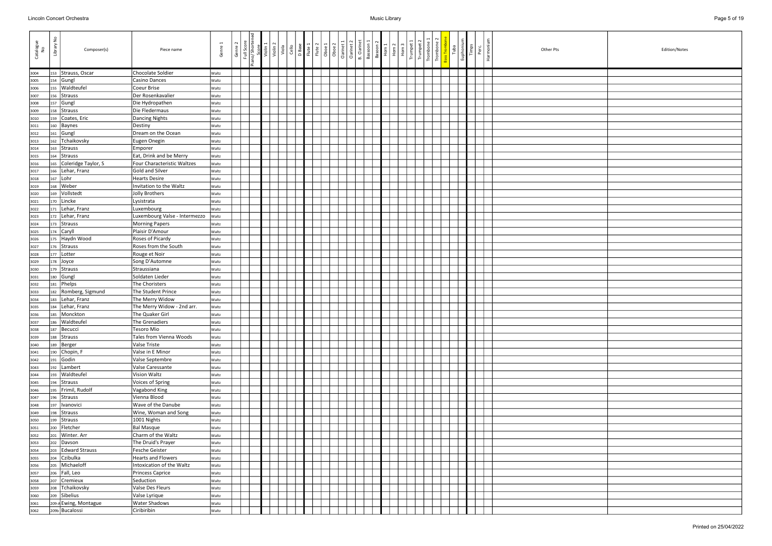| Catalogue No | Library No | Composer(s) | Piece name | Genre 1 | Genre 2 | Full Score | Piano/Shortened Score | Violin 1 | Violin 2 | Viola | Cello | D Base | Flute 1 | Flute 2 | Oboe 1 | Oboe 2 | Clarinet 1 | Clarinet 2 | B. Clarinet | Bassoon 1 | Bassoon 2 | Horn 1 | Horn 2 | Horn 3 | Trumpet 1 | Trumpet 2 | Trombone 1 | Trombone 2 | Bass Trombone | Tuba | Euphonium | Timps | Perc. | Harmonium | Other Pts | Edition/Notes |
|---|---|---|---|---|---|---|---|---|---|---|---|---|---|---|---|---|---|---|---|---|---|---|---|---|---|---|---|---|---|---|---|---|---|---|---|---|
| 3004 | 153 | Strauss, Oscar | Chocolate Soldier | Waltz | | | | | | | | | | | | | | | | | | | | | | | | | | | | | | | | |
| 3005 | 154 | Gungl | Casino Dances | Waltz | | | | | | | | | | | | | | | | | | | | | | | | | | | | | | | | |
| 3006 | 155 | Waldteufel | Coeur Brise | Waltz | | | | | | | | | | | | | | | | | | | | | | | | | | | | | | | | |
| 3007 | 156 | Strauss | Der Rosenkavalier | Waltz | | | | | | | | | | | | | | | | | | | | | | | | | | | | | | | | |
| 3008 | 157 | Gungl | Die Hydropathen | Waltz | | | | | | | | | | | | | | | | | | | | | | | | | | | | | | | | |
| 3009 | 158 | Strauss | Die Fledermaus | Waltz | | | | | | | | | | | | | | | | | | | | | | | | | | | | | | | | |
| 3010 | 159 | Coates, Eric | Dancing Nights | Waltz | | | | | | | | | | | | | | | | | | | | | | | | | | | | | | | | |
| 3011 | 160 | Baynes | Destiny | Waltz | | | | | | | | | | | | | | | | | | | | | | | | | | | | | | | | |
| 3012 | 161 | Gungl | Dream on the Ocean | Waltz | | | | | | | | | | | | | | | | | | | | | | | | | | | | | | | | |
| 3013 | 162 | Tchaikovsky | Eugen Onegin | Waltz | | | | | | | | | | | | | | | | | | | | | | | | | | | | | | | | |
| 3014 | 163 | Strauss | Emporer | Waltz | | | | | | | | | | | | | | | | | | | | | | | | | | | | | | | | |
| 3015 | 164 | Strauss | Eat, Drink and be Merry | Waltz | | | | | | | | | | | | | | | | | | | | | | | | | | | | | | | | |
| 3016 | 165 | Coleridge Taylor, S | Four Characteristic Waltzes | Waltz | | | | | | | | | | | | | | | | | | | | | | | | | | | | | | | | |
| 3017 | 166 | Lehar, Franz | Gold and Silver | Waltz | | | | | | | | | | | | | | | | | | | | | | | | | | | | | | | | |
| 3018 | 167 | Lohr | Hearts Desire | Waltz | | | | | | | | | | | | | | | | | | | | | | | | | | | | | | | | |
| 3019 | 168 | Weber | Invitation to the Waltz | Waltz | | | | | | | | | | | | | | | | | | | | | | | | | | | | | | | | |
| 3020 | 169 | Vollstedt | Jolly Brothers | Waltz | | | | | | | | | | | | | | | | | | | | | | | | | | | | | | | | |
| 3021 | 170 | Lincke | Lysistrata | Waltz | | | | | | | | | | | | | | | | | | | | | | | | | | | | | | | | |
| 3022 | 171 | Lehar, Franz | Luxembourg | Waltz | | | | | | | | | | | | | | | | | | | | | | | | | | | | | | | | |
| 3023 | 172 | Lehar, Franz | Luxembourg Valse - Intermezzo | Waltz | | | | | | | | | | | | | | | | | | | | | | | | | | | | | | | | |
| 3024 | 173 | Strauss | Morning Papers | Waltz | | | | | | | | | | | | | | | | | | | | | | | | | | | | | | | | |
| 3025 | 174 | Caryll | Plaisir D'Amour | Waltz | | | | | | | | | | | | | | | | | | | | | | | | | | | | | | | | |
| 3026 | 175 | Haydn Wood | Roses of Picardy | Waltz | | | | | | | | | | | | | | | | | | | | | | | | | | | | | | | | |
| 3027 | 176 | Strauss | Roses from the South | Waltz | | | | | | | | | | | | | | | | | | | | | | | | | | | | | | | | |
| 3028 | 177 | Lotter | Rouge et Noir | Waltz | | | | | | | | | | | | | | | | | | | | | | | | | | | | | | | | |
| 3029 | 178 | Joyce | Song D'Automne | Waltz | | | | | | | | | | | | | | | | | | | | | | | | | | | | | | | | |
| 3030 | 179 | Strauss | Straussiana | Waltz | | | | | | | | | | | | | | | | | | | | | | | | | | | | | | | | |
| 3031 | 180 | Gungl | Soldaten Lieder | Waltz | | | | | | | | | | | | | | | | | | | | | | | | | | | | | | | | |
| 3032 | 181 | Phelps | The Choristers | Waltz | | | | | | | | | | | | | | | | | | | | | | | | | | | | | | | | |
| 3033 | 182 | Romberg, Sigmund | The Student Prince | Waltz | | | | | | | | | | | | | | | | | | | | | | | | | | | | | | | | |
| 3034 | 183 | Lehar, Franz | The Merry Widow | Waltz | | | | | | | | | | | | | | | | | | | | | | | | | | | | | | | | |
| 3035 | 184 | Lehar, Franz | The Merry Widow - 2nd arr. | Waltz | | | | | | | | | | | | | | | | | | | | | | | | | | | | | | | | |
| 3036 | 185 | Monckton | The Quaker Girl | Waltz | | | | | | | | | | | | | | | | | | | | | | | | | | | | | | | | |
| 3037 | 186 | Waldteufel | The Grenadiers | Waltz | | | | | | | | | | | | | | | | | | | | | | | | | | | | | | | | |
| 3038 | 187 | Becucci | Tesoro Mio | Waltz | | | | | | | | | | | | | | | | | | | | | | | | | | | | | | | | |
| 3039 | 188 | Strauss | Tales from Vienna Woods | Waltz | | | | | | | | | | | | | | | | | | | | | | | | | | | | | | | | |
| 3040 | 189 | Berger | Valse Triste | Waltz | | | | | | | | | | | | | | | | | | | | | | | | | | | | | | | | |
| 3041 | 190 | Chopin, F | Valse in E Minor | Waltz | | | | | | | | | | | | | | | | | | | | | | | | | | | | | | | | |
| 3042 | 191 | Godin | Valse Septembre | Waltz | | | | | | | | | | | | | | | | | | | | | | | | | | | | | | | | |
| 3043 | 192 | Lambert | Valse Caressante | Waltz | | | | | | | | | | | | | | | | | | | | | | | | | | | | | | | | |
| 3044 | 193 | Waldteufel | Vision Waltz | Waltz | | | | | | | | | | | | | | | | | | | | | | | | | | | | | | | | |
| 3045 | 194 | Strauss | Voices of Spring | Waltz | | | | | | | | | | | | | | | | | | | | | | | | | | | | | | | | |
| 3046 | 195 | Frimil, Rudolf | Vagabond King | Waltz | | | | | | | | | | | | | | | | | | | | | | | | | | | | | | | | |
| 3047 | 196 | Strauss | Vienna Blood | Waltz | | | | | | | | | | | | | | | | | | | | | | | | | | | | | | | | |
| 3048 | 197 | Ivanovici | Wave of the Danube | Waltz | | | | | | | | | | | | | | | | | | | | | | | | | | | | | | | | |
| 3049 | 198 | Strauss | Wine, Woman and Song | Waltz | | | | | | | | | | | | | | | | | | | | | | | | | | | | | | | | |
| 3050 | 199 | Strauss | 1001 Nights | Waltz | | | | | | | | | | | | | | | | | | | | | | | | | | | | | | | | |
| 3051 | 200 | Fletcher | Bal Masque | Waltz | | | | | | | | | | | | | | | | | | | | | | | | | | | | | | | | |
| 3052 | 201 | Winter. Arr | Charm of the Waltz | Waltz | | | | | | | | | | | | | | | | | | | | | | | | | | | | | | | | |
| 3053 | 202 | Davson | The Druid's Prayer | Waltz | | | | | | | | | | | | | | | | | | | | | | | | | | | | | | | | |
| 3054 | 203 | Edward Strauss | Fesche Geister | Waltz | | | | | | | | | | | | | | | | | | | | | | | | | | | | | | | | |
| 3055 | 204 | Czibulka | Hearts and Flowers | Waltz | | | | | | | | | | | | | | | | | | | | | | | | | | | | | | | | |
| 3056 | 205 | Michaeloff | Intoxication of the Waltz | Waltz | | | | | | | | | | | | | | | | | | | | | | | | | | | | | | | | |
| 3057 | 206 | Fall, Leo | Princess Caprice | Waltz | | | | | | | | | | | | | | | | | | | | | | | | | | | | | | | | |
| 3058 | 207 | Cremieux | Seduction | Waltz | | | | | | | | | | | | | | | | | | | | | | | | | | | | | | | | |
| 3059 | 208 | Tchaikovsky | Valse Des Fleurs | Waltz | | | | | | | | | | | | | | | | | | | | | | | | | | | | | | | | |
| 3060 | 209 | Sibelius | Valse Lyrique | Waltz | | | | | | | | | | | | | | | | | | | | | | | | | | | | | | | | |
| 3061 | 209-A | Ewing, Montague | Water Shadows | Waltz | | | | | | | | | | | | | | | | | | | | | | | | | | | | | | | | |
| 3062 | 209b | Bucalossi | Ciribiribin | Waltz | | | | | | | | | | | | | | | | | | | | | | | | | | | | | | | | |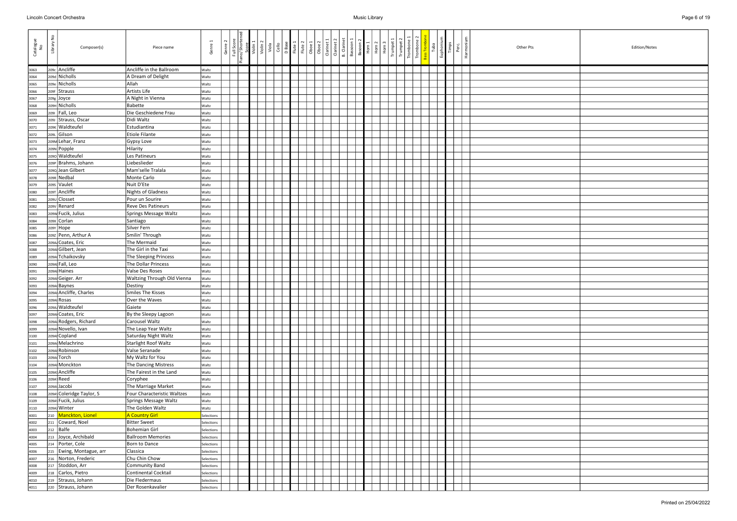| Catalogue No | Library No | Composer(s) | Piece name | Genre 1 | Genre 2 | Full Score | Piano/Shortened Score | Violin 1 | Violin 2 | Viola | Cello | D Base | Flute 1 | Flute 2 | Oboe 1 | Oboe 2 | Clarinet 1 | Clarinet 2 | B. Clarinet | Bassoon 1 | Bassoon 2 | Horn 1 | Horn 2 | Horn 3 | Trumpet 1 | Trumpet 2 | Trombone 1 | Trombone 2 | Bass Trombone | Tuba | Euphonium | Timps | Perc. | Harmonium | Other Pts | Edition/Notes |
|---|---|---|---|---|---|---|---|---|---|---|---|---|---|---|---|---|---|---|---|---|---|---|---|---|---|---|---|---|---|---|---|---|---|---|---|---|
| 3063 | 209c | Ancliffe | Ancliffe in the Ballroom | Waltz | | | | | | | | | | | | | | | | | | | | | | | | | | | | | | | | |
| 3064 | 209d | Nicholls | A Dream of Delight | Waltz | | | | | | | | | | | | | | | | | | | | | | | | | | | | | | | | |
| 3065 | 209e | Nicholls | Allah | Waltz | | | | | | | | | | | | | | | | | | | | | | | | | | | | | | | | |
| 3066 | 209f | Strauss | Artists Life | Waltz | | | | | | | | | | | | | | | | | | | | | | | | | | | | | | | | |
| 3067 | 209g | Joyce | A Night in Vienna | Waltz | | | | | | | | | | | | | | | | | | | | | | | | | | | | | | | | |
| 3068 | 209H | Nicholls | Babette | Waltz | | | | | | | | | | | | | | | | | | | | | | | | | | | | | | | | |
| 3069 | 209I | Fall, Leo | Die Geschiedene Frau | Waltz | | | | | | | | | | | | | | | | | | | | | | | | | | | | | | | | |
| 3070 | 209J | Strauss, Oscar | Didi Waltz | Waltz | | | | | | | | | | | | | | | | | | | | | | | | | | | | | | | | |
| 3071 | 209K | Waldteufel | Estudiantina | Waltz | | | | | | | | | | | | | | | | | | | | | | | | | | | | | | | | |
| 3072 | 209L | Gilson | Etiole Filante | Waltz | | | | | | | | | | | | | | | | | | | | | | | | | | | | | | | | |
| 3073 | 209M | Lehar, Franz | Gypsy Love | Waltz | | | | | | | | | | | | | | | | | | | | | | | | | | | | | | | | |
| 3074 | 209N | Popple | Hilarity | Waltz | | | | | | | | | | | | | | | | | | | | | | | | | | | | | | | | |
| 3075 | 209O | Waldteufel | Les Patineurs | Waltz | | | | | | | | | | | | | | | | | | | | | | | | | | | | | | | | |
| 3076 | 209P | Brahms, Johann | Liebeslieder | Waltz | | | | | | | | | | | | | | | | | | | | | | | | | | | | | | | | |
| 3077 | 209Q | Jean Gilbert | Mam'selle Tralala | Waltz | | | | | | | | | | | | | | | | | | | | | | | | | | | | | | | | |
| 3078 | 209R | Nedbal | Monte Carlo | Waltz | | | | | | | | | | | | | | | | | | | | | | | | | | | | | | | | |
| 3079 | 209S | Vaulet | Nuit D'Ete | Waltz | | | | | | | | | | | | | | | | | | | | | | | | | | | | | | | | |
| 3080 | 209T | Ancliffe | Nights of Gladness | Waltz | | | | | | | | | | | | | | | | | | | | | | | | | | | | | | | | |
| 3081 | 209U | Closset | Pour un Sourire | Waltz | | | | | | | | | | | | | | | | | | | | | | | | | | | | | | | | |
| 3082 | 209V | Renard | Reve Des Patineurs | Waltz | | | | | | | | | | | | | | | | | | | | | | | | | | | | | | | | |
| 3083 | 209W | Fucik, Julius | Springs Message Waltz | Waltz | | | | | | | | | | | | | | | | | | | | | | | | | | | | | | | | |
| 3084 | 209X | Corlan | Santiago | Waltz | | | | | | | | | | | | | | | | | | | | | | | | | | | | | | | | |
| 3085 | 209Y | Hope | Silver Fern | Waltz | | | | | | | | | | | | | | | | | | | | | | | | | | | | | | | | |
| 3086 | 209Z | Penn, Arthur A | Smilin' Through | Waltz | | | | | | | | | | | | | | | | | | | | | | | | | | | | | | | | |
| 3087 | 209AA | Coates, Eric | The Mermaid | Waltz | | | | | | | | | | | | | | | | | | | | | | | | | | | | | | | | |
| 3088 | 209AB | Gilbert, Jean | The Girl in the Taxi | Waltz | | | | | | | | | | | | | | | | | | | | | | | | | | | | | | | | |
| 3089 | 209AC | Tchaikovsky | The Sleeping Princess | Waltz | | | | | | | | | | | | | | | | | | | | | | | | | | | | | | | | |
| 3090 | 209AD | Fall, Leo | The Dollar Princess | Waltz | | | | | | | | | | | | | | | | | | | | | | | | | | | | | | | | |
| 3091 | 209AE | Haines | Valse Des Roses | Waltz | | | | | | | | | | | | | | | | | | | | | | | | | | | | | | | | |
| 3092 | 209AF | Geiger. Arr | Waltzing Through Old Vienna | Waltz | | | | | | | | | | | | | | | | | | | | | | | | | | | | | | | | |
| 3093 | 209AG | Baynes | Destiny | Waltz | | | | | | | | | | | | | | | | | | | | | | | | | | | | | | | | |
| 3094 | 209AH | Ancliffe, Charles | Smiles The Kisses | Waltz | | | | | | | | | | | | | | | | | | | | | | | | | | | | | | | | |
| 3095 | 209AI | Rosas | Over the Waves | Waltz | | | | | | | | | | | | | | | | | | | | | | | | | | | | | | | | |
| 3096 | 209AJ | Waldteufel | Gaiete | Waltz | | | | | | | | | | | | | | | | | | | | | | | | | | | | | | | | |
| 3097 | 209AK | Coates, Eric | By the Sleepy Lagoon | Waltz | | | | | | | | | | | | | | | | | | | | | | | | | | | | | | | | |
| 3098 | 209AL | Rodgers, Richard | Carousel Waltz | Waltz | | | | | | | | | | | | | | | | | | | | | | | | | | | | | | | | |
| 3099 | 209AM | Novello, Ivan | The Leap Year Waltz | Waltz | | | | | | | | | | | | | | | | | | | | | | | | | | | | | | | | |
| 3100 | 209AN | Copland | Saturday Night Waltz | Waltz | | | | | | | | | | | | | | | | | | | | | | | | | | | | | | | | |
| 3101 | 209AO | Melachrino | Starlight Roof Waltz | Waltz | | | | | | | | | | | | | | | | | | | | | | | | | | | | | | | | |
| 3102 | 209AP | Robinson | Valse Seranade | Waltz | | | | | | | | | | | | | | | | | | | | | | | | | | | | | | | | |
| 3103 | 209AQ | Torch | My Waltz for You | Waltz | | | | | | | | | | | | | | | | | | | | | | | | | | | | | | | | |
| 3104 | 209AR | Monckton | The Dancing Mistress | Waltz | | | | | | | | | | | | | | | | | | | | | | | | | | | | | | | | |
| 3105 | 209AS | Ancliffe | The Fairest in the Land | Waltz | | | | | | | | | | | | | | | | | | | | | | | | | | | | | | | | |
| 3106 | 209AT | Reed | Coryphee | Waltz | | | | | | | | | | | | | | | | | | | | | | | | | | | | | | | | |
| 3107 | 209AU | Jacobi | The Marriage Market | Waltz | | | | | | | | | | | | | | | | | | | | | | | | | | | | | | | | |
| 3108 | 209AV | Coleridge Taylor, S | Four Characteristic Waltzes | Waltz | | | | | | | | | | | | | | | | | | | | | | | | | | | | | | | | |
| 3109 | 209AW | Fucik, Julius | Springs Message Waltz | Waltz | | | | | | | | | | | | | | | | | | | | | | | | | | | | | | | | |
| 3110 | 209AX | Winter | The Golden Waltz | Waltz | | | | | | | | | | | | | | | | | | | | | | | | | | | | | | | | |
| 4001 | 210 | Manckton, Lionel | A Country Girl | Selections | | | | | | | | | | | | | | | | | | | | | | | | | | | | | | | | |
| 4002 | 211 | Coward, Noel | Bitter Sweet | Selections | | | | | | | | | | | | | | | | | | | | | | | | | | | | | | | | |
| 4003 | 212 | Balfe | Bohemian Girl | Selections | | | | | | | | | | | | | | | | | | | | | | | | | | | | | | | | |
| 4004 | 213 | Joyce, Archibald | Ballroom Memories | Selections | | | | | | | | | | | | | | | | | | | | | | | | | | | | | | | | |
| 4005 | 214 | Porter, Cole | Born to Dance | Selections | | | | | | | | | | | | | | | | | | | | | | | | | | | | | | | | |
| 4006 | 215 | Ewing, Montague, arr | Classica | Selections | | | | | | | | | | | | | | | | | | | | | | | | | | | | | | | | |
| 4007 | 216 | Norton, Frederic | Chu Chin Chow | Selections | | | | | | | | | | | | | | | | | | | | | | | | | | | | | | | | |
| 4008 | 217 | Stoddon, Arr | Community Band | Selections | | | | | | | | | | | | | | | | | | | | | | | | | | | | | | | | |
| 4009 | 218 | Carlos, Pietro | Continental Cocktail | Selections | | | | | | | | | | | | | | | | | | | | | | | | | | | | | | | | |
| 4010 | 219 | Strauss, Johann | Die Fledermaus | Selections | | | | | | | | | | | | | | | | | | | | | | | | | | | | | | | | |
| 4011 | 220 | Strauss, Johann | Der Rosenkavalier | Selections | | | | | | | | | | | | | | | | | | | | | | | | | | | | | | | | |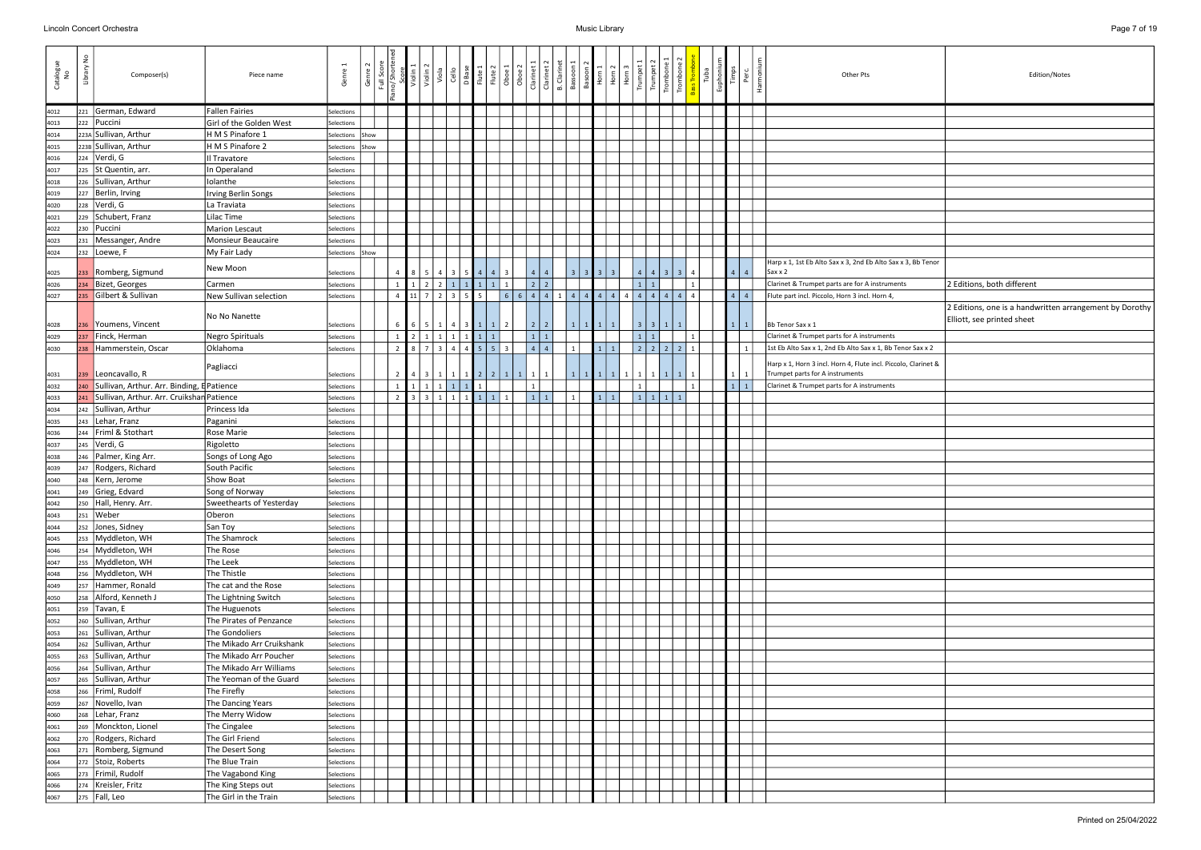# Lincoln Concert Orchestra — Music Library

| Catalogue No | Library No | Composer(s) | Piece name | Genre 1 | Genre 2 | Full Score | Piano/Shortened Score | Violin 1 | Violin 2 | Viola | Cello | D Base | Flute 1 | Flute 2 | Oboe 1 | Oboe 2 | Clarinet 1 | Clarinet 2 | B. Clarinet | Bassoon 1 | Bassoon 2 | Horn 1 | Horn 2 | Horn 3 | Trumpet 1 | Trumpet 2 | Trombone 1 | Trombone 2 | Bass Trombone | Tuba | Euphonium | Timps | Perc. | Harmonium | Other Pts | Edition/Notes |
|---|---|---|---|---|---|---|---|---|---|---|---|---|---|---|---|---|---|---|---|---|---|---|---|---|---|---|---|---|---|---|---|---|---|---|---|---|
| 4012 | 221 | German, Edward | Fallen Fairies | Selections | | | | | | | | | | | | | | | | | | | | | | | | | | | | | | | | |
| 4013 | 222 | Puccini | Girl of the Golden West | Selections | | | | | | | | | | | | | | | | | | | | | | | | | | | | | | | | |
| 4014 | 223A | Sullivan, Arthur | H M S Pinafore 1 | Selections | Show | | | | | | | | | | | | | | | | | | | | | | | | | | | | | | | |
| 4015 | 223B | Sullivan, Arthur | H M S Pinafore 2 | Selections | Show | | | | | | | | | | | | | | | | | | | | | | | | | | | | | | | |
| 4016 | 224 | Verdi, G | Il Travatore | Selections | | | | | | | | | | | | | | | | | | | | | | | | | | | | | | | | |
| 4017 | 225 | St Quentin, arr. | In Operaland | Selections | | | | | | | | | | | | | | | | | | | | | | | | | | | | | | | | |
| 4018 | 226 | Sullivan, Arthur | Iolanthe | Selections | | | | | | | | | | | | | | | | | | | | | | | | | | | | | | | | |
| 4019 | 227 | Berlin, Irving | Irving Berlin Songs | Selections | | | | | | | | | | | | | | | | | | | | | | | | | | | | | | | | |
| 4020 | 228 | Verdi, G | La Traviata | Selections | | | | | | | | | | | | | | | | | | | | | | | | | | | | | | | | |
| 4021 | 229 | Schubert, Franz | Lilac Time | Selections | | | | | | | | | | | | | | | | | | | | | | | | | | | | | | | | |
| 4022 | 230 | Puccini | Marion Lescaut | Selections | | | | | | | | | | | | | | | | | | | | | | | | | | | | | | | | |
| 4023 | 231 | Messanger, Andre | Monsieur Beaucaire | Selections | | | | | | | | | | | | | | | | | | | | | | | | | | | | | | | | |
| 4024 | 232 | Loewe, F | My Fair Lady | Selections | Show | | | | | | | | | | | | | | | | | | | | | | | | | | | | | | | |
| 4025 | 233 | Romberg, Sigmund | New Moon | Selections | | | 4 | 8 | 5 | 4 | 3 | 5 | 4 | 4 | 3 | | 4 | 4 | | 3 | 3 | 3 | 3 | | 4 | 4 | 3 | 3 | 4 | | | 4 | 4 | | Harp x 1, 1st Eb Alto Sax x 3, 2nd Eb Alto Sax x 3, Bb Tenor Sax x 2 | |
| 4026 | 234 | Bizet, Georges | Carmen | Selections | | | 1 | 1 | 2 | 2 | 1 | 1 | 1 | 1 | 1 | | 2 | 2 | | | | | | | 1 | 1 | | | 1 | | | | | | Clarinet & Trumpet parts are for A instruments | 2 Editions, both different |
| 4027 | 235 | Gilbert & Sullivan | New Sullivan selection | Selections | | | 4 | 11 | 7 | 2 | 3 | 5 | 5 | | 6 | 6 | 4 | 4 | 1 | 4 | 4 | 4 | 4 | 4 | 4 | 4 | 4 | 4 | 4 | | | 4 | 4 | | Flute part incl. Piccolo, Horn 3 incl. Horn 4, | |
| 4028 | 236 | Youmens, Vincent | No No Nanette | Selections | | | 6 | 6 | 5 | 1 | 4 | 3 | 1 | 1 | | | 2 | 2 | | 1 | 1 | 1 | 1 | | 3 | 3 | 1 | 1 | | | | 1 | 1 | | Bb Tenor Sax x 1 | 2 Editions, one is a handwritten arrangement by Dorothy Elliott, see printed sheet |
| 4029 | 237 | Finck, Herman | Negro Spirituals | Selections | | | 1 | 2 | 1 | 1 | 1 | 1 | 1 | 1 | | | 1 | 1 | | | | | | | 1 | 1 | | | 1 | | | | | | Clarinet & Trumpet parts for A instruments | |
| 4030 | 238 | Hammerstein, Oscar | Oklahoma | Selections | | | 2 | 8 | 7 | 3 | 4 | 4 | 5 | 5 | 3 | | 4 | 4 | | 1 | | 1 | 1 | | 2 | 2 | 2 | 2 | 1 | | | | 1 | | 1st Eb Alto Sax x 1, 2nd Eb Alto Sax x 1, Bb Tenor Sax x 2 | |
| 4031 | 239 | Leoncavallo, R | Pagliacci | Selections | | | 2 | 4 | 3 | 1 | 1 | 1 | 2 | 2 | 1 | 1 | 1 | 1 | | 1 | 1 | 1 | 1 | 1 | 1 | 1 | 1 | 1 | 1 | | | 1 | 1 | | Harp x 1, Horn 3 incl. Horn 4, Flute incl. Piccolo, Clarinet & Trumpet parts for A instruments | |
| 4032 | 240 | Sullivan, Arthur. Arr. Binding, E | Patience | Selections | | | 1 | 1 | 1 | 1 | 1 | 1 | 1 | | | | 1 | | | | | | | | 1 | | | | 1 | | | 1 | 1 | | Clarinet & Trumpet parts for A instruments | |
| 4033 | 241 | Sullivan, Arthur. Arr. Cruikshan | Patience | Selections | | | 2 | 3 | 3 | 1 | 1 | 1 | 1 | 1 | 1 | | 1 | 1 | | 1 | | 1 | 1 | | 1 | 1 | 1 | 1 | | | | | | | | |
| 4034 | 242 | Sullivan, Arthur | Princess Ida | Selections | | | | | | | | | | | | | | | | | | | | | | | | | | | | | | | | |
| 4035 | 243 | Lehar, Franz | Paganini | Selections | | | | | | | | | | | | | | | | | | | | | | | | | | | | | | | | |
| 4036 | 244 | Friml & Stothart | Rose Marie | Selections | | | | | | | | | | | | | | | | | | | | | | | | | | | | | | | | |
| 4037 | 245 | Verdi, G | Rigoletto | Selections | | | | | | | | | | | | | | | | | | | | | | | | | | | | | | | | |
| 4038 | 246 | Palmer, King Arr. | Songs of Long Ago | Selections | | | | | | | | | | | | | | | | | | | | | | | | | | | | | | | | |
| 4039 | 247 | Rodgers, Richard | South Pacific | Selections | | | | | | | | | | | | | | | | | | | | | | | | | | | | | | | | |
| 4040 | 248 | Kern, Jerome | Show Boat | Selections | | | | | | | | | | | | | | | | | | | | | | | | | | | | | | | | |
| 4041 | 249 | Grieg, Edvard | Song of Norway | Selections | | | | | | | | | | | | | | | | | | | | | | | | | | | | | | | | |
| 4042 | 250 | Hall, Henry. Arr. | Sweethearts of Yesterday | Selections | | | | | | | | | | | | | | | | | | | | | | | | | | | | | | | | |
| 4043 | 251 | Weber | Oberon | Selections | | | | | | | | | | | | | | | | | | | | | | | | | | | | | | | | |
| 4044 | 252 | Jones, Sidney | San Toy | Selections | | | | | | | | | | | | | | | | | | | | | | | | | | | | | | | | |
| 4045 | 253 | Myddleton, WH | The Shamrock | Selections | | | | | | | | | | | | | | | | | | | | | | | | | | | | | | | | |
| 4046 | 254 | Myddleton, WH | The Rose | Selections | | | | | | | | | | | | | | | | | | | | | | | | | | | | | | | | |
| 4047 | 255 | Myddleton, WH | The Leek | Selections | | | | | | | | | | | | | | | | | | | | | | | | | | | | | | | | |
| 4048 | 256 | Myddleton, WH | The Thistle | Selections | | | | | | | | | | | | | | | | | | | | | | | | | | | | | | | | |
| 4049 | 257 | Hammer, Ronald | The cat and the Rose | Selections | | | | | | | | | | | | | | | | | | | | | | | | | | | | | | | | |
| 4050 | 258 | Alford, Kenneth J | The Lightning Switch | Selections | | | | | | | | | | | | | | | | | | | | | | | | | | | | | | | | |
| 4051 | 259 | Tavan, E | The Huguenots | Selections | | | | | | | | | | | | | | | | | | | | | | | | | | | | | | | | |
| 4052 | 260 | Sullivan, Arthur | The Pirates of Penzance | Selections | | | | | | | | | | | | | | | | | | | | | | | | | | | | | | | | |
| 4053 | 261 | Sullivan, Arthur | The Gondoliers | Selections | | | | | | | | | | | | | | | | | | | | | | | | | | | | | | | | |
| 4054 | 262 | Sullivan, Arthur | The Mikado Arr Cruikshank | Selections | | | | | | | | | | | | | | | | | | | | | | | | | | | | | | | | |
| 4055 | 263 | Sullivan, Arthur | The Mikado Arr Poucher | Selections | | | | | | | | | | | | | | | | | | | | | | | | | | | | | | | | |
| 4056 | 264 | Sullivan, Arthur | The Mikado Arr Williams | Selections | | | | | | | | | | | | | | | | | | | | | | | | | | | | | | | | |
| 4057 | 265 | Sullivan, Arthur | The Yeoman of the Guard | Selections | | | | | | | | | | | | | | | | | | | | | | | | | | | | | | | | |
| 4058 | 266 | Friml, Rudolf | The Firefly | Selections | | | | | | | | | | | | | | | | | | | | | | | | | | | | | | | | |
| 4059 | 267 | Novello, Ivan | The Dancing Years | Selections | | | | | | | | | | | | | | | | | | | | | | | | | | | | | | | | |
| 4060 | 268 | Lehar, Franz | The Merry Widow | Selections | | | | | | | | | | | | | | | | | | | | | | | | | | | | | | | | |
| 4061 | 269 | Monckton, Lionel | The Cingalee | Selections | | | | | | | | | | | | | | | | | | | | | | | | | | | | | | | | |
| 4062 | 270 | Rodgers, Richard | The Girl Friend | Selections | | | | | | | | | | | | | | | | | | | | | | | | | | | | | | | | |
| 4063 | 271 | Romberg, Sigmund | The Desert Song | Selections | | | | | | | | | | | | | | | | | | | | | | | | | | | | | | | | |
| 4064 | 272 | Stoiz, Roberts | The Blue Train | Selections | | | | | | | | | | | | | | | | | | | | | | | | | | | | | | | | |
| 4065 | 273 | Frimil, Rudolf | The Vagabond King | Selections | | | | | | | | | | | | | | | | | | | | | | | | | | | | | | | | |
| 4066 | 274 | Kreisler, Fritz | The King Steps out | Selections | | | | | | | | | | | | | | | | | | | | | | | | | | | | | | | | |
| 4067 | 275 | Fall, Leo | The Girl in the Train | Selections | | | | | | | | | | | | | | | | | | | | | | | | | | | | | | | | |

Printed on 25/04/2022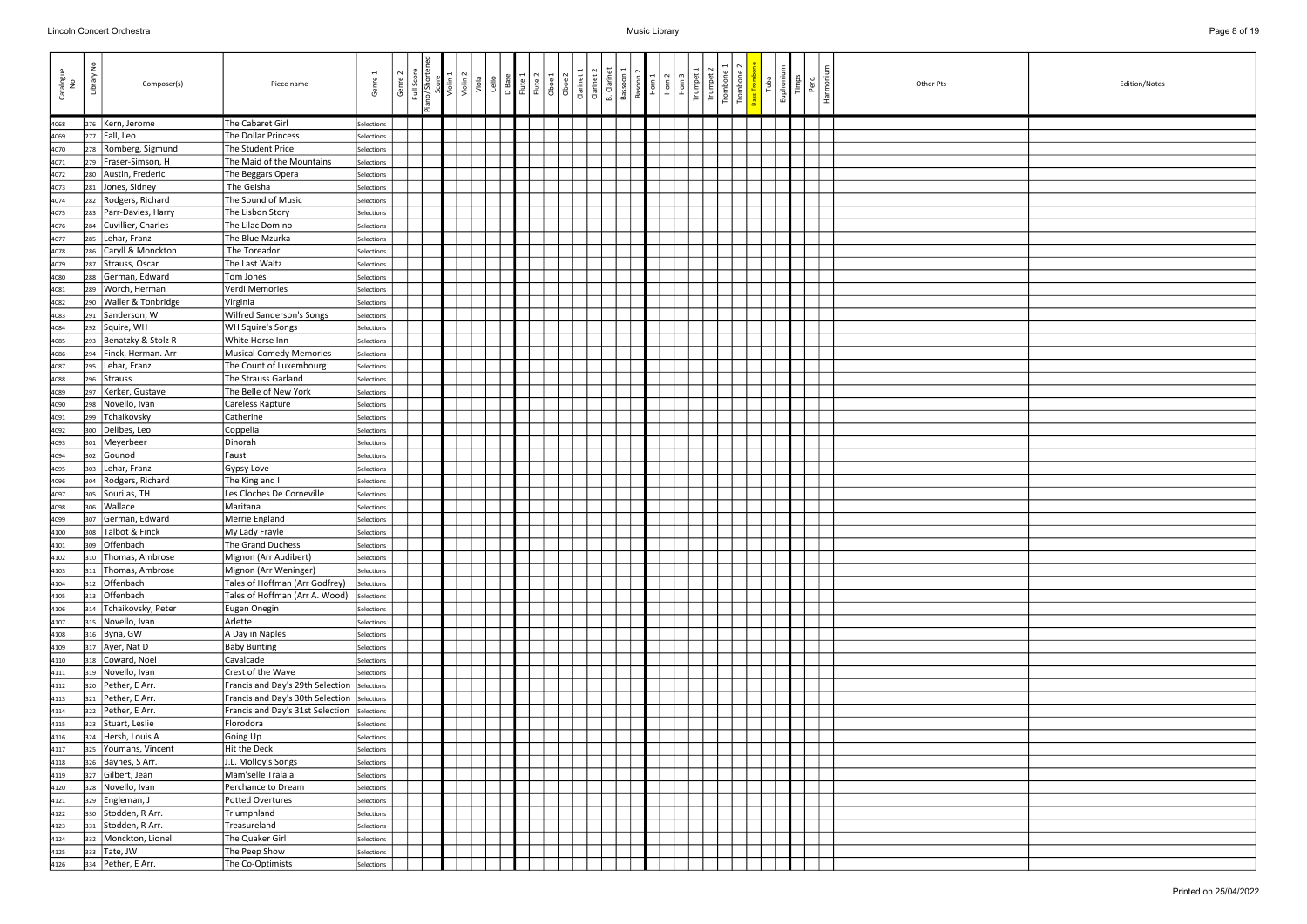| Catalogue No | Library No | Composer(s) | Piece name | Genre 1 | Genre 2 | Full Score | Piano/Shortened Score | Violin 1 | Violin 2 | Viola | Cello | D Base | Flute 1 | Flute 2 | Oboe 1 | Oboe 2 | Clarinet 1 | Clarinet 2 | B. Clarinet | Bassoon 1 | Bassoon 2 | Horn 1 | Horn 2 | Horn 3 | Trumpet 1 | Trumpet 2 | Trombone 1 | Trombone 2 | Bass Trombone | Tuba | Euphonium | Timps | Perc. | Harmonium | Other Pts | Edition/Notes |
|---|---|---|---|---|---|---|---|---|---|---|---|---|---|---|---|---|---|---|---|---|---|---|---|---|---|---|---|---|---|---|---|---|---|---|---|---|
| 4068 | 276 | Kern, Jerome | The Cabaret Girl | Selections | | | | | | | | | | | | | | | | | | | | | | | | | | | | | | | | |
| 4069 | 277 | Fall, Leo | The Dollar Princess | Selections | | | | | | | | | | | | | | | | | | | | | | | | | | | | | | | | |
| 4070 | 278 | Romberg, Sigmund | The Student Price | Selections | | | | | | | | | | | | | | | | | | | | | | | | | | | | | | | | |
| 4071 | 279 | Fraser-Simson, H | The Maid of the Mountains | Selections | | | | | | | | | | | | | | | | | | | | | | | | | | | | | | | | |
| 4072 | 280 | Austin, Frederic | The Beggars Opera | Selections | | | | | | | | | | | | | | | | | | | | | | | | | | | | | | | | |
| 4073 | 281 | Jones, Sidney | The Geisha | Selections | | | | | | | | | | | | | | | | | | | | | | | | | | | | | | | | |
| 4074 | 282 | Rodgers, Richard | The Sound of Music | Selections | | | | | | | | | | | | | | | | | | | | | | | | | | | | | | | | |
| 4075 | 283 | Parr-Davies, Harry | The Lisbon Story | Selections | | | | | | | | | | | | | | | | | | | | | | | | | | | | | | | | |
| 4076 | 284 | Cuvillier, Charles | The Lilac Domino | Selections | | | | | | | | | | | | | | | | | | | | | | | | | | | | | | | | |
| 4077 | 285 | Lehar, Franz | The Blue Mzurka | Selections | | | | | | | | | | | | | | | | | | | | | | | | | | | | | | | | |
| 4078 | 286 | Caryll & Monckton | The Toreador | Selections | | | | | | | | | | | | | | | | | | | | | | | | | | | | | | | | |
| 4079 | 287 | Strauss, Oscar | The Last Waltz | Selections | | | | | | | | | | | | | | | | | | | | | | | | | | | | | | | | |
| 4080 | 288 | German, Edward | Tom Jones | Selections | | | | | | | | | | | | | | | | | | | | | | | | | | | | | | | | |
| 4081 | 289 | Worch, Herman | Verdi Memories | Selections | | | | | | | | | | | | | | | | | | | | | | | | | | | | | | | | |
| 4082 | 290 | Waller & Tonbridge | Virginia | Selections | | | | | | | | | | | | | | | | | | | | | | | | | | | | | | | | |
| 4083 | 291 | Sanderson, W | Wilfred Sanderson's Songs | Selections | | | | | | | | | | | | | | | | | | | | | | | | | | | | | | | | |
| 4084 | 292 | Squire, WH | WH Squire's Songs | Selections | | | | | | | | | | | | | | | | | | | | | | | | | | | | | | | | |
| 4085 | 293 | Benatzky & Stolz R | White Horse Inn | Selections | | | | | | | | | | | | | | | | | | | | | | | | | | | | | | | | |
| 4086 | 294 | Finck, Herman. Arr | Musical Comedy Memories | Selections | | | | | | | | | | | | | | | | | | | | | | | | | | | | | | | | |
| 4087 | 295 | Lehar, Franz | The Count of Luxembourg | Selections | | | | | | | | | | | | | | | | | | | | | | | | | | | | | | | | |
| 4088 | 296 | Strauss | The Strauss Garland | Selections | | | | | | | | | | | | | | | | | | | | | | | | | | | | | | | | |
| 4089 | 297 | Kerker, Gustave | The Belle of New York | Selections | | | | | | | | | | | | | | | | | | | | | | | | | | | | | | | | |
| 4090 | 298 | Novello, Ivan | Careless Rapture | Selections | | | | | | | | | | | | | | | | | | | | | | | | | | | | | | | | |
| 4091 | 299 | Tchaikovsky | Catherine | Selections | | | | | | | | | | | | | | | | | | | | | | | | | | | | | | | | |
| 4092 | 300 | Delibes, Leo | Coppelia | Selections | | | | | | | | | | | | | | | | | | | | | | | | | | | | | | | | |
| 4093 | 301 | Meyerbeer | Dinorah | Selections | | | | | | | | | | | | | | | | | | | | | | | | | | | | | | | | |
| 4094 | 302 | Gounod | Faust | Selections | | | | | | | | | | | | | | | | | | | | | | | | | | | | | | | | |
| 4095 | 303 | Lehar, Franz | Gypsy Love | Selections | | | | | | | | | | | | | | | | | | | | | | | | | | | | | | | | |
| 4096 | 304 | Rodgers, Richard | The King and I | Selections | | | | | | | | | | | | | | | | | | | | | | | | | | | | | | | | |
| 4097 | 305 | Sourilas, TH | Les Cloches De Corneville | Selections | | | | | | | | | | | | | | | | | | | | | | | | | | | | | | | | |
| 4098 | 306 | Wallace | Maritana | Selections | | | | | | | | | | | | | | | | | | | | | | | | | | | | | | | | |
| 4099 | 307 | German, Edward | Merrie England | Selections | | | | | | | | | | | | | | | | | | | | | | | | | | | | | | | | |
| 4100 | 308 | Talbot & Finck | My Lady Frayle | Selections | | | | | | | | | | | | | | | | | | | | | | | | | | | | | | | | |
| 4101 | 309 | Offenbach | The Grand Duchess | Selections | | | | | | | | | | | | | | | | | | | | | | | | | | | | | | | | |
| 4102 | 310 | Thomas, Ambrose | Mignon (Arr Audibert) | Selections | | | | | | | | | | | | | | | | | | | | | | | | | | | | | | | | |
| 4103 | 311 | Thomas, Ambrose | Mignon (Arr Weninger) | Selections | | | | | | | | | | | | | | | | | | | | | | | | | | | | | | | | |
| 4104 | 312 | Offenbach | Tales of Hoffman (Arr Godfrey) | Selections | | | | | | | | | | | | | | | | | | | | | | | | | | | | | | | | |
| 4105 | 313 | Offenbach | Tales of Hoffman (Arr A. Wood) | Selections | | | | | | | | | | | | | | | | | | | | | | | | | | | | | | | | |
| 4106 | 314 | Tchaikovsky, Peter | Eugen Onegin | Selections | | | | | | | | | | | | | | | | | | | | | | | | | | | | | | | | |
| 4107 | 315 | Novello, Ivan | Arlette | Selections | | | | | | | | | | | | | | | | | | | | | | | | | | | | | | | | |
| 4108 | 316 | Byna, GW | A Day in Naples | Selections | | | | | | | | | | | | | | | | | | | | | | | | | | | | | | | | |
| 4109 | 317 | Ayer, Nat D | Baby Bunting | Selections | | | | | | | | | | | | | | | | | | | | | | | | | | | | | | | | |
| 4110 | 318 | Coward, Noel | Cavalcade | Selections | | | | | | | | | | | | | | | | | | | | | | | | | | | | | | | | |
| 4111 | 319 | Novello, Ivan | Crest of the Wave | Selections | | | | | | | | | | | | | | | | | | | | | | | | | | | | | | | | |
| 4112 | 320 | Pether, E Arr. | Francis and Day's 29th Selection | Selections | | | | | | | | | | | | | | | | | | | | | | | | | | | | | | | | |
| 4113 | 321 | Pether, E Arr. | Francis and Day's 30th Selection | Selections | | | | | | | | | | | | | | | | | | | | | | | | | | | | | | | | |
| 4114 | 322 | Pether, E Arr. | Francis and Day's 31st Selection | Selections | | | | | | | | | | | | | | | | | | | | | | | | | | | | | | | | |
| 4115 | 323 | Stuart, Leslie | Florodora | Selections | | | | | | | | | | | | | | | | | | | | | | | | | | | | | | | | |
| 4116 | 324 | Hersh, Louis A | Going Up | Selections | | | | | | | | | | | | | | | | | | | | | | | | | | | | | | | | |
| 4117 | 325 | Youmans, Vincent | Hit the Deck | Selections | | | | | | | | | | | | | | | | | | | | | | | | | | | | | | | | |
| 4118 | 326 | Baynes, S Arr. | J.L. Molloy's Songs | Selections | | | | | | | | | | | | | | | | | | | | | | | | | | | | | | | | |
| 4119 | 327 | Gilbert, Jean | Mam'selle Tralala | Selections | | | | | | | | | | | | | | | | | | | | | | | | | | | | | | | | |
| 4120 | 328 | Novello, Ivan | Perchance to Dream | Selections | | | | | | | | | | | | | | | | | | | | | | | | | | | | | | | | |
| 4121 | 329 | Engleman, J | Potted Overtures | Selections | | | | | | | | | | | | | | | | | | | | | | | | | | | | | | | | |
| 4122 | 330 | Stodden, R Arr. | Triumphland | Selections | | | | | | | | | | | | | | | | | | | | | | | | | | | | | | | | |
| 4123 | 331 | Stodden, R Arr. | Treasureland | Selections | | | | | | | | | | | | | | | | | | | | | | | | | | | | | | | | |
| 4124 | 332 | Monckton, Lionel | The Quaker Girl | Selections | | | | | | | | | | | | | | | | | | | | | | | | | | | | | | | | |
| 4125 | 333 | Tate, JW | The Peep Show | Selections | | | | | | | | | | | | | | | | | | | | | | | | | | | | | | | | |
| 4126 | 334 | Pether, E Arr. | The Co-Optimists | Selections | | | | | | | | | | | | | | | | | | | | | | | | | | | | | | | | |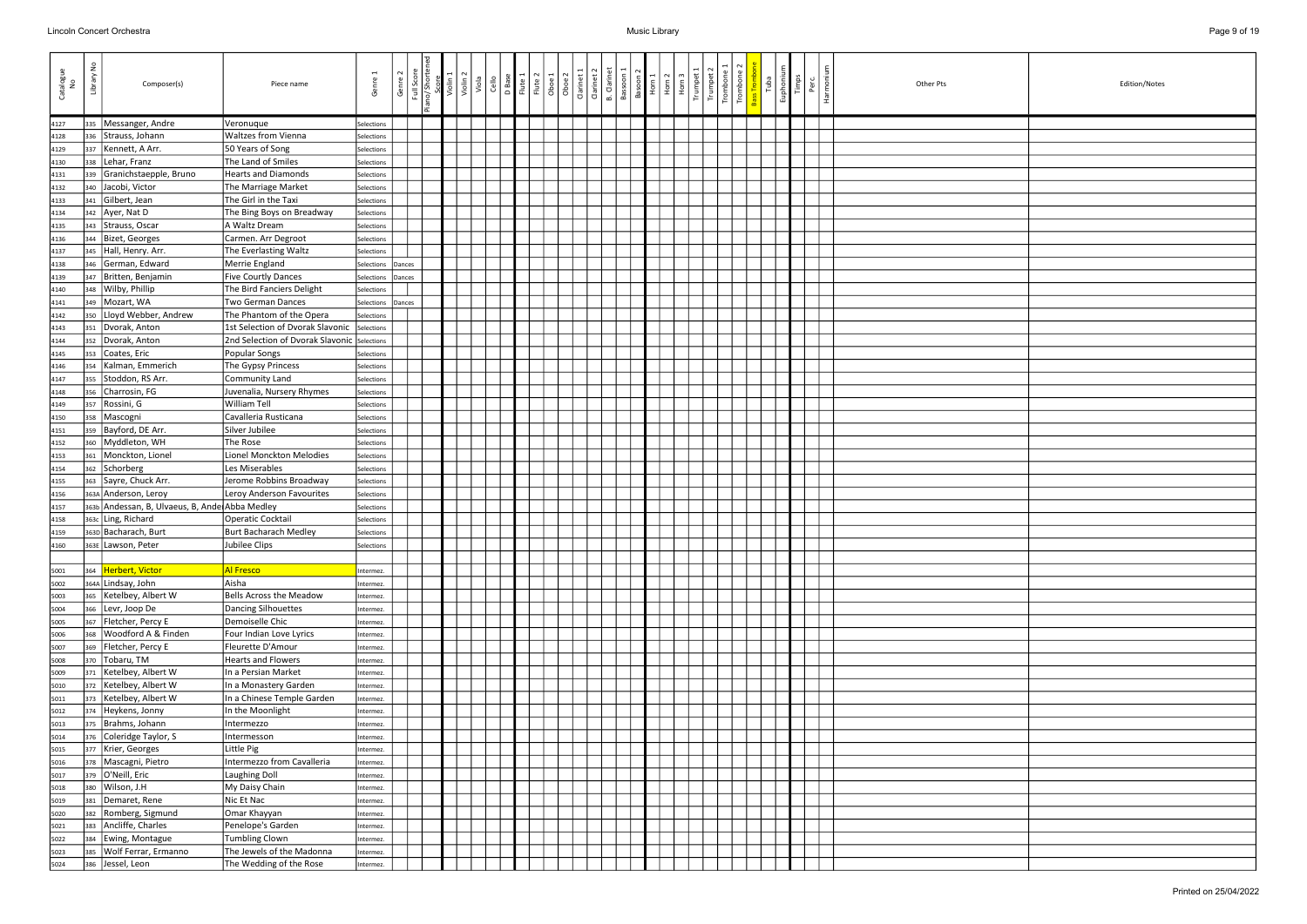| Catalogue No | Library No | Composer(s) | Piece name | Genre 1 | Genre 2 | Full Score | Piano/Shortened Score | Violin 1 | Violin 2 | Viola | Cello | D Base | Flute 1 | Flute 2 | Oboe 1 | Oboe 2 | Clarinet 1 | Clarinet 2 | B. Clarinet | Bassoon 1 | Bassoon 2 | Horn 1 | Horn 2 | Horn 3 | Trumpet 1 | Trumpet 2 | Trombone 1 | Trombone 2 | Bass Trombone | Tuba | Euphonium | Timps | Perc. | Harmonium | Other Pts | Edition/Notes |
|---|---|---|---|---|---|---|---|---|---|---|---|---|---|---|---|---|---|---|---|---|---|---|---|---|---|---|---|---|---|---|---|---|---|---|---|---|
| 4127 | 335 | Messanger, Andre | Veronuque | Selections | | | | | | | | | | | | | | | | | | | | | | | | | | | | | | | | |
| 4128 | 336 | Strauss, Johann | Waltzes from Vienna | Selections | | | | | | | | | | | | | | | | | | | | | | | | | | | | | | | | |
| 4129 | 337 | Kennett, A Arr. | 50 Years of Song | Selections | | | | | | | | | | | | | | | | | | | | | | | | | | | | | | | | |
| 4130 | 338 | Lehar, Franz | The Land of Smiles | Selections | | | | | | | | | | | | | | | | | | | | | | | | | | | | | | | | |
| 4131 | 339 | Granichstaepple, Bruno | Hearts and Diamonds | Selections | | | | | | | | | | | | | | | | | | | | | | | | | | | | | | | | |
| 4132 | 340 | Jacobi, Victor | The Marriage Market | Selections | | | | | | | | | | | | | | | | | | | | | | | | | | | | | | | | |
| 4133 | 341 | Gilbert, Jean | The Girl in the Taxi | Selections | | | | | | | | | | | | | | | | | | | | | | | | | | | | | | | | |
| 4134 | 342 | Ayer, Nat D | The Bing Boys on Breadway | Selections | | | | | | | | | | | | | | | | | | | | | | | | | | | | | | | | |
| 4135 | 343 | Strauss, Oscar | A Waltz Dream | Selections | | | | | | | | | | | | | | | | | | | | | | | | | | | | | | | | |
| 4136 | 344 | Bizet, Georges | Carmen. Arr Degroot | Selections | | | | | | | | | | | | | | | | | | | | | | | | | | | | | | | | |
| 4137 | 345 | Hall, Henry. Arr. | The Everlasting Waltz | Selections | | | | | | | | | | | | | | | | | | | | | | | | | | | | | | | | |
| 4138 | 346 | German, Edward | Merrie England | Selections | Dances | | | | | | | | | | | | | | | | | | | | | | | | | | | | | | | |
| 4139 | 347 | Britten, Benjamin | Five Courtly Dances | Selections | Dances | | | | | | | | | | | | | | | | | | | | | | | | | | | | | | | |
| 4140 | 348 | Wilby, Phillip | The Bird Fanciers Delight | Selections | | | | | | | | | | | | | | | | | | | | | | | | | | | | | | | | |
| 4141 | 349 | Mozart, WA | Two German Dances | Selections | Dances | | | | | | | | | | | | | | | | | | | | | | | | | | | | | | | |
| 4142 | 350 | Lloyd Webber, Andrew | The Phantom of the Opera | Selections | | | | | | | | | | | | | | | | | | | | | | | | | | | | | | | | |
| 4143 | 351 | Dvorak, Anton | 1st Selection of Dvorak Slavonic | Selections | | | | | | | | | | | | | | | | | | | | | | | | | | | | | | | | |
| 4144 | 352 | Dvorak, Anton | 2nd Selection of Dvorak Slavonic | Selections | | | | | | | | | | | | | | | | | | | | | | | | | | | | | | | | |
| 4145 | 353 | Coates, Eric | Popular Songs | Selections | | | | | | | | | | | | | | | | | | | | | | | | | | | | | | | | |
| 4146 | 354 | Kalman, Emmerich | The Gypsy Princess | Selections | | | | | | | | | | | | | | | | | | | | | | | | | | | | | | | | |
| 4147 | 355 | Stoddon, RS Arr. | Community Land | Selections | | | | | | | | | | | | | | | | | | | | | | | | | | | | | | | | |
| 4148 | 356 | Charrosin, FG | Juvenalia, Nursery Rhymes | Selections | | | | | | | | | | | | | | | | | | | | | | | | | | | | | | | | |
| 4149 | 357 | Rossini, G | William Tell | Selections | | | | | | | | | | | | | | | | | | | | | | | | | | | | | | | | |
| 4150 | 358 | Mascogni | Cavalleria Rusticana | Selections | | | | | | | | | | | | | | | | | | | | | | | | | | | | | | | | |
| 4151 | 359 | Bayford, DE Arr. | Silver Jubilee | Selections | | | | | | | | | | | | | | | | | | | | | | | | | | | | | | | | |
| 4152 | 360 | Myddleton, WH | The Rose | Selections | | | | | | | | | | | | | | | | | | | | | | | | | | | | | | | | |
| 4153 | 361 | Monckton, Lionel | Lionel Monckton Melodies | Selections | | | | | | | | | | | | | | | | | | | | | | | | | | | | | | | | |
| 4154 | 362 | Schorberg | Les Miserables | Selections | | | | | | | | | | | | | | | | | | | | | | | | | | | | | | | | |
| 4155 | 363 | Sayre, Chuck Arr. | Jerome Robbins Broadway | Selections | | | | | | | | | | | | | | | | | | | | | | | | | | | | | | | | |
| 4156 | 363A | Anderson, Leroy | Leroy Anderson Favourites | Selections | | | | | | | | | | | | | | | | | | | | | | | | | | | | | | | | |
| 4157 | 363b | Andessan, B, Ulvaeus, B, Ander | Abba Medley | Selections | | | | | | | | | | | | | | | | | | | | | | | | | | | | | | | | |
| 4158 | 363c | Ling, Richard | Operatic Cocktail | Selections | | | | | | | | | | | | | | | | | | | | | | | | | | | | | | | | |
| 4159 | 363D | Bacharach, Burt | Burt Bacharach Medley | Selections | | | | | | | | | | | | | | | | | | | | | | | | | | | | | | | | |
| 4160 | 363E | Lawson, Peter | Jubilee Clips | Selections | | | | | | | | | | | | | | | | | | | | | | | | | | | | | | | | |
| | | | | | | | | | | | | | | | | | | | | | | | | | | | | | | | | | | | | |
| 5001 | 364 | Herbert, Victor | Al Fresco | Intermez. | | | | | | | | | | | | | | | | | | | | | | | | | | | | | | | | |
| 5002 | 364A | Lindsay, John | Aisha | Intermez. | | | | | | | | | | | | | | | | | | | | | | | | | | | | | | | | |
| 5003 | 365 | Ketelbey, Albert W | Bells Across the Meadow | Intermez. | | | | | | | | | | | | | | | | | | | | | | | | | | | | | | | | |
| 5004 | 366 | Levr, Joop De | Dancing Silhouettes | Intermez. | | | | | | | | | | | | | | | | | | | | | | | | | | | | | | | | |
| 5005 | 367 | Fletcher, Percy E | Demoiselle Chic | Intermez. | | | | | | | | | | | | | | | | | | | | | | | | | | | | | | | | |
| 5006 | 368 | Woodford A & Finden | Four Indian Love Lyrics | Intermez. | | | | | | | | | | | | | | | | | | | | | | | | | | | | | | | | |
| 5007 | 369 | Fletcher, Percy E | Fleurette D'Amour | Intermez. | | | | | | | | | | | | | | | | | | | | | | | | | | | | | | | | |
| 5008 | 370 | Tobaru, TM | Hearts and Flowers | Intermez. | | | | | | | | | | | | | | | | | | | | | | | | | | | | | | | | |
| 5009 | 371 | Ketelbey, Albert W | In a Persian Market | Intermez. | | | | | | | | | | | | | | | | | | | | | | | | | | | | | | | | |
| 5010 | 372 | Ketelbey, Albert W | In a Monastery Garden | Intermez. | | | | | | | | | | | | | | | | | | | | | | | | | | | | | | | | |
| 5011 | 373 | Ketelbey, Albert W | In a Chinese Temple Garden | Intermez. | | | | | | | | | | | | | | | | | | | | | | | | | | | | | | | | |
| 5012 | 374 | Heykens, Jonny | In the Moonlight | Intermez. | | | | | | | | | | | | | | | | | | | | | | | | | | | | | | | | |
| 5013 | 375 | Brahms, Johann | Intermezzo | Intermez. | | | | | | | | | | | | | | | | | | | | | | | | | | | | | | | | |
| 5014 | 376 | Coleridge Taylor, S | Intermesson | Intermez. | | | | | | | | | | | | | | | | | | | | | | | | | | | | | | | | |
| 5015 | 377 | Krier, Georges | Little Pig | Intermez. | | | | | | | | | | | | | | | | | | | | | | | | | | | | | | | | |
| 5016 | 378 | Mascagni, Pietro | Intermezzo from Cavalleria | Intermez. | | | | | | | | | | | | | | | | | | | | | | | | | | | | | | | | |
| 5017 | 379 | O'Neill, Eric | Laughing Doll | Intermez. | | | | | | | | | | | | | | | | | | | | | | | | | | | | | | | | |
| 5018 | 380 | Wilson, J.H | My Daisy Chain | Intermez. | | | | | | | | | | | | | | | | | | | | | | | | | | | | | | | | |
| 5019 | 381 | Demaret, Rene | Nic Et Nac | Intermez. | | | | | | | | | | | | | | | | | | | | | | | | | | | | | | | | |
| 5020 | 382 | Romberg, Sigmund | Omar Khayyan | Intermez. | | | | | | | | | | | | | | | | | | | | | | | | | | | | | | | | |
| 5021 | 383 | Ancliffe, Charles | Penelope's Garden | Intermez. | | | | | | | | | | | | | | | | | | | | | | | | | | | | | | | | |
| 5022 | 384 | Ewing, Montague | Tumbling Clown | Intermez. | | | | | | | | | | | | | | | | | | | | | | | | | | | | | | | | |
| 5023 | 385 | Wolf Ferrar, Ermanno | The Jewels of the Madonna | Intermez. | | | | | | | | | | | | | | | | | | | | | | | | | | | | | | | | |
| 5024 | 386 | Jessel, Leon | The Wedding of the Rose | Intermez. | | | | | | | | | | | | | | | | | | | | | | | | | | | | | | | | |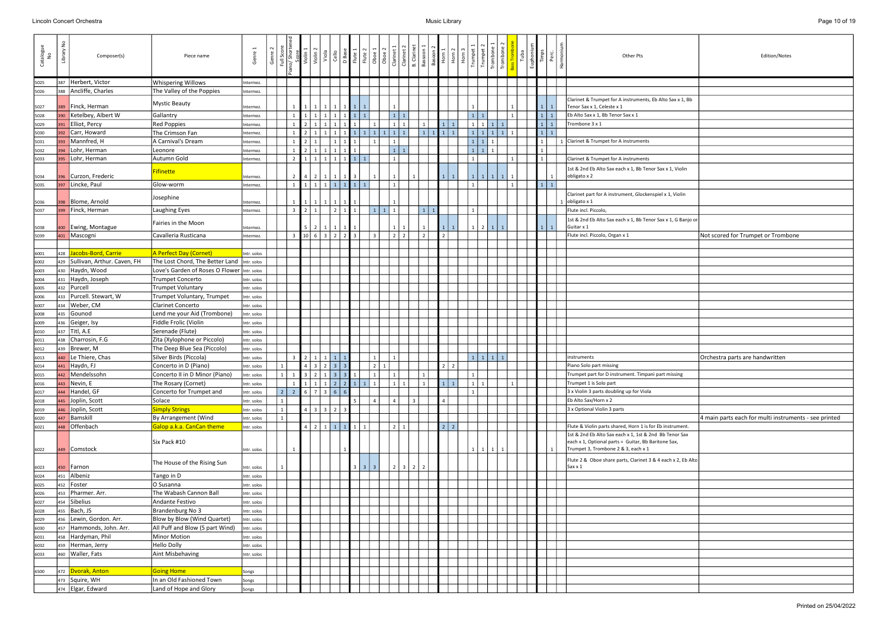| Catalogue No | Library No | Composer(s) | Piece name | Genre 1 | Genre 2 | Full Score | Piano/Shortened Score | Violin 1 | Violin 2 | Viola | Cello | D Base | Flute 1 | Flute 2 | Oboe 1 | Oboe 2 | Clarinet 1 | Clarinet 2 | B. Clarinet | Bassoon 1 | Bassoon 2 | Horn 1 | Horn 2 | Horn 3 | Trumpet 1 | Trumpet 2 | Trombone 1 | Trombone 2 | Bass Trombone | Tuba | Euphonium | Timps | Perc. | Harmonium | Other Pts | Edition/Notes |
|---|---|---|---|---|---|---|---|---|---|---|---|---|---|---|---|---|---|---|---|---|---|---|---|---|---|---|---|---|---|---|---|---|---|---|---|---|
| 5025 | 387 | Herbert, Victor | Whispering Willows | Intermez. | | | | | | | | | | | | | | | | | | | | | | | | | | | | | | | | |
| 5026 | 388 | Ancliffe, Charles | The Valley of the Poppies | Intermez. | | | | | | | | | | | | | | | | | | | | | | | | | | | | | | | | |
| 5027 | 389 | Finck, Herman | Mystic Beauty | Intermez. | | | 1 | 1 | 1 | 1 | 1 | 1 | 1 | 1 | | | 1 | | | | | | | | 1 | | | | 1 | | | 1 | 1 | | Clarinet & Trumpet for A instruments, Eb Alto Sax x 1, Bb Tenor Sax x 1, Celeste x 1 | |
| 5028 | 390 | Ketelbey, Albert W | Gallantry | Intermez. | | | 1 | 1 | 1 | 1 | 1 | 1 | 1 | 1 | | | 1 | 1 | | | | | | | 1 | 1 | | | 1 | | | 1 | 1 | | Eb Alto Sax x 1, Bb Tenor Sax x 1 | |
| 5029 | 391 | Elliot, Percy | Red Poppies | Intermez. | | | 1 | 2 | 1 | 1 | 1 | 1 | 1 | | 1 | | 1 | 1 | | 1 | | 1 | 1 | | 1 | 1 | 1 | 1 | | | | 1 | 1 | | Trombone 3 x 1 | |
| 5030 | 392 | Carr, Howard | The Crimson Fan | Intermez. | | | 1 | 2 | 1 | 1 | 1 | 1 | 1 | 1 | 1 | 1 | 1 | 1 | | 1 | 1 | 1 | 1 | | 1 | 1 | 1 | 1 | 1 | | | 1 | 1 | | | |
| 5031 | 393 | Mannfred, H | A Carnival's Dream | Intermez. | | | 1 | 2 | 1 | | 1 | 1 | 1 | | 1 | | 1 | | | | | | | | 1 | 1 | 1 | | | | | 1 | | 1 | Clarinet & Trumpet for A instruments | |
| 5032 | 394 | Lohr, Herman | Leonore | Intermez. | | | 1 | 2 | 1 | 1 | 1 | 1 | 1 | | | | 1 | 1 | | | | | | | 1 | 1 | 1 | | | | | 1 | | | | |
| 5033 | 395 | Lohr, Herman | Autumn Gold | Intermez. | | | 2 | 1 | 1 | 1 | 1 | 1 | 1 | 1 | | | 1 | | | | | | | | 1 | | | | 1 | | | 1 | | | Clarinet & Trumpet for A instruments | |
| 5034 | 396 | Curzon, Frederic | Fifinette | Intermez. | | | 2 | 4 | 2 | 1 | 1 | 1 | 3 | | 1 | | 1 | | 1 | | | 1 | 1 | | 1 | 1 | 1 | 1 | 1 | | | | 1 | | 1st & 2nd Eb Alto Sax each x 1, Bb Tenor Sax x 1, Violin obligato x 2 | |
| 5035 | 397 | Lincke, Paul | Glow-worm | Intermez. | | | 1 | 1 | 1 | 1 | 1 | 1 | 1 | 1 | | | 1 | | | | | | | | 1 | | | | 1 | | | 1 | 1 | | | |
| 5036 | 398 | Blome, Arnold | Josephine | Intermez. | | | 1 | 1 | 1 | 1 | 1 | 1 | 1 | | | | 1 | | | | | | | | | | | | | | | | | 1 | Clarinet part for A instrument, Glockenspiel x 1, Violin obligato x 1 | |
| 5037 | 399 | Finck, Herman | Laughing Eyes | Intermez. | | | 3 | 2 | 1 | | 2 | 1 | 1 | | 1 | 1 | 1 | | | 1 | 1 | | | | 1 | | | | | | | | | | Flute incl. Piccolo, | |
| 5038 | 400 | Ewing, Montague | Fairies in the Moon | Intermez. | | | | 5 | 2 | 1 | 1 | 1 | 1 | | | | 1 | 1 | | 1 | | 1 | 1 | | 1 | 2 | 1 | 1 | | | | 1 | 1 | | 1st & 2nd Eb Alto Sax each x 1, Bb Tenor Sax x 1, G Banjo or Guitar x 1 | |
| 5039 | 401 | Mascogni | Cavalleria Rusticana | Intermez. | | | 3 | 10 | 6 | 3 | 2 | 2 | 3 | | 3 | | 2 | 2 | | 2 | | 2 | | | | | | | | | | | | | Flute incl. Piccolo, Organ x 1 | Not scored for Trumpet or Trombone |
| | | | | | | | | | | | | | | | | | | | | | | | | | | | | | | | | | | | | |
| 6001 | 428 | Jacobs-Bord, Carrie | A Perfect Day (Cornet) | Intr. solos | | | | | | | | | | | | | | | | | | | | | | | | | | | | | | | | |
| 6002 | 429 | Sullivan, Arthur. Caven, FH | The Lost Chord, The Better Land | Intr. solos | | | | | | | | | | | | | | | | | | | | | | | | | | | | | | | | |
| 6003 | 430 | Haydn, Wood | Love's Garden of Roses O Flower | Intr. solos | | | | | | | | | | | | | | | | | | | | | | | | | | | | | | | | |
| 6004 | 431 | Haydn, Joseph | Trumpet Concerto | Intr. solos | | | | | | | | | | | | | | | | | | | | | | | | | | | | | | | | |
| 6005 | 432 | Purcell | Trumpet Voluntary | Intr. solos | | | | | | | | | | | | | | | | | | | | | | | | | | | | | | | | |
| 6006 | 433 | Purcell. Stewart, W | Trumpet Voluntary, Trumpet | Intr. solos | | | | | | | | | | | | | | | | | | | | | | | | | | | | | | | | |
| 6007 | 434 | Weber, CM | Clarinet Concerto | Intr. solos | | | | | | | | | | | | | | | | | | | | | | | | | | | | | | | | |
| 6008 | 435 | Gounod | Lend me your Aid (Trombone) | Intr. solos | | | | | | | | | | | | | | | | | | | | | | | | | | | | | | | | |
| 6009 | 436 | Geiger, Isy | Fiddle Frolic (Violin | Intr. solos | | | | | | | | | | | | | | | | | | | | | | | | | | | | | | | | |
| 6010 | 437 | Titl, A.E | Serenade (Flute) | Intr. solos | | | | | | | | | | | | | | | | | | | | | | | | | | | | | | | | |
| 6011 | 438 | Charrosin, F.G | Zita (Xylophone or Piccolo) | Intr. solos | | | | | | | | | | | | | | | | | | | | | | | | | | | | | | | | |
| 6012 | 439 | Brewer, M | The Deep Blue Sea (Piccolo) | Intr. solos | | | | | | | | | | | | | | | | | | | | | | | | | | | | | | | | |
| 6013 | 440 | Le Thiere, Chas | Silver Birds (Piccola) | Intr. solos | | | 3 | 2 | 1 | 1 | 1 | 1 | | | 1 | | 1 | | | | | | | | 1 | 1 | 1 | 1 | | | | | | | instruments | Orchestra parts are handwritten |
| 6014 | 441 | Haydn, FJ | Concerto in D (Piano) | Intr. solos | | 1 | | 4 | 3 | 2 | 3 | 3 | | | 2 | 1 | | | | | | 2 | 2 | | | | | | | | | | | | Piano Solo part missing | |
| 6015 | 442 | Mendelssohn | Concerto II in D Minor (Piano) | Intr. solos | | 1 | 1 | 3 | 2 | 1 | 3 | 3 | 1 | | 1 | | 1 | | | 1 | | | | | 1 | | | | | | | | | | Trumpet part for D instrument. Timpani part missing | |
| 6016 | 443 | Nevin, E | The Rosary (Cornet) | Intr. solos | | | 1 | 1 | 1 | 1 | 2 | 2 | 1 | 1 | 1 | | 1 | 1 | | 1 | | 1 | 1 | | 1 | 1 | | | 1 | | | | | | Trumpet 1 is Solo part | |
| 6017 | 444 | Handel, GF | Concerto for Trumpet and | Intr. solos | | 2 | 2 | 6 | 7 | 3 | 6 | 6 | | | | | | | | | | | | | 1 | | | | | | | | | | 3 x Violin 3 parts doubling up for Viola | |
| 6018 | 445 | Joplin, Scott | Solace | Intr. solos | | 1 | | | | | | | 5 | | 4 | | 4 | | 3 | | | 4 | | | | | | | | | | | | | Eb Alto Sax/Horn x 2 | |
| 6019 | 446 | Joplin, Scott | Simply Strings | Intr. solos | | 1 | | 4 | 3 | 3 | 2 | 3 | | | | | | | | | | | | | | | | | | | | | | | 3 x Optional Violin 3 parts | |
| 6020 | 447 | Bamskill | By Arrangement (Wind | Intr. solos | | 1 | | | | | | | | | | | | | | | | | | | | | | | | | | | | | | 4 main parts each for multi instruments - see printed |
| 6021 | 448 | Offenbach | Galop a.k.a. CanCan theme | Intr. solos | | | | 4 | 2 | 1 | 1 | 1 | 1 | 1 | | | 2 | 1 | | | | 2 | 2 | | | | | | | | | | | | Flute & Violin parts shared, Horn 1 is for Eb instrument. | |
| 6022 | 449 | Comstock | Six Pack #10 | Intr. solos | | | 1 | | | | | 1 | | | | | | | | | | | | | 1 | 1 | 1 | 1 | | | | | 1 | | 1st & 2nd Eb Alto Sax each x 1, 1st & 2nd Bb Tenor Sax each x 1, Optional parts = Guitar, Bb Baritone Sax, Trumpet 3, Trombone 2 & 3, each x 1 | |
| 6023 | 450 | Farnon | The House of the Rising Sun | Intr. solos | | 1 | | | | | | | 3 | 3 | 3 | | 2 | 3 | 2 | 2 | | | | | | | | | | | | | | | Flute 2 & Oboe share parts, Clarinet 3 & 4 each x 2, Eb Alto Sax x 1 | |
| 6024 | 451 | Albeniz | Tango in D | Intr. solos | | | | | | | | | | | | | | | | | | | | | | | | | | | | | | | | |
| 6025 | 452 | Foster | O Susanna | Intr. solos | | | | | | | | | | | | | | | | | | | | | | | | | | | | | | | | |
| 6026 | 453 | Pharmer. Arr. | The Wabash Cannon Ball | Intr. solos | | | | | | | | | | | | | | | | | | | | | | | | | | | | | | | | |
| 6027 | 454 | Sibelius | Andante Festivo | Intr. solos | | | | | | | | | | | | | | | | | | | | | | | | | | | | | | | | |
| 6028 | 455 | Bach, JS | Brandenburg No 3 | Intr. solos | | | | | | | | | | | | | | | | | | | | | | | | | | | | | | | | |
| 6029 | 456 | Lewin, Gordon. Arr. | Blow by Blow (Wind Quartet) | Intr. solos | | | | | | | | | | | | | | | | | | | | | | | | | | | | | | | | |
| 6030 | 457 | Hammonds, John. Arr. | All Puff and Blow (5 part Wind) | Intr. solos | | | | | | | | | | | | | | | | | | | | | | | | | | | | | | | | |
| 6031 | 458 | Hardyman, Phil | Minor Motion | Intr. solos | | | | | | | | | | | | | | | | | | | | | | | | | | | | | | | | |
| 6032 | 459 | Herman, Jerry | Hello Dolly | Intr. solos | | | | | | | | | | | | | | | | | | | | | | | | | | | | | | | | |
| 6033 | 460 | Waller, Fats | Aint Misbehaving | Intr. solos | | | | | | | | | | | | | | | | | | | | | | | | | | | | | | | | |
| | | | | | | | | | | | | | | | | | | | | | | | | | | | | | | | | | | | | |
| 6500 | 472 | Dvorak, Anton | Going Home | Songs | | | | | | | | | | | | | | | | | | | | | | | | | | | | | | | | |
| | 473 | Squire, WH | In an Old Fashioned Town | Songs | | | | | | | | | | | | | | | | | | | | | | | | | | | | | | | | |
| | 474 | Elgar, Edward | Land of Hope and Glory | Songs | | | | | | | | | | | | | | | | | | | | | | | | | | | | | | | | |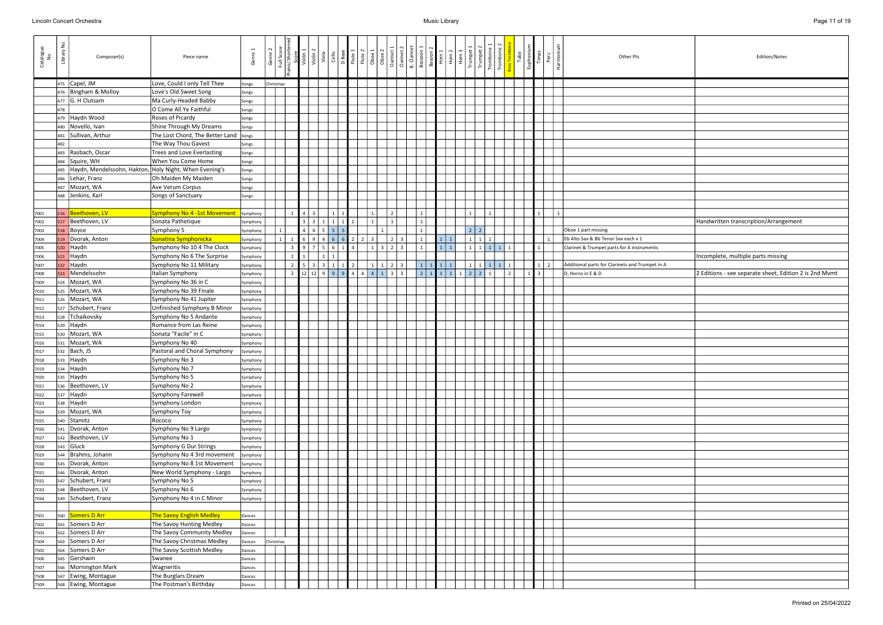| Catalogue No | Library No | Composer(s) | Piece name | Genre 1 | Genre 2 | Full Score | Piano/Shortened Score | Violin 1 | Violin 2 | Viola | Cello | D Base | Flute 1 | Flute 2 | Oboe 1 | Oboe 2 | Clarinet 1 | Clarinet 2 | B. Clarinet | Bassoon 1 | Bassoon 2 | Horn 1 | Horn 2 | Horn 3 | Trumpet 1 | Trumpet 2 | Trombone 1 | Trombone 2 | Bass Trombone | Tuba | Euphonium | Timps | Perc. | Harmonium | Other Pts | Edition/Notes |
|---|---|---|---|---|---|---|---|---|---|---|---|---|---|---|---|---|---|---|---|---|---|---|---|---|---|---|---|---|---|---|---|---|---|---|---|---|
| | 475 | Capel, JM | Love, Could I only Tell Thee | Songs | Christmas | | | | | | | | | | | | | | | | | | | | | | | | | | | | | | | |
| | 476 | Bingham & Molloy | Love's Old Sweet Song | Songs | | | | | | | | | | | | | | | | | | | | | | | | | | | | | | | | |
| | 477 | G. H Clutsam | Ma Curly-Headed Babby | Songs | | | | | | | | | | | | | | | | | | | | | | | | | | | | | | | | |
| | 478 | | O Come All Ye Faithful | Songs | | | | | | | | | | | | | | | | | | | | | | | | | | | | | | | | |
| | 479 | Haydn Wood | Roses of Picardy | Songs | | | | | | | | | | | | | | | | | | | | | | | | | | | | | | | | |
| | 480 | Novello, Ivan | Shine Through My Dreams | Songs | | | | | | | | | | | | | | | | | | | | | | | | | | | | | | | | |
| | 481 | Sullivan, Arthur | The Lost Chord, The Better Land | Songs | | | | | | | | | | | | | | | | | | | | | | | | | | | | | | | | |
| | 482 | | The Way Thou Gavest | Songs | | | | | | | | | | | | | | | | | | | | | | | | | | | | | | | | |
| | 483 | Rasbach, Oscar | Trees and Love Everlasting | Songs | | | | | | | | | | | | | | | | | | | | | | | | | | | | | | | | |
| | 484 | Squire, WH | When You Come Home | Songs | | | | | | | | | | | | | | | | | | | | | | | | | | | | | | | | |
| | 485 | Haydn, Mendelssohn, Hakton, | Holy Night, When Evening's | Songs | | | | | | | | | | | | | | | | | | | | | | | | | | | | | | | | |
| | 486 | Lehar, Franz | Oh Maiden My Maiden | Songs | | | | | | | | | | | | | | | | | | | | | | | | | | | | | | | | |
| | 487 | Mozart, WA | Ave Verum Corpus | Songs | | | | | | | | | | | | | | | | | | | | | | | | | | | | | | | | |
| | 488 | Jenkins, Karl | Songs of Sanctuary | Songs | | | | | | | | | | | | | | | | | | | | | | | | | | | | | | | | |
| 7001 | 516 | Beethoven, LV | Symphony No 4 -1st Movement | Symphony | | | 1 | 4 | 3 | | 1 | 1 | | | 1 | | 2 | | | 1 | | | | | 1 | | 1 | | | | | 1 | | 1 | | |
| 7002 | 517 | Beethoven, LV | Sonata Pathetique | Symphony | | | | 3 | 3 | 1 | 1 | 1 | 1 | | 1 | | 1 | | | 1 | | | | | | | | | | | | | | | | Handwritten transcription/Arrangement |
| 7003 | 518 | Boyce | Symphony 5 | Symphony | | 1 | | 4 | 4 | 5 | 5 | 5 | | | | 1 | | | | 1 | | | | | 2 | 2 | | | | | | | | | Oboe 1 part missing | |
| 7004 | 519 | Dvorak, Anton | Sonatina Symphonicka | Symphony | | 1 | 1 | 6 | 9 | 4 | 6 | 6 | 2 | 2 | 3 | | 2 | 3 | | 1 | | 1 | 1 | | 1 | 1 | 1 | | | | | | 1 | | Eb Alto Sax & Bb Tenor Sax each x 1 | |
| 7005 | 520 | Haydn | Symphony No 10 4 The Clock | Symphony | | | 3 | 9 | 7 | 5 | 6 | 1 | 4 | | 1 | 3 | 2 | 3 | | 1 | | 1 | 1 | | 1 | 1 | 1 | 1 | 1 | | | 1 | | | Clarinet & Trumpet parts for A instruments | |
| 7006 | 521 | Haydn | Symphony No 6 The Surprise | Symphony | | | 1 | 1 | | 1 | 1 | | | | | | | | | | | | | | | | | | | | | | | | | Incomplete, multiple parts missing |
| 7007 | 522 | Haydn | Symphony No 11 Military | Symphony | | | 2 | 5 | 3 | 3 | 1 | 1 | 2 | | 1 | 1 | 2 | 3 | | 1 | 1 | 1 | 1 | | 1 | 1 | 1 | 1 | 1 | | | 1 | 2 | | Additional parts for Clarinets and Trumpet in A | |
| 7008 | 523 | Mendelssohn | Italian Symphony | Symphony | | | 2 | 12 | 12 | 9 | 9 | 9 | 4 | 4 | 4 | 1 | 3 | 3 | | 2 | 1 | 1 | 1 | 1 | 2 | 2 | 1 | | 2 | | 1 | 3 | | | D, Horns in E & D | 2 Editions - see separate sheet, Edition 2 is 2nd Mvmt |
| 7009 | 524 | Mozart, WA | Symphony No 36 in C | Symphony | | | | | | | | | | | | | | | | | | | | | | | | | | | | | | | | |
| 7010 | 525 | Mozart, WA | Symphony No 39 Finale | Symphony | | | | | | | | | | | | | | | | | | | | | | | | | | | | | | | | |
| 7011 | 526 | Mozart, WA | Symphony No 41 Jupiter | Symphony | | | | | | | | | | | | | | | | | | | | | | | | | | | | | | | | |
| 7012 | 527 | Schubert, Franz | Unfinished Symphony B Minor | Symphony | | | | | | | | | | | | | | | | | | | | | | | | | | | | | | | | |
| 7013 | 528 | Tchaikovsky | Symphony No 5 Andante | Symphony | | | | | | | | | | | | | | | | | | | | | | | | | | | | | | | | |
| 7014 | 529 | Haydn | Romance from Las Reine | Symphony | | | | | | | | | | | | | | | | | | | | | | | | | | | | | | | | |
| 7015 | 530 | Mozart, WA | Sonata "Facile" in C | Symphony | | | | | | | | | | | | | | | | | | | | | | | | | | | | | | | | |
| 7016 | 531 | Mozart, WA | Symphony No 40 | Symphony | | | | | | | | | | | | | | | | | | | | | | | | | | | | | | | | |
| 7017 | 532 | Bach, JS | Pastoral and Choral Symphony | Symphony | | | | | | | | | | | | | | | | | | | | | | | | | | | | | | | | |
| 7018 | 533 | Haydn | Symphony No 3 | Symphony | | | | | | | | | | | | | | | | | | | | | | | | | | | | | | | | |
| 7019 | 534 | Haydn | Symphony No 7 | Symphony | | | | | | | | | | | | | | | | | | | | | | | | | | | | | | | | |
| 7020 | 535 | Haydn | Symphony No 5 | Symphony | | | | | | | | | | | | | | | | | | | | | | | | | | | | | | | | |
| 7021 | 536 | Beethoven, LV | Symphony No 2 | Symphony | | | | | | | | | | | | | | | | | | | | | | | | | | | | | | | | |
| 7022 | 537 | Haydn | Symphony Farewell | Symphony | | | | | | | | | | | | | | | | | | | | | | | | | | | | | | | | |
| 7023 | 538 | Haydn | Symphony London | Symphony | | | | | | | | | | | | | | | | | | | | | | | | | | | | | | | | |
| 7024 | 539 | Mozart, WA | Symphony Toy | Symphony | | | | | | | | | | | | | | | | | | | | | | | | | | | | | | | | |
| 7025 | 540 | Stamitz | Rococo | Symphony | | | | | | | | | | | | | | | | | | | | | | | | | | | | | | | | |
| 7026 | 541 | Dvorak, Anton | Symphony No 9 Largo | Symphony | | | | | | | | | | | | | | | | | | | | | | | | | | | | | | | | |
| 7027 | 542 | Beethoven, LV | Symphony No 1 | Symphony | | | | | | | | | | | | | | | | | | | | | | | | | | | | | | | | |
| 7028 | 543 | Gluck | Symphony G Dur Strings | Symphony | | | | | | | | | | | | | | | | | | | | | | | | | | | | | | | | |
| 7029 | 544 | Brahms, Johann | Symphony No 4 3rd movement | Symphony | | | | | | | | | | | | | | | | | | | | | | | | | | | | | | | | |
| 7030 | 545 | Dvorak, Anton | Symphony No 8 1st Movement | Symphony | | | | | | | | | | | | | | | | | | | | | | | | | | | | | | | | |
| 7031 | 546 | Dvorak, Anton | New World Symphony - Largo | Symphony | | | | | | | | | | | | | | | | | | | | | | | | | | | | | | | | |
| 7032 | 547 | Schubert, Franz | Symphony No 5 | Symphony | | | | | | | | | | | | | | | | | | | | | | | | | | | | | | | | |
| 7033 | 548 | Beethoven, LV | Symphony No 6 | Symphony | | | | | | | | | | | | | | | | | | | | | | | | | | | | | | | | |
| 7034 | 549 | Schubert, Franz | Symphony No 4 in C Minor | Symphony | | | | | | | | | | | | | | | | | | | | | | | | | | | | | | | | |
| 7501 | 560 | Somers D Arr | The Savoy English Medley | Dances | | | | | | | | | | | | | | | | | | | | | | | | | | | | | | | | |
| 7502 | 561 | Somers D Arr | The Savoy Hunting Medley | Dances | | | | | | | | | | | | | | | | | | | | | | | | | | | | | | | | |
| 7503 | 562 | Somers D Arr | The Savoy Community Medley | Dances | | | | | | | | | | | | | | | | | | | | | | | | | | | | | | | | |
| 7504 | 563 | Somers D Arr | The Savoy Christmas Medley | Dances | Christmas | | | | | | | | | | | | | | | | | | | | | | | | | | | | | | | |
| 7505 | 564 | Somers D Arr | The Savoy Scottish Medley | Dances | | | | | | | | | | | | | | | | | | | | | | | | | | | | | | | | |
| 7506 | 565 | Gershwin | Swanee | Dances | | | | | | | | | | | | | | | | | | | | | | | | | | | | | | | | |
| 7507 | 566 | Mornington Mark | Wagneritis | Dances | | | | | | | | | | | | | | | | | | | | | | | | | | | | | | | | |
| 7508 | 567 | Ewing, Montague | The Burglars Dream | Dances | | | | | | | | | | | | | | | | | | | | | | | | | | | | | | | | |
| 7509 | 568 | Ewing, Montague | The Postman's Birthday | Dances | | | | | | | | | | | | | | | | | | | | | | | | | | | | | | | | |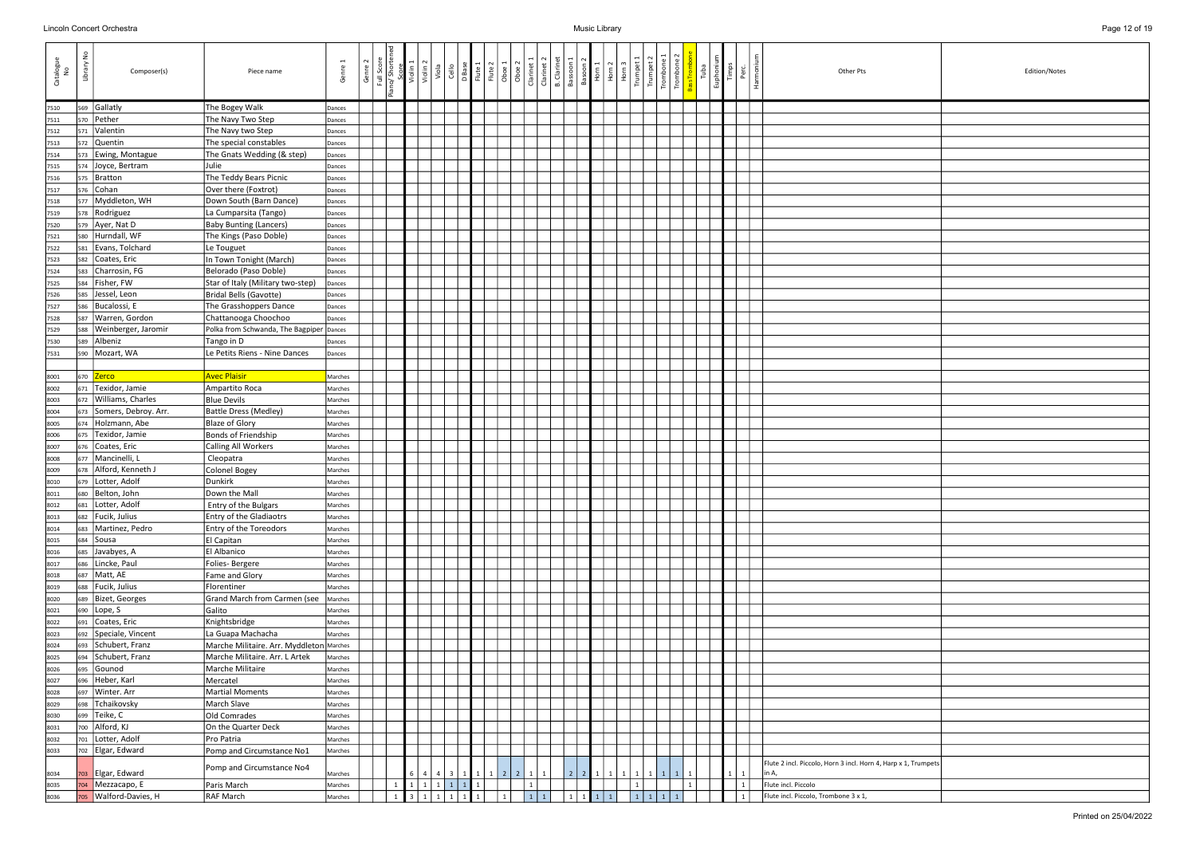| Catalogue No | Library No | Composer(s) | Piece name | Genre 1 | Genre 2 | Full Score | Piano/ Shortened Score | Violin 1 | Violin 2 | Viola | Cello | D Base | Flute 1 | Flute 2 | Oboe 1 | Oboe 2 | Clarinet 1 | Clarinet 2 | B. Clarinet | Bassoon 1 | Bassoon 2 | Horn 1 | Horn 2 | Horn 3 | Trumpet 1 | Trumpet 2 | Trombone 1 | Trombone 2 | Bass Trombone | Tuba | Euphonium | Timps | Perc. | Harmonium | Other Pts | Edition/Notes |
|---|---|---|---|---|---|---|---|---|---|---|---|---|---|---|---|---|---|---|---|---|---|---|---|---|---|---|---|---|---|---|---|---|---|---|---|---|
| 7510 | 569 | Gallatly | The Bogey Walk | Dances | | | | | | | | | | | | | | | | | | | | | | | | | | | | | | | | |
| 7511 | 570 | Pether | The Navy Two Step | Dances | | | | | | | | | | | | | | | | | | | | | | | | | | | | | | | | |
| 7512 | 571 | Valentin | The Navy two Step | Dances | | | | | | | | | | | | | | | | | | | | | | | | | | | | | | | | |
| 7513 | 572 | Quentin | The special constables | Dances | | | | | | | | | | | | | | | | | | | | | | | | | | | | | | | | |
| 7514 | 573 | Ewing, Montague | The Gnats Wedding (& step) | Dances | | | | | | | | | | | | | | | | | | | | | | | | | | | | | | | | |
| 7515 | 574 | Joyce, Bertram | Julie | Dances | | | | | | | | | | | | | | | | | | | | | | | | | | | | | | | | |
| 7516 | 575 | Bratton | The Teddy Bears Picnic | Dances | | | | | | | | | | | | | | | | | | | | | | | | | | | | | | | | |
| 7517 | 576 | Cohan | Over there (Foxtrot) | Dances | | | | | | | | | | | | | | | | | | | | | | | | | | | | | | | | |
| 7518 | 577 | Myddleton, WH | Down South (Barn Dance) | Dances | | | | | | | | | | | | | | | | | | | | | | | | | | | | | | | | |
| 7519 | 578 | Rodriguez | La Cumparsita (Tango) | Dances | | | | | | | | | | | | | | | | | | | | | | | | | | | | | | | | |
| 7520 | 579 | Ayer, Nat D | Baby Bunting (Lancers) | Dances | | | | | | | | | | | | | | | | | | | | | | | | | | | | | | | | |
| 7521 | 580 | Hurndall, WF | The Kings (Paso Doble) | Dances | | | | | | | | | | | | | | | | | | | | | | | | | | | | | | | | |
| 7522 | 581 | Evans, Tolchard | Le Touguet | Dances | | | | | | | | | | | | | | | | | | | | | | | | | | | | | | | | |
| 7523 | 582 | Coates, Eric | In Town Tonight (March) | Dances | | | | | | | | | | | | | | | | | | | | | | | | | | | | | | | | |
| 7524 | 583 | Charrosin, FG | Belorado (Paso Doble) | Dances | | | | | | | | | | | | | | | | | | | | | | | | | | | | | | | | |
| 7525 | 584 | Fisher, FW | Star of Italy (Military two-step) | Dances | | | | | | | | | | | | | | | | | | | | | | | | | | | | | | | | |
| 7526 | 585 | Jessel, Leon | Bridal Bells (Gavotte) | Dances | | | | | | | | | | | | | | | | | | | | | | | | | | | | | | | | |
| 7527 | 586 | Bucalossi, E | The Grasshoppers Dance | Dances | | | | | | | | | | | | | | | | | | | | | | | | | | | | | | | | |
| 7528 | 587 | Warren, Gordon | Chattanooga Choochoo | Dances | | | | | | | | | | | | | | | | | | | | | | | | | | | | | | | | |
| 7529 | 588 | Weinberger, Jaromir | Polka from Schwanda, The Bagpiper | Dances | | | | | | | | | | | | | | | | | | | | | | | | | | | | | | | | |
| 7530 | 589 | Albeniz | Tango in D | Dances | | | | | | | | | | | | | | | | | | | | | | | | | | | | | | | | |
| 7531 | 590 | Mozart, WA | Le Petits Riens - Nine Dances | Dances | | | | | | | | | | | | | | | | | | | | | | | | | | | | | | | | |
| 8001 | 670 | Zerco | Avec Plaisir | Marches | | | | | | | | | | | | | | | | | | | | | | | | | | | | | | | | |
| 8002 | 671 | Texidor, Jamie | Ampartito Roca | Marches | | | | | | | | | | | | | | | | | | | | | | | | | | | | | | | | |
| 8003 | 672 | Williams, Charles | Blue Devils | Marches | | | | | | | | | | | | | | | | | | | | | | | | | | | | | | | | |
| 8004 | 673 | Somers, Debroy. Arr. | Battle Dress (Medley) | Marches | | | | | | | | | | | | | | | | | | | | | | | | | | | | | | | | |
| 8005 | 674 | Holzmann, Abe | Blaze of Glory | Marches | | | | | | | | | | | | | | | | | | | | | | | | | | | | | | | | |
| 8006 | 675 | Texidor, Jamie | Bonds of Friendship | Marches | | | | | | | | | | | | | | | | | | | | | | | | | | | | | | | | |
| 8007 | 676 | Coates, Eric | Calling All Workers | Marches | | | | | | | | | | | | | | | | | | | | | | | | | | | | | | | | |
| 8008 | 677 | Mancinelli, L | Cleopatra | Marches | | | | | | | | | | | | | | | | | | | | | | | | | | | | | | | | |
| 8009 | 678 | Alford, Kenneth J | Colonel Bogey | Marches | | | | | | | | | | | | | | | | | | | | | | | | | | | | | | | | |
| 8010 | 679 | Lotter, Adolf | Dunkirk | Marches | | | | | | | | | | | | | | | | | | | | | | | | | | | | | | | | |
| 8011 | 680 | Belton, John | Down the Mall | Marches | | | | | | | | | | | | | | | | | | | | | | | | | | | | | | | | |
| 8012 | 681 | Lotter, Adolf | Entry of the Bulgars | Marches | | | | | | | | | | | | | | | | | | | | | | | | | | | | | | | | |
| 8013 | 682 | Fucik, Julius | Entry of the Gladiaotrs | Marches | | | | | | | | | | | | | | | | | | | | | | | | | | | | | | | | |
| 8014 | 683 | Martinez, Pedro | Entry of the Toreodors | Marches | | | | | | | | | | | | | | | | | | | | | | | | | | | | | | | | |
| 8015 | 684 | Sousa | El Capitan | Marches | | | | | | | | | | | | | | | | | | | | | | | | | | | | | | | | |
| 8016 | 685 | Javabyes, A | El Albanico | Marches | | | | | | | | | | | | | | | | | | | | | | | | | | | | | | | | |
| 8017 | 686 | Lincke, Paul | Folies- Bergere | Marches | | | | | | | | | | | | | | | | | | | | | | | | | | | | | | | | |
| 8018 | 687 | Matt, AE | Fame and Glory | Marches | | | | | | | | | | | | | | | | | | | | | | | | | | | | | | | | |
| 8019 | 688 | Fucik, Julius | Florentiner | Marches | | | | | | | | | | | | | | | | | | | | | | | | | | | | | | | | |
| 8020 | 689 | Bizet, Georges | Grand March from Carmen (see | Marches | | | | | | | | | | | | | | | | | | | | | | | | | | | | | | | | |
| 8021 | 690 | Lope, S | Galito | Marches | | | | | | | | | | | | | | | | | | | | | | | | | | | | | | | | |
| 8022 | 691 | Coates, Eric | Knightsbridge | Marches | | | | | | | | | | | | | | | | | | | | | | | | | | | | | | | | |
| 8023 | 692 | Speciale, Vincent | La Guapa Machacha | Marches | | | | | | | | | | | | | | | | | | | | | | | | | | | | | | | | |
| 8024 | 693 | Schubert, Franz | Marche Militaire. Arr. Myddleton | Marches | | | | | | | | | | | | | | | | | | | | | | | | | | | | | | | | |
| 8025 | 694 | Schubert, Franz | Marche Militaire. Arr. L Artek | Marches | | | | | | | | | | | | | | | | | | | | | | | | | | | | | | | | |
| 8026 | 695 | Gounod | Marche Militaire | Marches | | | | | | | | | | | | | | | | | | | | | | | | | | | | | | | | |
| 8027 | 696 | Heber, Karl | Mercatel | Marches | | | | | | | | | | | | | | | | | | | | | | | | | | | | | | | | |
| 8028 | 697 | Winter. Arr | Martial Moments | Marches | | | | | | | | | | | | | | | | | | | | | | | | | | | | | | | | |
| 8029 | 698 | Tchaikovsky | March Slave | Marches | | | | | | | | | | | | | | | | | | | | | | | | | | | | | | | | |
| 8030 | 699 | Teike, C | Old Comrades | Marches | | | | | | | | | | | | | | | | | | | | | | | | | | | | | | | | |
| 8031 | 700 | Alford, KJ | On the Quarter Deck | Marches | | | | | | | | | | | | | | | | | | | | | | | | | | | | | | | | |
| 8032 | 701 | Lotter, Adolf | Pro Patria | Marches | | | | | | | | | | | | | | | | | | | | | | | | | | | | | | | | |
| 8033 | 702 | Elgar, Edward | Pomp and Circumstance No1 | Marches | | | | | | | | | | | | | | | | | | | | | | | | | | | | | | | | |
| 8034 | 703 | Elgar, Edward | Pomp and Circumstance No4 | Marches | | | | 6 | 4 | 4 | 3 | 1 | 1 | 1 | 2 | 2 | 1 | 1 | | 2 | 2 | 1 | 1 | 1 | 1 | 1 | 1 | 1 | 1 | | | 1 | 1 | | Flute 2 incl. Piccolo, Horn 3 incl. Horn 4, Harp x 1, Trumpets in A, | |
| 8035 | 704 | Mezzacapo, E | Paris March | Marches | | | 1 | 1 | 1 | 1 | 1 | 1 | 1 | | | | 1 | | | | | | | | 1 | | | | 1 | | | | 1 | | Flute incl. Piccolo | |
| 8036 | 705 | Walford-Davies, H | RAF March | Marches | | | 1 | 3 | 1 | 1 | 1 | 1 | 1 | | 1 | | 1 | 1 | | 1 | 1 | 1 | 1 | | 1 | 1 | 1 | 1 | | | | | 1 | | Flute incl. Piccolo, Trombone 3 x 1, | |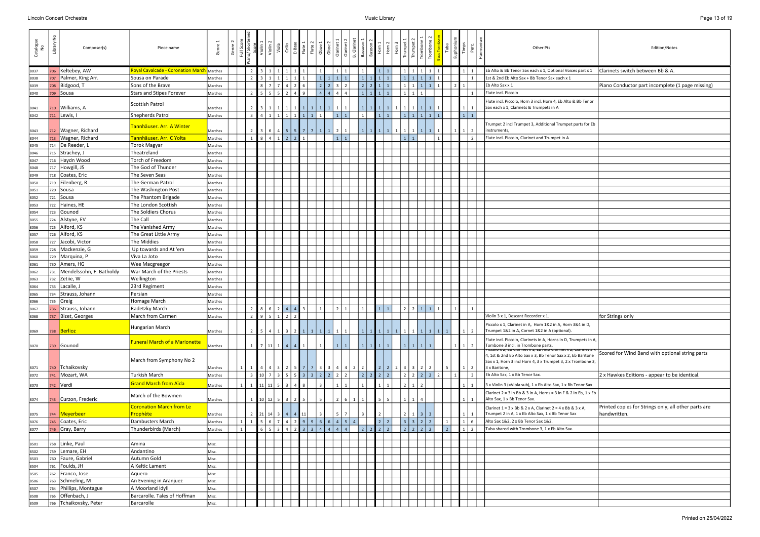| Catalogue No | Library No | Composer(s) | Piece name | Genre 1 | Genre 2 | Full Score | Piano/Shortened Score | Violin 1 | Violin 2 | Viola | Cello | D Base | Flute 1 | Flute 2 | Oboe 1 | Oboe 2 | Clarinet 1 | Clarinet 2 | B. Clarinet | Bassoon 1 | Bassoon 2 | Horn 1 | Horn 2 | Horn 3 | Trumpet 1 | Trumpet 2 | Trombone 1 | Trombone 2 | Bass Trombone | Tuba | Euphonium | Timps | Perc. | Harmonium | Other Pts | Edition/Notes |
|---|---|---|---|---|---|---|---|---|---|---|---|---|---|---|---|---|---|---|---|---|---|---|---|---|---|---|---|---|---|---|---|---|---|---|---|---|
| 8037 | 706 | Keltebey, AW | Royal Cavalcade - Coronation March | Marches | | | 2 | 3 | 1 | 1 | 1 | 1 | 1 | | 1 | | 1 | 1 | | 1 | | 1 | 1 | | 1 | 1 | 1 | 1 | 1 | | | 1 | 1 | | Eb Alto & Bb Tenor Sax each x 1, Optional Voices part x 1 | Clarinets switch between Bb & A. |
| 8038 | 707 | Palmer, King Arr. | Sousa on Parade | Marches | | | 2 | 3 | 1 | 1 | 1 | 1 | 1 | | 1 | 1 | 1 | 1 | | 1 | 1 | 1 | 1 | | 1 | 1 | 1 | 1 | 1 | | | | 1 | | 1st & 2nd Eb Alto Sax + Bb Tenor Sax each x 1 | |
| 8039 | 708 | Bidgood, T | Sons of the Brave | Marches | | | | 8 | 7 | 7 | 4 | 2 | 6 | | 2 | 2 | 3 | 2 | | 2 | 2 | 1 | 1 | | 1 | 1 | 1 | 1 | 1 | | 2 | 1 | | | Eb Alto Sax x 1 | Piano Conductor part incomplete (1 page missing) |
| 8040 | 709 | Sousa | Stars and Stipes Forever | Marches | | | 2 | 5 | 5 | 5 | 2 | 4 | 9 | | 4 | 4 | 4 | 4 | | 1 | 1 | 1 | 1 | | 1 | 1 | 1 | | | | | | 1 | | Flute incl. Piccolo | |
| 8041 | 710 | Williams, A | Scottish Patrol | Marches | | | 2 | 3 | 1 | 1 | 1 | 1 | 1 | 1 | 1 | 1 | 1 | 1 | | 1 | 1 | 1 | 1 | 1 | 1 | 1 | 1 | 1 | 1 | | | 1 | 1 | | Flute incl. Piccolo, Horn 3 incl. Horn 4, Eb Alto & Bb Tenor Sax each x 1, Clarinets & Trumpets in A | |
| 8042 | 711 | Lewis, I | Shepherds Patrol | Marches | | | 3 | 4 | 1 | 1 | 1 | 1 | 1 | 1 | 1 | | 1 | 1 | | 1 | | 1 | 1 | | 1 | 1 | 1 | 1 | 1 | | | 1 | 1 | | | |
| 8043 | 712 | Wagner, Richard | Tannhäuser. Arr. A Winter | Marches | | | 2 | 3 | 6 | 4 | 5 | 5 | 7 | 7 | 1 | 1 | 2 | 1 | | 1 | 1 | 1 | 1 | 1 | 1 | 1 | 1 | 1 | 1 | | 1 | 1 | 2 | | Trumpet 2 incl Trumpet 3, Additional Trumpet parts for Eb instruments, | |
| 8044 | 713 | Wagner, Richard | Tannhäuser. Arr. C Yolta | Marches | | | 1 | 8 | 4 | 1 | 2 | 2 | 1 | | | | 1 | 1 | | | | | | | 1 | 1 | | | 1 | | | | 2 | | Flute incl. Piccolo, Clarinet and Trumpet in A | |
| 8045 | 714 | De Reeder, L | Torok Magyar | Marches | | | | | | | | | | | | | | | | | | | | | | | | | | | | | | | | |
| 8046 | 715 | Strachey, J | Theatreland | Marches | | | | | | | | | | | | | | | | | | | | | | | | | | | | | | | | |
| 8047 | 716 | Haydn Wood | Torch of Freedom | Marches | | | | | | | | | | | | | | | | | | | | | | | | | | | | | | | | |
| 8048 | 717 | Howgill, JS | The God of Thunder | Marches | | | | | | | | | | | | | | | | | | | | | | | | | | | | | | | | |
| 8049 | 718 | Coates, Eric | The Seven Seas | Marches | | | | | | | | | | | | | | | | | | | | | | | | | | | | | | | | |
| 8050 | 719 | Eilenberg, R | The German Patrol | Marches | | | | | | | | | | | | | | | | | | | | | | | | | | | | | | | | |
| 8051 | 720 | Sousa | The Washington Post | Marches | | | | | | | | | | | | | | | | | | | | | | | | | | | | | | | | |
| 8052 | 721 | Sousa | The Phantom Brigade | Marches | | | | | | | | | | | | | | | | | | | | | | | | | | | | | | | | |
| 8053 | 722 | Haines, HE | The London Scottish | Marches | | | | | | | | | | | | | | | | | | | | | | | | | | | | | | | | |
| 8054 | 723 | Gounod | The Soldiers Chorus | Marches | | | | | | | | | | | | | | | | | | | | | | | | | | | | | | | | |
| 8055 | 724 | Alstyne, EV | The Call | Marches | | | | | | | | | | | | | | | | | | | | | | | | | | | | | | | | |
| 8056 | 725 | Alford, KS | The Vanished Army | Marches | | | | | | | | | | | | | | | | | | | | | | | | | | | | | | | | |
| 8057 | 726 | Alford, KS | The Great Little Army | Marches | | | | | | | | | | | | | | | | | | | | | | | | | | | | | | | | |
| 8058 | 727 | Jacobi, Victor | The Middies | Marches | | | | | | | | | | | | | | | | | | | | | | | | | | | | | | | | |
| 8059 | 728 | Mackenzie, G | Up towards and At 'em | Marches | | | | | | | | | | | | | | | | | | | | | | | | | | | | | | | | |
| 8060 | 729 | Marquina, P | Viva La Joto | Marches | | | | | | | | | | | | | | | | | | | | | | | | | | | | | | | | |
| 8061 | 730 | Amers, HG | Wee Macgreegor | Marches | | | | | | | | | | | | | | | | | | | | | | | | | | | | | | | | |
| 8062 | 731 | Mendelssohn, F. Batholdy | War March of the Priests | Marches | | | | | | | | | | | | | | | | | | | | | | | | | | | | | | | | |
| 8063 | 732 | Zetiie, W | Wellington | Marches | | | | | | | | | | | | | | | | | | | | | | | | | | | | | | | | |
| 8064 | 733 | Lacalle, J | 23rd Regiment | Marches | | | | | | | | | | | | | | | | | | | | | | | | | | | | | | | | |
| 8065 | 734 | Strauss, Johann | Persian | Marches | | | | | | | | | | | | | | | | | | | | | | | | | | | | | | | | |
| 8066 | 735 | Greig | Homage March | Marches | | | | | | | | | | | | | | | | | | | | | | | | | | | | | | | | |
| 8067 | 736 | Strauss, Johann | Radetzky March | Marches | | | 2 | 8 | 6 | 2 | 4 | 4 | 3 | | 1 | | 2 | 1 | | 1 | | 1 | 1 | | 2 | 2 | 1 | 1 | 1 | 1 | | | 1 | | | |
| 8068 | 737 | Bizet, Georges | March from Carmen | Marches | | | 2 | 9 | 5 | 1 | 2 | 2 | | | | | | | | | | | | | | | | | | | | | | | Violin 3 x 1, Descant Recorder x 1. | for Strings only |
| 8069 | 738 | Berlioz | Hungarian March | Marches | | | 2 | 5 | 4 | 1 | 3 | 2 | 1 | 1 | 1 | 1 | 1 | 1 | | 1 | 1 | 1 | 1 | 1 | 1 | 1 | 1 | 1 | 1 | 1 | | 1 | 2 | | Piccolo x 1, Clarinet in A, Horn 1&2 in A, Horn 3&4 in D, Trumpet 1&2 in A, Cornet 1&2 in A (optional). | |
| 8070 | 739 | Gounod | Funeral March of a Marionette | Marches | | | 1 | 7 | 11 | 1 | 4 | 4 | 1 | | 1 | | 1 | 1 | | 1 | 1 | 1 | 1 | | 1 | 1 | 1 | 1 | | | 1 | 1 | 2 | | Flute incl. Piccolo, Clarinets in A, Horns in D, Trumpets in A, Tombone 3 incl. in Trombone parts, | |
| 8071 | 740 | Tchaikovsky | March from Symphony No 2 | Marches | | 1 | 1 | 4 | 4 | 3 | 2 | 5 | 7 | 7 | 3 | 3 | 4 | 4 | 2 | 2 | | 2 | 2 | 2 | 3 | 3 | 2 | 2 | | 5 | | 1 | 2 | | Piccolo x 2, Eb Clarinet x 1, Eb Alto Clarinet x 2, Clarinet 3 x 4, 1st & 2nd Eb Alto Sax x 3, Bb Tenor Sax x 2, Eb Baritone Sax x 1, Horn 3 incl Horn 4, 3 x Trumpet 3, 2 x Trombone 3, 3 x Baritone, | Scored for Wind Band with optional string parts |
| 8072 | 741 | Mozart, WA | Turkish March | Marches | | | 3 | 10 | 7 | 3 | 5 | 5 | 3 | 3 | 2 | 2 | 2 | 2 | | 2 | 2 | 2 | 2 | | 2 | 2 | 2 | 2 | 2 | 1 | | | 3 | | Eb Alto Sax, 1 x Bb Tenor Sax. | 2 x Hawkes Editions - appear to be identical. |
| 8073 | 742 | Verdi | Grand March from Aïda | Marches | | 1 | 1 | 11 | 11 | 5 | 3 | 4 | 8 | | 3 | | 1 | 1 | | 1 | | 1 | 1 | | 2 | 1 | 2 | | | | | 1 | 1 | | 3 x Violin 3 (=Viola sub), 1 x Eb Alto Sax, 1 x Bb Tenor Sax | |
| 8074 | 743 | Curzon, Frederic | March of the Bowmen | Marches | | | 1 | 10 | 12 | 5 | 3 | 2 | 5 | | 5 | | 2 | 6 | 1 | 1 | | 5 | 5 | | 1 | 1 | 4 | | | | | 1 | 1 | | Clarinet 2 = 3 in Bb & 3 in A, Horns = 3 in F & 2 in Eb, 1 x Eb Alto Sax, 1 x Bb Tenor Sax. | |
| 8075 | 744 | Meyerbeer | Coronation March from Le Prophète | Marches | | | 2 | 21 | 14 | 3 | 4 | 4 | 11 | | 3 | | 5 | 7 | | 3 | | 2 | | | 2 | 1 | 3 | 3 | | | | 1 | 1 | | Clarinet 1 = 3 x Bb & 2 x A, Clarinet 2 = 4 x Bb & 3 x A, Trumpet 2 in A, 1 x Eb Alto Sax, 1 x Bb Tenor Sax | Printed copies for Strings only, all other parts are handwritten. |
| 8076 | 745 | Coates, Eric | Dambusters March | Marches | | 1 | 1 | 5 | 6 | 7 | 4 | 2 | 9 | 9 | 6 | 6 | 4 | 5 | 4 | | | 2 | 2 | | 3 | 3 | 2 | 2 | | 1 | | 1 | 6 | | Alto Sax 1&2, 2 x Bb Tenor Sax 1&2. | |
| 8077 | 746 | Gray, Barry | Thunderbirds (March) | Marches | | 1 | | 6 | 5 | 3 | 4 | 2 | 3 | 3 | 4 | 4 | 4 | 4 | | 2 | 2 | 2 | 2 | | 2 | 2 | 2 | 2 | | 2 | | 1 | 2 | | Tuba shared with Trombone 3, 1 x Eb Alto Sax. | |
| | | | | | | | | | | | | | | | | | | | | | | | | | | | | | | | | | | | | |
| 8501 | 758 | Linke, Paul | Amina | Misc. | | | | | | | | | | | | | | | | | | | | | | | | | | | | | | | | |
| 8502 | 759 | Lemare, EH | Andantino | Misc. | | | | | | | | | | | | | | | | | | | | | | | | | | | | | | | | |
| 8503 | 760 | Faure, Gabriel | Autumn Gold | Misc. | | | | | | | | | | | | | | | | | | | | | | | | | | | | | | | | |
| 8504 | 761 | Foulds, JH | A Keltic Lament | Misc. | | | | | | | | | | | | | | | | | | | | | | | | | | | | | | | | |
| 8505 | 762 | Franco, Jose | Aquero | Misc. | | | | | | | | | | | | | | | | | | | | | | | | | | | | | | | | |
| 8506 | 763 | Schmeling, M | An Evening in Aranjuez | Misc. | | | | | | | | | | | | | | | | | | | | | | | | | | | | | | | | |
| 8507 | 764 | Phillips, Montague | A Moorland Idyll | Misc. | | | | | | | | | | | | | | | | | | | | | | | | | | | | | | | | |
| 8508 | 765 | Offenbach, J | Barcarolle. Tales of Hoffman | Misc. | | | | | | | | | | | | | | | | | | | | | | | | | | | | | | | | |
| 8509 | 766 | Tchaikovsky, Peter | Barcarolle | Misc. | | | | | | | | | | | | | | | | | | | | | | | | | | | | | | | | |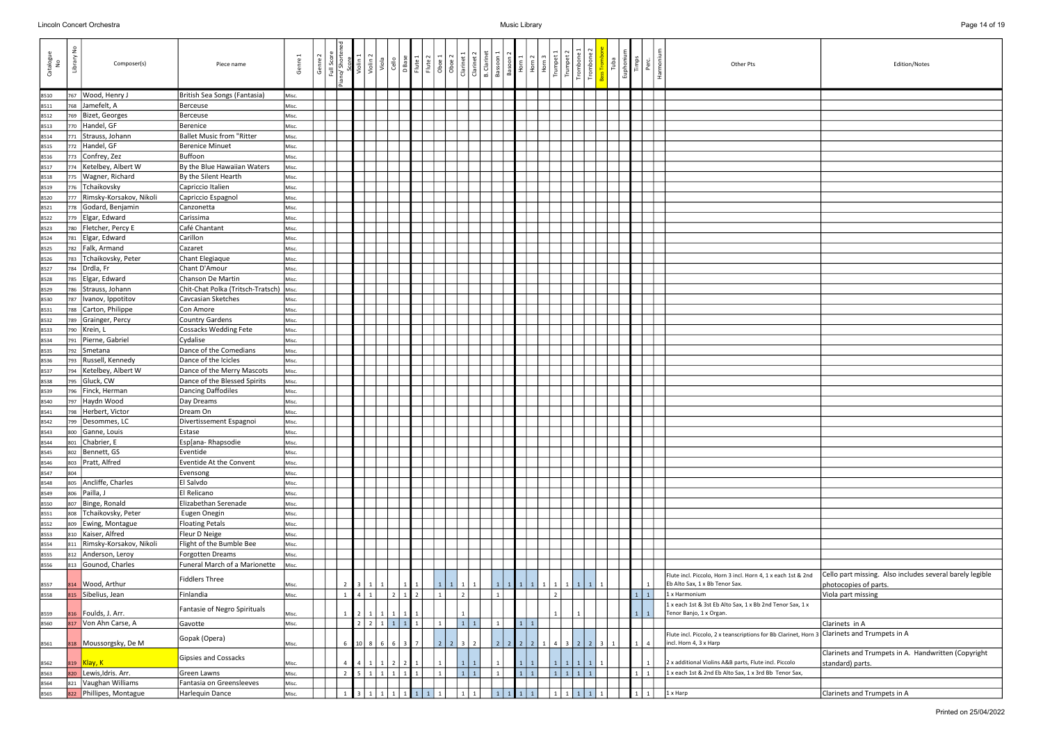| Catalogue No | Library No | Composer(s) | Piece name | Genre 1 | Genre 2 | Full Score | Piano/Shortened Score | Violin 1 | Violin 2 | Viola | Cello | D Base | Flute 1 | Flute 2 | Oboe 1 | Oboe 2 | Clarinet 1 | Clarinet 2 | B. Clarinet | Bassoon 1 | Bassoon 2 | Horn 1 | Horn 2 | Horn 3 | Trumpet 1 | Trumpet 2 | Trombone 1 | Trombone 2 | Bass Trombone | Tuba | Euphonium | Timps | Perc. | Harmonium | Other Pts | Edition/Notes |
|---|---|---|---|---|---|---|---|---|---|---|---|---|---|---|---|---|---|---|---|---|---|---|---|---|---|---|---|---|---|---|---|---|---|---|---|---|
| 8510 | 767 | Wood, Henry J | British Sea Songs (Fantasia) | Misc. | | | | | | | | | | | | | | | | | | | | | | | | | | | | | | | | |
| 8511 | 768 | Jamefelt, A | Berceuse | Misc. | | | | | | | | | | | | | | | | | | | | | | | | | | | | | | | | |
| 8512 | 769 | Bizet, Georges | Berceuse | Misc. | | | | | | | | | | | | | | | | | | | | | | | | | | | | | | | | |
| 8513 | 770 | Handel, GF | Berenice | Misc. | | | | | | | | | | | | | | | | | | | | | | | | | | | | | | | | |
| 8514 | 771 | Strauss, Johann | Ballet Music from "Ritter | Misc. | | | | | | | | | | | | | | | | | | | | | | | | | | | | | | | | |
| 8515 | 772 | Handel, GF | Berenice Minuet | Misc. | | | | | | | | | | | | | | | | | | | | | | | | | | | | | | | | |
| 8516 | 773 | Confrey, Zez | Buffoon | Misc. | | | | | | | | | | | | | | | | | | | | | | | | | | | | | | | | |
| 8517 | 774 | Ketelbey, Albert W | By the Blue Hawaiian Waters | Misc. | | | | | | | | | | | | | | | | | | | | | | | | | | | | | | | | |
| 8518 | 775 | Wagner, Richard | By the Silent Hearth | Misc. | | | | | | | | | | | | | | | | | | | | | | | | | | | | | | | | |
| 8519 | 776 | Tchaikovsky | Capriccio Italien | Misc. | | | | | | | | | | | | | | | | | | | | | | | | | | | | | | | | |
| 8520 | 777 | Rimsky-Korsakov, Nikoli | Capriccio Espagnol | Misc. | | | | | | | | | | | | | | | | | | | | | | | | | | | | | | | | |
| 8521 | 778 | Godard, Benjamin | Canzonetta | Misc. | | | | | | | | | | | | | | | | | | | | | | | | | | | | | | | | |
| 8522 | 779 | Elgar, Edward | Carissima | Misc. | | | | | | | | | | | | | | | | | | | | | | | | | | | | | | | | |
| 8523 | 780 | Fletcher, Percy E | Café Chantant | Misc. | | | | | | | | | | | | | | | | | | | | | | | | | | | | | | | | |
| 8524 | 781 | Elgar, Edward | Carillon | Misc. | | | | | | | | | | | | | | | | | | | | | | | | | | | | | | | | |
| 8525 | 782 | Falk, Armand | Cazaret | Misc. | | | | | | | | | | | | | | | | | | | | | | | | | | | | | | | | |
| 8526 | 783 | Tchaikovsky, Peter | Chant Elegiaque | Misc. | | | | | | | | | | | | | | | | | | | | | | | | | | | | | | | | |
| 8527 | 784 | Drdla, Fr | Chant D'Amour | Misc. | | | | | | | | | | | | | | | | | | | | | | | | | | | | | | | | |
| 8528 | 785 | Elgar, Edward | Chanson De Martin | Misc. | | | | | | | | | | | | | | | | | | | | | | | | | | | | | | | | |
| 8529 | 786 | Strauss, Johann | Chit-Chat Polka (Tritsch-Tratsch) | Misc. | | | | | | | | | | | | | | | | | | | | | | | | | | | | | | | | |
| 8530 | 787 | Ivanov, Ippotitov | Cavcasian Sketches | Misc. | | | | | | | | | | | | | | | | | | | | | | | | | | | | | | | | |
| 8531 | 788 | Carton, Philippe | Con Amore | Misc. | | | | | | | | | | | | | | | | | | | | | | | | | | | | | | | | |
| 8532 | 789 | Grainger, Percy | Country Gardens | Misc. | | | | | | | | | | | | | | | | | | | | | | | | | | | | | | | | |
| 8533 | 790 | Krein, L | Cossacks Wedding Fete | Misc. | | | | | | | | | | | | | | | | | | | | | | | | | | | | | | | | |
| 8534 | 791 | Pierne, Gabriel | Cydalise | Misc. | | | | | | | | | | | | | | | | | | | | | | | | | | | | | | | | |
| 8535 | 792 | Smetana | Dance of the Comedians | Misc. | | | | | | | | | | | | | | | | | | | | | | | | | | | | | | | | |
| 8536 | 793 | Russell, Kennedy | Dance of the Icicles | Misc. | | | | | | | | | | | | | | | | | | | | | | | | | | | | | | | | |
| 8537 | 794 | Ketelbey, Albert W | Dance of the Merry Mascots | Misc. | | | | | | | | | | | | | | | | | | | | | | | | | | | | | | | | |
| 8538 | 795 | Gluck, CW | Dance of the Blessed Spirits | Misc. | | | | | | | | | | | | | | | | | | | | | | | | | | | | | | | | |
| 8539 | 796 | Finck, Herman | Dancing Daffodiles | Misc. | | | | | | | | | | | | | | | | | | | | | | | | | | | | | | | | |
| 8540 | 797 | Haydn Wood | Day Dreams | Misc. | | | | | | | | | | | | | | | | | | | | | | | | | | | | | | | | |
| 8541 | 798 | Herbert, Victor | Dream On | Misc. | | | | | | | | | | | | | | | | | | | | | | | | | | | | | | | | |
| 8542 | 799 | Desommes, LC | Divertissement Espagnoi | Misc. | | | | | | | | | | | | | | | | | | | | | | | | | | | | | | | | |
| 8543 | 800 | Ganne, Louis | Estase | Misc. | | | | | | | | | | | | | | | | | | | | | | | | | | | | | | | | |
| 8544 | 801 | Chabrier, E | Esp[ana- Rhapsodie | Misc. | | | | | | | | | | | | | | | | | | | | | | | | | | | | | | | | |
| 8545 | 802 | Bennett, GS | Eventide | Misc. | | | | | | | | | | | | | | | | | | | | | | | | | | | | | | | | |
| 8546 | 803 | Pratt, Alfred | Eventide At the Convent | Misc. | | | | | | | | | | | | | | | | | | | | | | | | | | | | | | | | |
| 8547 | 804 | | Evensong | Misc. | | | | | | | | | | | | | | | | | | | | | | | | | | | | | | | | |
| 8548 | 805 | Ancliffe, Charles | El Salvdo | Misc. | | | | | | | | | | | | | | | | | | | | | | | | | | | | | | | | |
| 8549 | 806 | Pailla, J | El Relicano | Misc. | | | | | | | | | | | | | | | | | | | | | | | | | | | | | | | | |
| 8550 | 807 | Binge, Ronald | Elizabethan Serenade | Misc. | | | | | | | | | | | | | | | | | | | | | | | | | | | | | | | | |
| 8551 | 808 | Tchaikovsky, Peter | Eugen Onegin | Misc. | | | | | | | | | | | | | | | | | | | | | | | | | | | | | | | | |
| 8552 | 809 | Ewing, Montague | Floating Petals | Misc. | | | | | | | | | | | | | | | | | | | | | | | | | | | | | | | | |
| 8553 | 810 | Kaiser, Alfred | Fleur D Neige | Misc. | | | | | | | | | | | | | | | | | | | | | | | | | | | | | | | | |
| 8554 | 811 | Rimsky-Korsakov, Nikoli | Flight of the Bumble Bee | Misc. | | | | | | | | | | | | | | | | | | | | | | | | | | | | | | | | |
| 8555 | 812 | Anderson, Leroy | Forgotten Dreams | Misc. | | | | | | | | | | | | | | | | | | | | | | | | | | | | | | | | |
| 8556 | 813 | Gounod, Charles | Funeral March of a Marionette | Misc. | | | | | | | | | | | | | | | | | | | | | | | | | | | | | | | | |
| 8557 | 814 | Wood, Arthur | Fiddlers Three | Misc. | | | 2 | 3 | 1 | 1 | | 1 | 1 | | 1 | 1 | 1 | 1 | | 1 | 1 | 1 | 1 | 1 | 1 | 1 | 1 | 1 | 1 | | | | 1 | | Flute incl. Piccolo, Horn 3 incl. Horn 4, 1 x each 1st & 2nd Eb Alto Sax, 1 x Bb Tenor Sax. | Cello part missing. Also includes several barely legible photocopies of parts. |
| 8558 | 815 | Sibelius, Jean | Finlandia | Misc. | | | 1 | 4 | 1 | | 2 | 1 | 2 | | 1 | | 2 | | | 1 | | | | | 2 | | | | | | | 1 | 1 | | 1 x Harmonium | Viola part missing |
| 8559 | 816 | Foulds, J. Arr. | Fantasie of Negro Spirituals | Misc. | | | 1 | 2 | 1 | 1 | 1 | 1 | 1 | | | | 1 | | | | | | | | 1 | | 1 | | | | | 1 | 1 | | 1 x each 1st & 3st Eb Alto Sax, 1 x Bb 2nd Tenor Sax, 1 x Tenor Banjo, 1 x Organ. | |
| 8560 | 817 | Von Ahn Carse, A | Gavotte | Misc. | | | | 2 | 2 | 1 | 1 | 1 | 1 | | 1 | | 1 | 1 | | 1 | | 1 | 1 | | | | | | | | | | | | | Clarinets in A |
| 8561 | 818 | Moussorgsky, De M | Gopak (Opera) | Misc. | | | 6 | 10 | 8 | 6 | 6 | 3 | 7 | | 2 | 2 | 3 | 2 | | 2 | 2 | 2 | 2 | 1 | 4 | 3 | 2 | 2 | 3 | 1 | | 1 | 4 | | Flute incl. Piccolo, 2 x teanscriptions for Bb Clarinet, Horn 3 incl. Horn 4, 3 x Harp | Clarinets and Trumpets in A |
| 8562 | 819 | Klay, K | Gipsies and Cossacks | Misc. | | | 4 | 4 | 1 | 1 | 2 | 2 | 1 | | 1 | | 1 | 1 | | 1 | | 1 | 1 | | 1 | 1 | 1 | 1 | 1 | | | | 1 | | 2 x additional Violins A&B parts, Flute incl. Piccolo | Clarinets and Trumpets in A. Handwritten (Copyright standard) parts. |
| 8563 | 820 | Lewis,Idris. Arr. | Green Lawns | Misc. | | | 2 | 5 | 1 | 1 | 1 | 1 | 1 | | 1 | | 1 | 1 | | 1 | | 1 | 1 | | 1 | 1 | 1 | 1 | | | | 1 | 1 | | 1 x each 1st & 2nd Eb Alto Sax, 1 x 3rd Bb Tenor Sax, | |
| 8564 | 821 | Vaughan Williams | Fantasia on Greensleeves | Misc. | | | | | | | | | | | | | | | | | | | | | | | | | | | | | | | | |
| 8565 | 822 | Phillipes, Montague | Harlequin Dance | Misc. | | | 1 | 3 | 1 | 1 | 1 | 1 | 1 | 1 | 1 | | 1 | 1 | | 1 | 1 | 1 | 1 | | 1 | 1 | 1 | 1 | 1 | | | 1 | 1 | | 1 x Harp | Clarinets and Trumpets in A |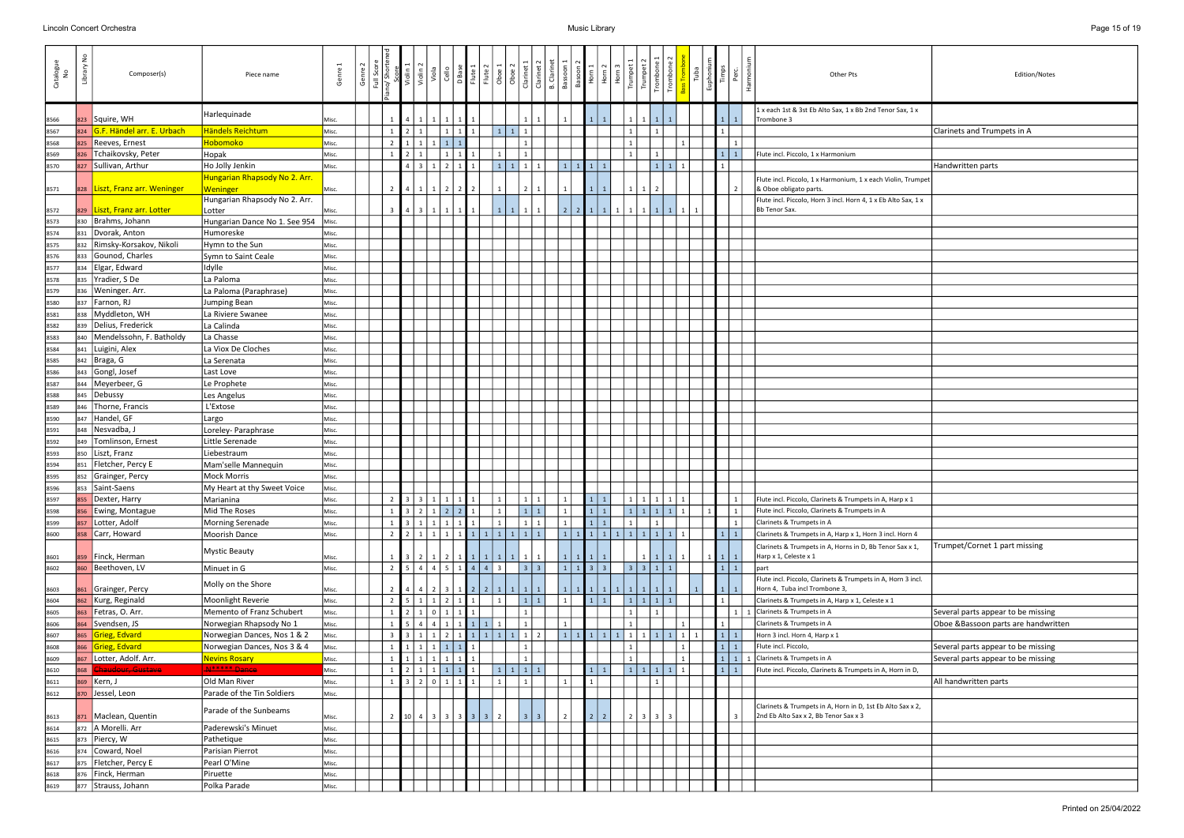| Catalogue No | Library No | Composer(s) | Piece name | Genre 1 | Genre 2 | Full Score | Piano/ Shortened Score | Violin 1 | Violin 2 | Viola | Cello | D Base | Flute 1 | Flute 2 | Oboe 1 | Oboe 2 | Clarinet 1 | Clarinet 2 | B. Clarinet | Bassoon 1 | Bassoon 2 | Horn 1 | Horn 2 | Horn 3 | Trumpet 1 | Trumpet 2 | Trombone 1 | Trombone 2 | Bass Trombone | Tuba | Euphonium | Timps | Perc. | Harmonium | Other Pts | Edition/Notes |
|---|---|---|---|---|---|---|---|---|---|---|---|---|---|---|---|---|---|---|---|---|---|---|---|---|---|---|---|---|---|---|---|---|---|---|---|---|
| 8566 | 823 | Squire, WH | Harlequinade | Misc. | | | 1 | 4 | 1 | 1 | 1 | 1 | 1 | | | | 1 | 1 | | 1 | | 1 | 1 | | 1 | 1 | 1 | 1 | | | | 1 | 1 | | 1 x each 1st & 3st Eb Alto Sax, 1 x Bb 2nd Tenor Sax, 1 x Trombone 3 | |
| 8567 | 824 | G.F. Händel arr. E. Urbach | Händels Reichtum | Misc. | | | 1 | 2 | 1 | | 1 | 1 | 1 | | 1 | 1 | 1 | | | | | | | | 1 | | 1 | | | | | 1 | | | | Clarinets and Trumpets in A |
| 8568 | 825 | Reeves, Ernest | Hobomoko | Misc. | | | 2 | 1 | 1 | 1 | 1 | 1 | | | | | 1 | | | | | | | | 1 | | | | 1 | | | | 1 | | | |
| 8569 | 826 | Tchaikovsky, Peter | Hopak | Misc. | | | 1 | 2 | 1 | | 1 | 1 | 1 | | 1 | | 1 | | | | | | | | 1 | | 1 | | | | | 1 | 1 | | Flute incl. Piccolo, 1 x Harmonium | |
| 8570 | 827 | Sullivan, Arthur | Ho Jolly Jenkin | Misc. | | | | 4 | 3 | 1 | 2 | 1 | 1 | | 1 | 1 | 1 | 1 | | 1 | 1 | 1 | 1 | | | | 1 | 1 | 1 | | | 1 | | | | Handwritten parts |
| 8571 | 828 | Liszt, Franz arr. Weninger | Hungarian Rhapsody No 2. Arr. Weninger | Misc. | | | 2 | 4 | 1 | 1 | 2 | 2 | 2 | | 1 | | 2 | 1 | | 1 | | 1 | 1 | | 1 | 1 | 2 | | | | | | 2 | | Flute incl. Piccolo, 1 x Harmonium, 1 x each Violin, Trumpet & Oboe obligato parts. | |
| 8572 | 829 | Liszt, Franz arr. Lotter | Hungarian Rhapsody No 2. Arr. Lotter | Misc. | | | 3 | 4 | 3 | 1 | 1 | 1 | 1 | | 1 | 1 | 1 | 1 | | 2 | 2 | 1 | 1 | 1 | 1 | 1 | 1 | 1 | 1 | 1 | | | | | Flute incl. Piccolo, Horn 3 incl. Horn 4, 1 x Eb Alto Sax, 1 x Bb Tenor Sax. | |
| 8573 | 830 | Brahms, Johann | Hungarian Dance No 1. See 954 | Misc. | | | | | | | | | | | | | | | | | | | | | | | | | | | | | | | | |
| 8574 | 831 | Dvorak, Anton | Humoreske | Misc. | | | | | | | | | | | | | | | | | | | | | | | | | | | | | | | | |
| 8575 | 832 | Rimsky-Korsakov, Nikoli | Hymn to the Sun | Misc. | | | | | | | | | | | | | | | | | | | | | | | | | | | | | | | | |
| 8576 | 833 | Gounod, Charles | Symn to Saint Ceale | Misc. | | | | | | | | | | | | | | | | | | | | | | | | | | | | | | | | |
| 8577 | 834 | Elgar, Edward | Idylle | Misc. | | | | | | | | | | | | | | | | | | | | | | | | | | | | | | | | |
| 8578 | 835 | Yradier, S De | La Paloma | Misc. | | | | | | | | | | | | | | | | | | | | | | | | | | | | | | | | |
| 8579 | 836 | Weninger. Arr. | La Paloma (Paraphrase) | Misc. | | | | | | | | | | | | | | | | | | | | | | | | | | | | | | | | |
| 8580 | 837 | Farnon, RJ | Jumping Bean | Misc. | | | | | | | | | | | | | | | | | | | | | | | | | | | | | | | | |
| 8581 | 838 | Myddleton, WH | La Riviere Swanee | Misc. | | | | | | | | | | | | | | | | | | | | | | | | | | | | | | | | |
| 8582 | 839 | Delius, Frederick | La Calinda | Misc. | | | | | | | | | | | | | | | | | | | | | | | | | | | | | | | | |
| 8583 | 840 | Mendelssohn, F. Batholdy | La Chasse | Misc. | | | | | | | | | | | | | | | | | | | | | | | | | | | | | | | | |
| 8584 | 841 | Luigini, Alex | La Viox De Cloches | Misc. | | | | | | | | | | | | | | | | | | | | | | | | | | | | | | | | |
| 8585 | 842 | Braga, G | La Serenata | Misc. | | | | | | | | | | | | | | | | | | | | | | | | | | | | | | | | |
| 8586 | 843 | Gongl, Josef | Last Love | Misc. | | | | | | | | | | | | | | | | | | | | | | | | | | | | | | | | |
| 8587 | 844 | Meyerbeer, G | Le Prophete | Misc. | | | | | | | | | | | | | | | | | | | | | | | | | | | | | | | | |
| 8588 | 845 | Debussy | Les Angelus | Misc. | | | | | | | | | | | | | | | | | | | | | | | | | | | | | | | | |
| 8589 | 846 | Thorne, Francis | L'Extose | Misc. | | | | | | | | | | | | | | | | | | | | | | | | | | | | | | | | |
| 8590 | 847 | Handel, GF | Largo | Misc. | | | | | | | | | | | | | | | | | | | | | | | | | | | | | | | | |
| 8591 | 848 | Nesvadba, J | Loreley- Paraphrase | Misc. | | | | | | | | | | | | | | | | | | | | | | | | | | | | | | | | |
| 8592 | 849 | Tomlinson, Ernest | Little Serenade | Misc. | | | | | | | | | | | | | | | | | | | | | | | | | | | | | | | | |
| 8593 | 850 | Liszt, Franz | Liebestraum | Misc. | | | | | | | | | | | | | | | | | | | | | | | | | | | | | | | | |
| 8594 | 851 | Fletcher, Percy E | Mam'selle Mannequin | Misc. | | | | | | | | | | | | | | | | | | | | | | | | | | | | | | | | |
| 8595 | 852 | Grainger, Percy | Mock Morris | Misc. | | | | | | | | | | | | | | | | | | | | | | | | | | | | | | | | |
| 8596 | 853 | Saint-Saens | My Heart at thy Sweet Voice | Misc. | | | | | | | | | | | | | | | | | | | | | | | | | | | | | | | | |
| 8597 | 855 | Dexter, Harry | Marianina | Misc. | | | 2 | 3 | 3 | 1 | 1 | 1 | 1 | | 1 | | 1 | 1 | | 1 | | 1 | 1 | | 1 | 1 | 1 | 1 | 1 | | | | 1 | | Flute incl. Piccolo, Clarinets & Trumpets in A, Harp x 1 | |
| 8598 | 856 | Ewing, Montague | Mid The Roses | Misc. | | | 1 | 3 | 2 | 1 | 2 | 2 | 1 | | 1 | | 1 | 1 | | 1 | | 1 | 1 | | 1 | 1 | 1 | 1 | 1 | | 1 | | 1 | | Flute incl. Piccolo, Clarinets & Trumpets in A | |
| 8599 | 857 | Lotter, Adolf | Morning Serenade | Misc. | | | 1 | 3 | 1 | 1 | 1 | 1 | 1 | | 1 | | 1 | 1 | | 1 | | 1 | 1 | | 1 | | 1 | | | | | | 1 | | Clarinets & Trumpets in A | |
| 8600 | 858 | Carr, Howard | Moorish Dance | Misc. | | | 2 | 2 | 1 | 1 | 1 | 1 | 1 | 1 | 1 | 1 | 1 | 1 | | 1 | 1 | 1 | 1 | 1 | 1 | 1 | 1 | 1 | 1 | | | 1 | 1 | | Clarinets & Trumpets in A, Harp x 1, Horn 3 incl. Horn 4 | |
| 8601 | 859 | Finck, Herman | Mystic Beauty | Misc. | | | 1 | 3 | 2 | 1 | 2 | 1 | 1 | 1 | 1 | 1 | 1 | 1 | | 1 | 1 | 1 | 1 | | | 1 | 1 | 1 | 1 | | 1 | 1 | 1 | | Clarinets & Trumpets in A, Horns in D, Bb Tenor Sax x 1, Harp x 1, Celeste x 1 | Trumpet/Cornet 1 part missing |
| 8602 | 860 | Beethoven, LV | Minuet in G | Misc. | | | 2 | 5 | 4 | 4 | 5 | 1 | 4 | 4 | 3 | | 3 | 3 | | 1 | 1 | 3 | 3 | | 3 | 3 | 1 | 1 | | | | 1 | 1 | | part | |
| 8603 | 861 | Grainger, Percy | Molly on the Shore | Misc. | | | 2 | 4 | 4 | 2 | 3 | 1 | 2 | 2 | 1 | 1 | 1 | 1 | | 1 | 1 | 1 | 1 | 1 | 1 | 1 | 1 | 1 | | 1 | | 1 | 1 | | Flute incl. Piccolo, Clarinets & Trumpets in A, Horn 3 incl. Horn 4, Tuba incl Trombone 3, | |
| 8604 | 862 | Kurg, Reginald | Moonlight Reverie | Misc. | | | 2 | 5 | 1 | 1 | 2 | 1 | 1 | | 1 | | 1 | 1 | | 1 | | 1 | 1 | | 1 | 1 | 1 | 1 | | | | 1 | | | Clarinets & Trumpets in A, Harp x 1, Celeste x 1 | |
| 8605 | 863 | Fetras, O. Arr. | Memento of Franz Schubert | Misc. | | | 1 | 2 | 1 | 0 | 1 | 1 | 1 | | | | 1 | | | | | | | | 1 | | 1 | | | | | | 1 | 1 | Clarinets & Trumpets in A | Several parts appear to be missing |
| 8606 | 864 | Svendsen, JS | Norwegian Rhapsody No 1 | Misc. | | | 1 | 5 | 4 | 4 | 1 | 1 | 1 | 1 | 1 | | 1 | | | 1 | | | | | 1 | | | | 1 | | | 1 | | | Clarinets & Trumpets in A | Oboe &Bassoon parts are handwritten |
| 8607 | 865 | Grieg, Edvard | Norwegian Dances, Nos 1 & 2 | Misc. | | | 3 | 3 | 1 | 1 | 2 | 1 | 1 | 1 | 1 | 1 | 1 | 2 | | 1 | 1 | 1 | 1 | 1 | 1 | 1 | 1 | 1 | 1 | 1 | | 1 | 1 | | Horn 3 incl. Horn 4, Harp x 1 | |
| 8608 | 866 | Grieg, Edvard | Norwegian Dances, Nos 3 & 4 | Misc. | | | 1 | 1 | 1 | 1 | 1 | 1 | 1 | | | | 1 | | | | | | | | 1 | | | | 1 | | | 1 | 1 | | Flute incl. Piccolo, | Several parts appear to be missing |
| 8609 | 867 | Lotter, Adolf. Arr. | Nevins Rosary | Misc. | | | 1 | 1 | 1 | 1 | 1 | 1 | 1 | | | | 1 | | | | | | | | 1 | | | | 1 | | | 1 | 1 | 1 | Clarinets & Trumpets in A | Several parts appear to be missing |
| 8610 | 868 | ~~Chaudour, Gustave~~ | ~~N***** Dance~~ | Misc. | | | 1 | 2 | 1 | 1 | 1 | 1 | 1 | | 1 | 1 | 1 | 1 | | | | 1 | 1 | | 1 | 1 | 1 | 1 | 1 | | | 1 | 1 | | Flute incl. Piccolo, Clarinets & Trumpets in A, Horn in D, | |
| 8611 | 869 | Kern, J | Old Man River | Misc. | | | 1 | 3 | 2 | 0 | 1 | 1 | 1 | | 1 | | 1 | | | 1 | | 1 | | | | | 1 | | | | | | | | | All handwritten parts |
| 8612 | 870 | Jessel, Leon | Parade of the Tin Soldiers | Misc. | | | | | | | | | | | | | | | | | | | | | | | | | | | | | | | | |
| 8613 | 871 | Maclean, Quentin | Parade of the Sunbeams | Misc. | | | 2 | 10 | 4 | 3 | 3 | 3 | 3 | 3 | 2 | | 3 | 3 | | 2 | | 2 | 2 | | 2 | 3 | 3 | 3 | | | | | 3 | | Clarinets & Trumpets in A, Horn in D, 1st Eb Alto Sax x 2, 2nd Eb Alto Sax x 2, Bb Tenor Sax x 3 | |
| 8614 | 872 | A Morelli. Arr | Paderewski's Minuet | Misc. | | | | | | | | | | | | | | | | | | | | | | | | | | | | | | | | |
| 8615 | 873 | Piercy, W | Pathetique | Misc. | | | | | | | | | | | | | | | | | | | | | | | | | | | | | | | | |
| 8616 | 874 | Coward, Noel | Parisian Pierrot | Misc. | | | | | | | | | | | | | | | | | | | | | | | | | | | | | | | | |
| 8617 | 875 | Fletcher, Percy E | Pearl O'Mine | Misc. | | | | | | | | | | | | | | | | | | | | | | | | | | | | | | | | |
| 8618 | 876 | Finck, Herman | Piruette | Misc. | | | | | | | | | | | | | | | | | | | | | | | | | | | | | | | | |
| 8619 | 877 | Strauss, Johann | Polka Parade | Misc. | | | | | | | | | | | | | | | | | | | | | | | | | | | | | | | | |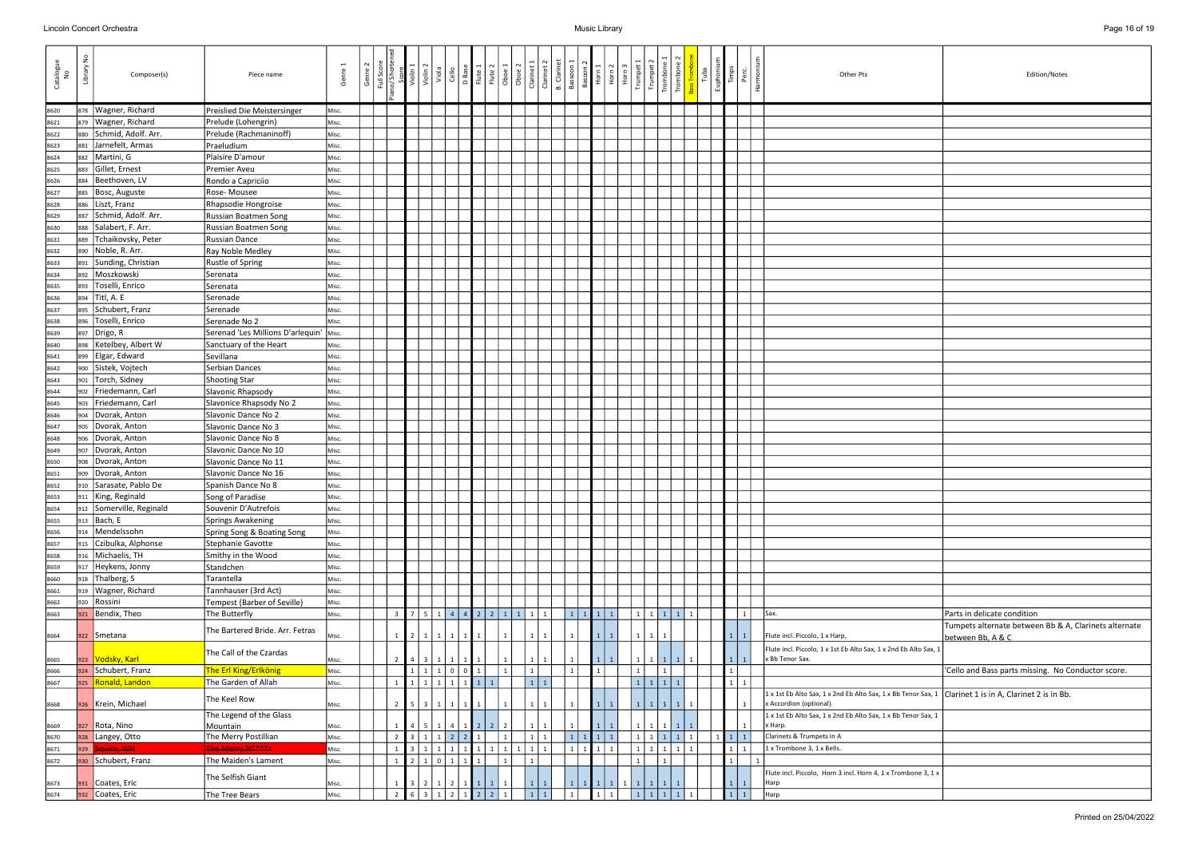| Catalogue No | Library No | Composer(s) | Piece name | Genre 1 | Genre 2 | Full Score | Piano/Shortened Score | Violin 1 | Violin 2 | Viola | Cello | D Base | Flute 1 | Flute 2 | Oboe 1 | Oboe 2 | Clarinet 1 | Clarinet 2 | B. Clarinet | Bassoon 1 | Bassoon 2 | Horn 1 | Horn 2 | Horn 3 | Trumpet 1 | Trumpet 2 | Trombone 1 | Trombone 2 | Bass Trombone | Tuba | Euphonium | Timps | Perc. | Harmonium | Other Pts | Edition/Notes |
|---|---|---|---|---|---|---|---|---|---|---|---|---|---|---|---|---|---|---|---|---|---|---|---|---|---|---|---|---|---|---|---|---|---|---|---|---|
| 8620 | 878 | Wagner, Richard | Preislied Die Meistersinger | Misc. | | | | | | | | | | | | | | | | | | | | | | | | | | | | | | | | |
| 8621 | 879 | Wagner, Richard | Prelude (Lohengrin) | Misc. | | | | | | | | | | | | | | | | | | | | | | | | | | | | | | | | |
| 8622 | 880 | Schmid, Adolf. Arr. | Prelude (Rachmaninoff) | Misc. | | | | | | | | | | | | | | | | | | | | | | | | | | | | | | | | |
| 8623 | 881 | Jarnefelt, Armas | Praeludium | Misc. | | | | | | | | | | | | | | | | | | | | | | | | | | | | | | | | |
| 8624 | 882 | Martini, G | Plaisire D'amour | Misc. | | | | | | | | | | | | | | | | | | | | | | | | | | | | | | | | |
| 8625 | 883 | Gillet, Ernest | Premier Aveu | Misc. | | | | | | | | | | | | | | | | | | | | | | | | | | | | | | | | |
| 8626 | 884 | Beethoven, LV | Rondo a Capriciio | Misc. | | | | | | | | | | | | | | | | | | | | | | | | | | | | | | | | |
| 8627 | 885 | Bosc, Auguste | Rose- Mousee | Misc. | | | | | | | | | | | | | | | | | | | | | | | | | | | | | | | | |
| 8628 | 886 | Liszt, Franz | Rhapsodie Hongroise | Misc. | | | | | | | | | | | | | | | | | | | | | | | | | | | | | | | | |
| 8629 | 887 | Schmid, Adolf. Arr. | Russian Boatmen Song | Misc. | | | | | | | | | | | | | | | | | | | | | | | | | | | | | | | | |
| 8630 | 888 | Salabert, F. Arr. | Russian Boatmen Song | Misc. | | | | | | | | | | | | | | | | | | | | | | | | | | | | | | | | |
| 8631 | 889 | Tchaikovsky, Peter | Russian Dance | Misc. | | | | | | | | | | | | | | | | | | | | | | | | | | | | | | | | |
| 8632 | 890 | Noble, R. Arr. | Ray Noble Medley | Misc. | | | | | | | | | | | | | | | | | | | | | | | | | | | | | | | | |
| 8633 | 891 | Sunding, Christian | Rustle of Spring | Misc. | | | | | | | | | | | | | | | | | | | | | | | | | | | | | | | | |
| 8634 | 892 | Moszkowski | Serenata | Misc. | | | | | | | | | | | | | | | | | | | | | | | | | | | | | | | | |
| 8635 | 893 | Toselli, Enrico | Serenata | Misc. | | | | | | | | | | | | | | | | | | | | | | | | | | | | | | | | |
| 8636 | 894 | Titl, A. E | Serenade | Misc. | | | | | | | | | | | | | | | | | | | | | | | | | | | | | | | | |
| 8637 | 895 | Schubert, Franz | Serenade | Misc. | | | | | | | | | | | | | | | | | | | | | | | | | | | | | | | | |
| 8638 | 896 | Toselli, Enrico | Serenade No 2 | Misc. | | | | | | | | | | | | | | | | | | | | | | | | | | | | | | | | |
| 8639 | 897 | Drigo, R | Serenad 'Les Millions D'arlequin' | Misc. | | | | | | | | | | | | | | | | | | | | | | | | | | | | | | | | |
| 8640 | 898 | Ketelbey, Albert W | Sanctuary of the Heart | Misc. | | | | | | | | | | | | | | | | | | | | | | | | | | | | | | | | |
| 8641 | 899 | Elgar, Edward | Sevillana | Misc. | | | | | | | | | | | | | | | | | | | | | | | | | | | | | | | | |
| 8642 | 900 | Sistek, Vojtech | Serbian Dances | Misc. | | | | | | | | | | | | | | | | | | | | | | | | | | | | | | | | |
| 8643 | 901 | Torch, Sidney | Shooting Star | Misc. | | | | | | | | | | | | | | | | | | | | | | | | | | | | | | | | |
| 8644 | 902 | Friedemann, Carl | Slavonic Rhapsody | Misc. | | | | | | | | | | | | | | | | | | | | | | | | | | | | | | | | |
| 8645 | 903 | Friedemann, Carl | Slavonice Rhapsody No 2 | Misc. | | | | | | | | | | | | | | | | | | | | | | | | | | | | | | | | |
| 8646 | 904 | Dvorak, Anton | Slavonic Dance No 2 | Misc. | | | | | | | | | | | | | | | | | | | | | | | | | | | | | | | | |
| 8647 | 905 | Dvorak, Anton | Slavonic Dance No 3 | Misc. | | | | | | | | | | | | | | | | | | | | | | | | | | | | | | | | |
| 8648 | 906 | Dvorak, Anton | Slavonic Dance No 8 | Misc. | | | | | | | | | | | | | | | | | | | | | | | | | | | | | | | | |
| 8649 | 907 | Dvorak, Anton | Slavonic Dance No 10 | Misc. | | | | | | | | | | | | | | | | | | | | | | | | | | | | | | | | |
| 8650 | 908 | Dvorak, Anton | Slavonic Dance No 11 | Misc. | | | | | | | | | | | | | | | | | | | | | | | | | | | | | | | | |
| 8651 | 909 | Dvorak, Anton | Slavonic Dance No 16 | Misc. | | | | | | | | | | | | | | | | | | | | | | | | | | | | | | | | |
| 8652 | 910 | Sarasate, Pablo De | Spanish Dance No 8 | Misc. | | | | | | | | | | | | | | | | | | | | | | | | | | | | | | | | |
| 8653 | 911 | King, Reginald | Song of Paradise | Misc. | | | | | | | | | | | | | | | | | | | | | | | | | | | | | | | | |
| 8654 | 912 | Somerville, Reginald | Souvenir D'Autrefois | Misc. | | | | | | | | | | | | | | | | | | | | | | | | | | | | | | | | |
| 8655 | 913 | Bach, E | Springs Awakening | Misc. | | | | | | | | | | | | | | | | | | | | | | | | | | | | | | | | |
| 8656 | 914 | Mendelssohn | Spring Song & Boating Song | Misc. | | | | | | | | | | | | | | | | | | | | | | | | | | | | | | | | |
| 8657 | 915 | Czibulka, Alphonse | Stephanie Gavotte | Misc. | | | | | | | | | | | | | | | | | | | | | | | | | | | | | | | | |
| 8658 | 916 | Michaelis, TH | Smithy in the Wood | Misc. | | | | | | | | | | | | | | | | | | | | | | | | | | | | | | | | |
| 8659 | 917 | Heykens, Jonny | Standchen | Misc. | | | | | | | | | | | | | | | | | | | | | | | | | | | | | | | | |
| 8660 | 918 | Thalberg, S | Tarantella | Misc. | | | | | | | | | | | | | | | | | | | | | | | | | | | | | | | | |
| 8661 | 919 | Wagner, Richard | Tannhauser (3rd Act) | Misc. | | | | | | | | | | | | | | | | | | | | | | | | | | | | | | | | |
| 8662 | 920 | Rossini | Tempest (Barber of Seville) | Misc. | | | | | | | | | | | | | | | | | | | | | | | | | | | | | | | | |
| 8663 | 921 | Bendix, Theo | The Butterfly | Misc. | | | 3 | 7 | 5 | 1 | 4 | 4 | 2 | 2 | 1 | 1 | 1 | 1 | | 1 | 1 | 1 | 1 | | 1 | 1 | 1 | 1 | 1 | | | | 1 | | Sax. | Parts in delicate condition |
| 8664 | 922 | Smetana | The Bartered Bride. Arr. Fetras | Misc. | | | 1 | 2 | 1 | 1 | 1 | 1 | 1 | | 1 | | 1 | 1 | | 1 | | 1 | 1 | | 1 | 1 | 1 | | | | | 1 | 1 | | Flute incl. Piccolo, 1 x Harp, | Tumpets alternate between Bb & A, Clarinets alternate between Bb, A & C |
| 8665 | 923 | Vodsky, Karl | The Call of the Czardas | Misc. | | | 2 | 4 | 3 | 1 | 1 | 1 | 1 | | 1 | | 1 | 1 | | 1 | | 1 | 1 | | 1 | 1 | 1 | 1 | 1 | | | 1 | 1 | | Flute incl. Piccolo, 1 x 1st Eb Alto Sax, 1 x 2nd Eb Alto Sax, 1 x Bb Tenor Sax. | |
| 8666 | 924 | Schubert, Franz | The Erl King/Erlkönig | Misc. | | | | 1 | 1 | 1 | 0 | 0 | 1 | | 1 | | 1 | | | 1 | | 1 | | | 1 | | 1 | | | | | 1 | | | | 'Cello and Bass parts missing. No Conductor score. |
| 8667 | 925 | Ronald, Landon | The Garden of Allah | Misc. | | | 1 | 1 | 1 | 1 | 1 | 1 | 1 | 1 | | | 1 | 1 | | | | | | | 1 | 1 | 1 | 1 | | | | 1 | 1 | | | |
| 8668 | 926 | Krein, Michael | The Keel Row | Misc. | | | 2 | 5 | 3 | 1 | 1 | 1 | 1 | | 1 | | 1 | 1 | | 1 | | 1 | 1 | | 1 | 1 | 1 | 1 | 1 | | | | 1 | | 1 x 1st Eb Alto Sax, 1 x 2nd Eb Alto Sax, 1 x Bb Tenor Sax, 1 x Accordion (optional). | Clarinet 1 is in A, Clarinet 2 is in Bb. |
| 8669 | 927 | Rota, Nino | The Legend of the Glass Mountain | Misc. | | | 1 | 4 | 5 | 1 | 4 | 1 | 2 | 2 | 2 | | 1 | 1 | | 1 | | 1 | 1 | | 1 | 1 | 1 | 1 | 1 | | | | 1 | | 1 x 1st Eb Alto Sax, 1 x 2nd Eb Alto Sax, 1 x Bb Tenor Sax, 1 x Harp. | |
| 8670 | 928 | Langey, Otto | The Merry Postillian | Misc. | | | 2 | 3 | 1 | 1 | 2 | 2 | 1 | | 1 | | 1 | 1 | | 1 | 1 | 1 | 1 | | 1 | 1 | 1 | 1 | 1 | | 1 | 1 | 1 | | Clarinets & Trumpets in A | |
| 8671 | 929 | ~~Squire, WH~~ | ~~The Merry N****~~ | Misc. | | | 1 | 3 | 1 | 1 | 1 | 1 | 1 | 1 | 1 | 1 | 1 | 1 | | 1 | 1 | 1 | 1 | | 1 | 1 | 1 | 1 | 1 | | | 1 | 1 | | 1 x Trombone 3, 1 x Bells. | |
| 8672 | 930 | Schubert, Franz | The Maiden's Lament | Misc. | | | 1 | 2 | 1 | 0 | 1 | 1 | 1 | | 1 | | 1 | | | | | | | | 1 | | 1 | | | | | 1 | | 1 | | |
| 8673 | 931 | Coates, Eric | The Selfish Giant | Misc. | | | 1 | 3 | 2 | 1 | 2 | 1 | 1 | 1 | 1 | | 1 | 1 | | 1 | 1 | 1 | 1 | 1 | 1 | 1 | 1 | 1 | | | | 1 | 1 | | Flute incl. Piccolo, Horn 3 incl. Horn 4, 1 x Trombone 3, 1 x Harp | |
| 8674 | 932 | Coates, Eric | The Tree Bears | Misc. | | | 2 | 6 | 3 | 1 | 2 | 1 | 2 | 2 | 1 | | 1 | 1 | | 1 | | 1 | 1 | | 1 | 1 | 1 | 1 | 1 | | | 1 | 1 | | Harp | |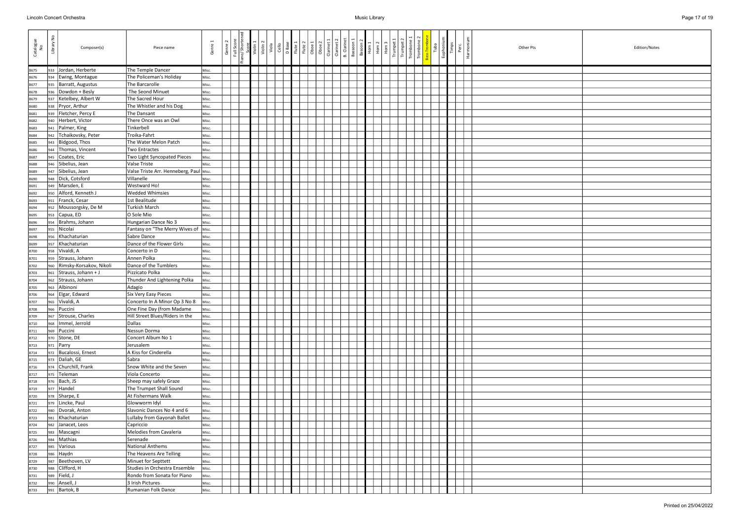| Catalogue No | Library No | Composer(s) | Piece name | Genre 1 | Genre 2 | Full Score | Piano/Shortened Score | Violin 1 | Violin 2 | Viola | Cello | D Base | Flute 1 | Flute 2 | Oboe 1 | Oboe 2 | Clarinet 1 | Clarinet 2 | B. Clarinet | Bassoon 1 | Bassoon 2 | Horn 1 | Horn 2 | Horn 3 | Trumpet 1 | Trumpet 2 | Trombone 1 | Trombone 2 | Bass Trombone | Tuba | Euphonium | Timps | Perc. | Harmonium | Other Pts | Edition/Notes |
|---|---|---|---|---|---|---|---|---|---|---|---|---|---|---|---|---|---|---|---|---|---|---|---|---|---|---|---|---|---|---|---|---|---|---|---|---|
| 8675 | 933 | Jordan, Herberte | The Temple Dancer | Misc. | | | | | | | | | | | | | | | | | | | | | | | | | | | | | | | | |
| 8676 | 934 | Ewing, Montague | The Policeman's Holiday | Misc. | | | | | | | | | | | | | | | | | | | | | | | | | | | | | | | | |
| 8677 | 935 | Barratt, Augustus | The Barcarolle | Misc. | | | | | | | | | | | | | | | | | | | | | | | | | | | | | | | | |
| 8678 | 936 | Dowdon + Besly | The Seond Minuet | Misc. | | | | | | | | | | | | | | | | | | | | | | | | | | | | | | | | |
| 8679 | 937 | Ketelbey, Albert W | The Sacred Hour | Misc. | | | | | | | | | | | | | | | | | | | | | | | | | | | | | | | | |
| 8680 | 938 | Pryor, Arthur | The Whistler and his Dog | Misc. | | | | | | | | | | | | | | | | | | | | | | | | | | | | | | | | |
| 8681 | 939 | Fletcher, Percy E | The Dansant | Misc. | | | | | | | | | | | | | | | | | | | | | | | | | | | | | | | | |
| 8682 | 940 | Herbert, Victor | There Once was an Owl | Misc. | | | | | | | | | | | | | | | | | | | | | | | | | | | | | | | | |
| 8683 | 941 | Palmer, King | Tinkerbell | Misc. | | | | | | | | | | | | | | | | | | | | | | | | | | | | | | | | |
| 8684 | 942 | Tchaikovsky, Peter | Troika-Fahrt | Misc. | | | | | | | | | | | | | | | | | | | | | | | | | | | | | | | | |
| 8685 | 943 | Bidgood, Thos | The Water Melon Patch | Misc. | | | | | | | | | | | | | | | | | | | | | | | | | | | | | | | | |
| 8686 | 944 | Thomas, Vincent | Two Entractes | Misc. | | | | | | | | | | | | | | | | | | | | | | | | | | | | | | | | |
| 8687 | 945 | Coates, Eric | Two Light Syncopated Pieces | Misc. | | | | | | | | | | | | | | | | | | | | | | | | | | | | | | | | |
| 8688 | 946 | Sibelius, Jean | Valse Triste | Misc. | | | | | | | | | | | | | | | | | | | | | | | | | | | | | | | | |
| 8689 | 947 | Sibelius, Jean | Valse Triste Arr. Henneberg, Paul | Misc. | | | | | | | | | | | | | | | | | | | | | | | | | | | | | | | | |
| 8690 | 948 | Dick, Cotsford | Villanelle | Misc. | | | | | | | | | | | | | | | | | | | | | | | | | | | | | | | | |
| 8691 | 949 | Marsden, E | Westward Ho! | Misc. | | | | | | | | | | | | | | | | | | | | | | | | | | | | | | | | |
| 8692 | 950 | Alford, Kenneth J | Wedded Whimsies | Misc. | | | | | | | | | | | | | | | | | | | | | | | | | | | | | | | | |
| 8693 | 951 | Franck, Cesar | 1st Bealitude | Misc. | | | | | | | | | | | | | | | | | | | | | | | | | | | | | | | | |
| 8694 | 952 | Moussorgsky, De M | Turkish March | Misc. | | | | | | | | | | | | | | | | | | | | | | | | | | | | | | | | |
| 8695 | 953 | Capua, ED | O Sole Mio | Misc. | | | | | | | | | | | | | | | | | | | | | | | | | | | | | | | | |
| 8696 | 954 | Brahms, Johann | Hungarian Dance No 3 | Misc. | | | | | | | | | | | | | | | | | | | | | | | | | | | | | | | | |
| 8697 | 955 | Nicolai | Fantasy on "The Merry Wives of | Misc. | | | | | | | | | | | | | | | | | | | | | | | | | | | | | | | | |
| 8698 | 956 | Khachaturian | Sabre Dance | Misc. | | | | | | | | | | | | | | | | | | | | | | | | | | | | | | | | |
| 8699 | 957 | Khachaturian | Dance of the Flower Girls | Misc. | | | | | | | | | | | | | | | | | | | | | | | | | | | | | | | | |
| 8700 | 958 | Vivaldi, A | Concerto in D | Misc. | | | | | | | | | | | | | | | | | | | | | | | | | | | | | | | | |
| 8701 | 959 | Strauss, Johann | Annen Polka | Misc. | | | | | | | | | | | | | | | | | | | | | | | | | | | | | | | | |
| 8702 | 960 | Rimsky-Korsakov, Nikoli | Dance of the Tumblers | Misc. | | | | | | | | | | | | | | | | | | | | | | | | | | | | | | | | |
| 8703 | 961 | Strauss, Johann + J | Pizzicato Polka | Misc. | | | | | | | | | | | | | | | | | | | | | | | | | | | | | | | | |
| 8704 | 962 | Strauss, Johann | Thunder And Lightening Polka | Misc. | | | | | | | | | | | | | | | | | | | | | | | | | | | | | | | | |
| 8705 | 963 | Albinoni | Adagio | Misc. | | | | | | | | | | | | | | | | | | | | | | | | | | | | | | | | |
| 8706 | 964 | Elgar, Edward | Six Very Easy Pieces | Misc. | | | | | | | | | | | | | | | | | | | | | | | | | | | | | | | | |
| 8707 | 965 | Vivaldi, A | Concerto In A Minor Op 3 No 8 | Misc. | | | | | | | | | | | | | | | | | | | | | | | | | | | | | | | | |
| 8708 | 966 | Puccini | One Fine Day (from Madame | Misc. | | | | | | | | | | | | | | | | | | | | | | | | | | | | | | | | |
| 8709 | 967 | Strouse, Charles | Hill Street Blues/Riders in the | Misc. | | | | | | | | | | | | | | | | | | | | | | | | | | | | | | | | |
| 8710 | 968 | Immel, Jerrold | Dallas | Misc. | | | | | | | | | | | | | | | | | | | | | | | | | | | | | | | | |
| 8711 | 969 | Puccini | Nessun Dorma | Misc. | | | | | | | | | | | | | | | | | | | | | | | | | | | | | | | | |
| 8712 | 970 | Stone, DE | Concert Album No 1 | Misc. | | | | | | | | | | | | | | | | | | | | | | | | | | | | | | | | |
| 8713 | 971 | Parry | Jerusalem | Misc. | | | | | | | | | | | | | | | | | | | | | | | | | | | | | | | | |
| 8714 | 972 | Bucalossi, Ernest | A Kiss for Cinderella | Misc. | | | | | | | | | | | | | | | | | | | | | | | | | | | | | | | | |
| 8715 | 973 | Daliah, GE | Sabra | Misc. | | | | | | | | | | | | | | | | | | | | | | | | | | | | | | | | |
| 8716 | 974 | Churchill, Frank | Snow White and the Seven | Misc. | | | | | | | | | | | | | | | | | | | | | | | | | | | | | | | | |
| 8717 | 975 | Teleman | Viola Concerto | Misc. | | | | | | | | | | | | | | | | | | | | | | | | | | | | | | | | |
| 8718 | 976 | Bach, JS | Sheep may safely Graze | Misc. | | | | | | | | | | | | | | | | | | | | | | | | | | | | | | | | |
| 8719 | 977 | Handel | The Trumpet Shall Sound | Misc. | | | | | | | | | | | | | | | | | | | | | | | | | | | | | | | | |
| 8720 | 978 | Sharpe, E | At Fishermans Walk | Misc. | | | | | | | | | | | | | | | | | | | | | | | | | | | | | | | | |
| 8721 | 979 | Lincke, Paul | Glowworm Idyl | Misc. | | | | | | | | | | | | | | | | | | | | | | | | | | | | | | | | |
| 8722 | 980 | Dvorak, Anton | Slavonic Dances No 4 and 6 | Misc. | | | | | | | | | | | | | | | | | | | | | | | | | | | | | | | | |
| 8723 | 981 | Khachaturian | Lullaby from Gayonah Ballet | Misc. | | | | | | | | | | | | | | | | | | | | | | | | | | | | | | | | |
| 8724 | 982 | Janacet, Leos | Capriccio | Misc. | | | | | | | | | | | | | | | | | | | | | | | | | | | | | | | | |
| 8725 | 983 | Mascagni | Melodies from Cavaleria | Misc. | | | | | | | | | | | | | | | | | | | | | | | | | | | | | | | | |
| 8726 | 984 | Mathias | Serenade | Misc. | | | | | | | | | | | | | | | | | | | | | | | | | | | | | | | | |
| 8727 | 985 | Various | National Anthems | Misc. | | | | | | | | | | | | | | | | | | | | | | | | | | | | | | | | |
| 8728 | 986 | Haydn | The Heavens Are Telling | Misc. | | | | | | | | | | | | | | | | | | | | | | | | | | | | | | | | |
| 8729 | 987 | Beethoven, LV | Minuet for Septtett | Misc. | | | | | | | | | | | | | | | | | | | | | | | | | | | | | | | | |
| 8730 | 988 | Clifford, H | Studies in Orchestra Ensemble | Misc. | | | | | | | | | | | | | | | | | | | | | | | | | | | | | | | | |
| 8731 | 989 | Field, J | Rondo from Sonata for Piano | Misc. | | | | | | | | | | | | | | | | | | | | | | | | | | | | | | | | |
| 8732 | 990 | Ansell, J | 3 Irish Pictures | Misc. | | | | | | | | | | | | | | | | | | | | | | | | | | | | | | | | |
| 8733 | 991 | Bartok, B | Rumanian Folk Dance | Misc. | | | | | | | | | | | | | | | | | | | | | | | | | | | | | | | | |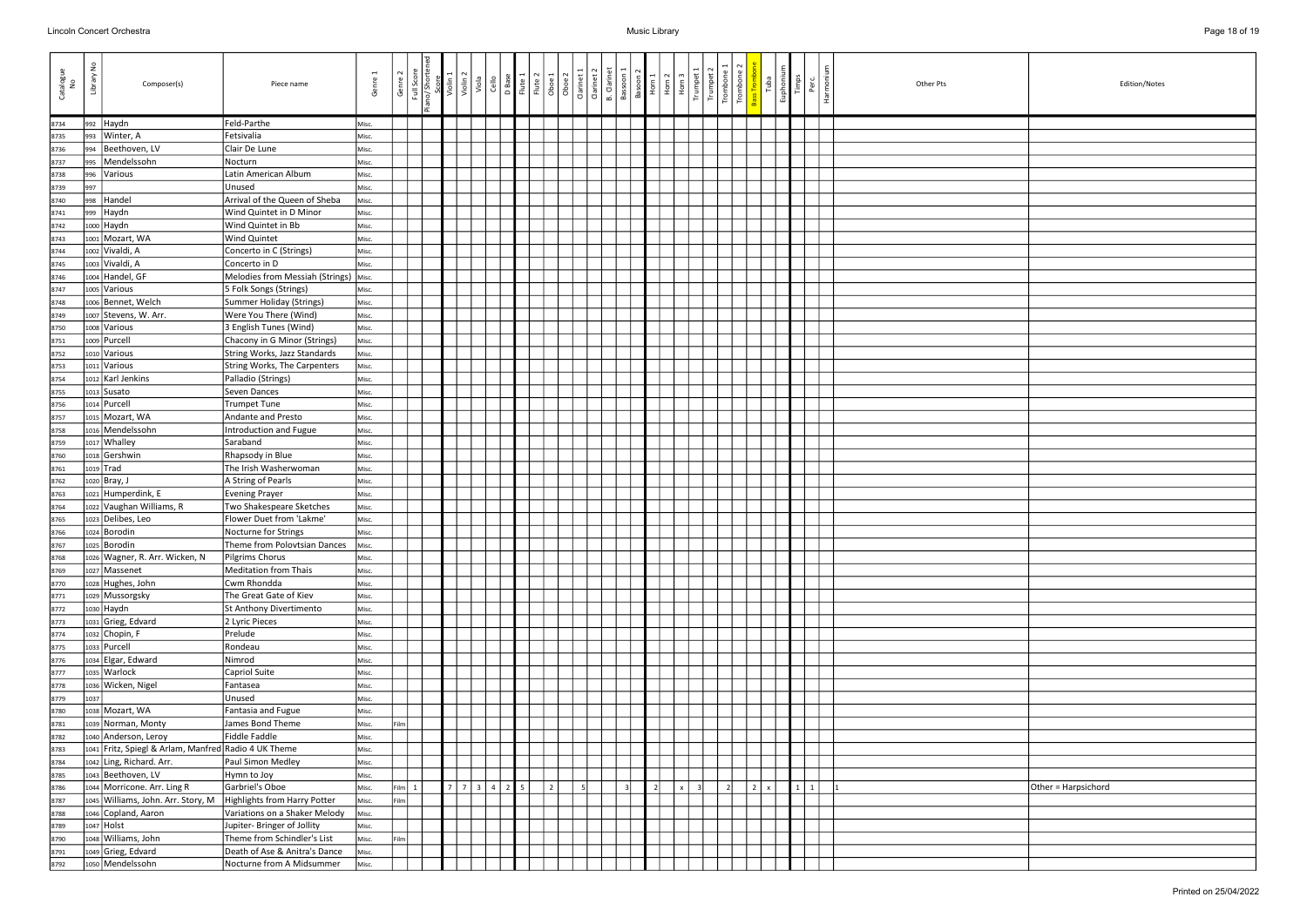| Catalogue No | Library No | Composer(s) | Piece name | Genre 1 | Genre 2 | Full Score | Piano/Shortened Score | Violin 1 | Violin 2 | Viola | Cello | D Base | Flute 1 | Flute 2 | Oboe 1 | Oboe 2 | Clarinet 1 | Clarinet 2 | B. Clarinet | Bassoon 1 | Bassoon 2 | Horn 1 | Horn 2 | Horn 3 | Trumpet 1 | Trumpet 2 | Trombone 1 | Trombone 2 | Bass Trombone | Tuba | Euphonium | Timps | Perc. | Harmonium | Other Pts | Edition/Notes |
|---|---|---|---|---|---|---|---|---|---|---|---|---|---|---|---|---|---|---|---|---|---|---|---|---|---|---|---|---|---|---|---|---|---|---|---|---|
| 8734 | 992 | Haydn | Feld-Parthe | Misc. | | | | | | | | | | | | | | | | | | | | | | | | | | | | | | | | |
| 8735 | 993 | Winter, A | Fetsivalia | Misc. | | | | | | | | | | | | | | | | | | | | | | | | | | | | | | | | |
| 8736 | 994 | Beethoven, LV | Clair De Lune | Misc. | | | | | | | | | | | | | | | | | | | | | | | | | | | | | | | | |
| 8737 | 995 | Mendelssohn | Nocturn | Misc. | | | | | | | | | | | | | | | | | | | | | | | | | | | | | | | | |
| 8738 | 996 | Various | Latin American Album | Misc. | | | | | | | | | | | | | | | | | | | | | | | | | | | | | | | | |
| 8739 | 997 | | Unused | Misc. | | | | | | | | | | | | | | | | | | | | | | | | | | | | | | | | |
| 8740 | 998 | Handel | Arrival of the Queen of Sheba | Misc. | | | | | | | | | | | | | | | | | | | | | | | | | | | | | | | | |
| 8741 | 999 | Haydn | Wind Quintet in D Minor | Misc. | | | | | | | | | | | | | | | | | | | | | | | | | | | | | | | | |
| 8742 | 1000 | Haydn | Wind Quintet in Bb | Misc. | | | | | | | | | | | | | | | | | | | | | | | | | | | | | | | | |
| 8743 | 1001 | Mozart, WA | Wind Quintet | Misc. | | | | | | | | | | | | | | | | | | | | | | | | | | | | | | | | |
| 8744 | 1002 | Vivaldi, A | Concerto in C (Strings) | Misc. | | | | | | | | | | | | | | | | | | | | | | | | | | | | | | | | |
| 8745 | 1003 | Vivaldi, A | Concerto in D | Misc. | | | | | | | | | | | | | | | | | | | | | | | | | | | | | | | | |
| 8746 | 1004 | Handel, GF | Melodies from Messiah (Strings) | Misc. | | | | | | | | | | | | | | | | | | | | | | | | | | | | | | | | |
| 8747 | 1005 | Various | 5 Folk Songs (Strings) | Misc. | | | | | | | | | | | | | | | | | | | | | | | | | | | | | | | | |
| 8748 | 1006 | Bennet, Welch | Summer Holiday (Strings) | Misc. | | | | | | | | | | | | | | | | | | | | | | | | | | | | | | | | |
| 8749 | 1007 | Stevens, W. Arr. | Were You There (Wind) | Misc. | | | | | | | | | | | | | | | | | | | | | | | | | | | | | | | | |
| 8750 | 1008 | Various | 3 English Tunes (Wind) | Misc. | | | | | | | | | | | | | | | | | | | | | | | | | | | | | | | | |
| 8751 | 1009 | Purcell | Chacony in G Minor (Strings) | Misc. | | | | | | | | | | | | | | | | | | | | | | | | | | | | | | | | |
| 8752 | 1010 | Various | String Works, Jazz Standards | Misc. | | | | | | | | | | | | | | | | | | | | | | | | | | | | | | | | |
| 8753 | 1011 | Various | String Works, The Carpenters | Misc. | | | | | | | | | | | | | | | | | | | | | | | | | | | | | | | | |
| 8754 | 1012 | Karl Jenkins | Palladio (Strings) | Misc. | | | | | | | | | | | | | | | | | | | | | | | | | | | | | | | | |
| 8755 | 1013 | Susato | Seven Dances | Misc. | | | | | | | | | | | | | | | | | | | | | | | | | | | | | | | | |
| 8756 | 1014 | Purcell | Trumpet Tune | Misc. | | | | | | | | | | | | | | | | | | | | | | | | | | | | | | | | |
| 8757 | 1015 | Mozart, WA | Andante and Presto | Misc. | | | | | | | | | | | | | | | | | | | | | | | | | | | | | | | | |
| 8758 | 1016 | Mendelssohn | Introduction and Fugue | Misc. | | | | | | | | | | | | | | | | | | | | | | | | | | | | | | | | |
| 8759 | 1017 | Whalley | Saraband | Misc. | | | | | | | | | | | | | | | | | | | | | | | | | | | | | | | | |
| 8760 | 1018 | Gershwin | Rhapsody in Blue | Misc. | | | | | | | | | | | | | | | | | | | | | | | | | | | | | | | | |
| 8761 | 1019 | Trad | The Irish Washerwoman | Misc. | | | | | | | | | | | | | | | | | | | | | | | | | | | | | | | | |
| 8762 | 1020 | Bray, J | A String of Pearls | Misc. | | | | | | | | | | | | | | | | | | | | | | | | | | | | | | | | |
| 8763 | 1021 | Humperdink, E | Evening Prayer | Misc. | | | | | | | | | | | | | | | | | | | | | | | | | | | | | | | | |
| 8764 | 1022 | Vaughan Williams, R | Two Shakespeare Sketches | Misc. | | | | | | | | | | | | | | | | | | | | | | | | | | | | | | | | |
| 8765 | 1023 | Delibes, Leo | Flower Duet from 'Lakme' | Misc. | | | | | | | | | | | | | | | | | | | | | | | | | | | | | | | | |
| 8766 | 1024 | Borodin | Nocturne for Strings | Misc. | | | | | | | | | | | | | | | | | | | | | | | | | | | | | | | | |
| 8767 | 1025 | Borodin | Theme from Polovtsian Dances | Misc. | | | | | | | | | | | | | | | | | | | | | | | | | | | | | | | | |
| 8768 | 1026 | Wagner, R. Arr. Wicken, N | Pilgrims Chorus | Misc. | | | | | | | | | | | | | | | | | | | | | | | | | | | | | | | | |
| 8769 | 1027 | Massenet | Meditation from Thais | Misc. | | | | | | | | | | | | | | | | | | | | | | | | | | | | | | | | |
| 8770 | 1028 | Hughes, John | Cwm Rhondda | Misc. | | | | | | | | | | | | | | | | | | | | | | | | | | | | | | | | |
| 8771 | 1029 | Mussorgsky | The Great Gate of Kiev | Misc. | | | | | | | | | | | | | | | | | | | | | | | | | | | | | | | | |
| 8772 | 1030 | Haydn | St Anthony Divertimento | Misc. | | | | | | | | | | | | | | | | | | | | | | | | | | | | | | | | |
| 8773 | 1031 | Grieg, Edvard | 2 Lyric Pieces | Misc. | | | | | | | | | | | | | | | | | | | | | | | | | | | | | | | | |
| 8774 | 1032 | Chopin, F | Prelude | Misc. | | | | | | | | | | | | | | | | | | | | | | | | | | | | | | | | |
| 8775 | 1033 | Purcell | Rondeau | Misc. | | | | | | | | | | | | | | | | | | | | | | | | | | | | | | | | |
| 8776 | 1034 | Elgar, Edward | Nimrod | Misc. | | | | | | | | | | | | | | | | | | | | | | | | | | | | | | | | |
| 8777 | 1035 | Warlock | Capriol Suite | Misc. | | | | | | | | | | | | | | | | | | | | | | | | | | | | | | | | |
| 8778 | 1036 | Wicken, Nigel | Fantasea | Misc. | | | | | | | | | | | | | | | | | | | | | | | | | | | | | | | | |
| 8779 | 1037 | | Unused | Misc. | | | | | | | | | | | | | | | | | | | | | | | | | | | | | | | | |
| 8780 | 1038 | Mozart, WA | Fantasia and Fugue | Misc. | | | | | | | | | | | | | | | | | | | | | | | | | | | | | | | | |
| 8781 | 1039 | Norman, Monty | James Bond Theme | Misc. | Film | | | | | | | | | | | | | | | | | | | | | | | | | | | | | | | |
| 8782 | 1040 | Anderson, Leroy | Fiddle Faddle | Misc. | | | | | | | | | | | | | | | | | | | | | | | | | | | | | | | | |
| 8783 | 1041 | Fritz, Spiegl & Arlam, Manfred | Radio 4 UK Theme | Misc. | | | | | | | | | | | | | | | | | | | | | | | | | | | | | | | | |
| 8784 | 1042 | Ling, Richard. Arr. | Paul Simon Medley | Misc. | | | | | | | | | | | | | | | | | | | | | | | | | | | | | | | | |
| 8785 | 1043 | Beethoven, LV | Hymn to Joy | Misc. | | | | | | | | | | | | | | | | | | | | | | | | | | | | | | | | |
| 8786 | 1044 | Morricone. Arr. Ling R | Garbriel's Oboe | Misc. | Film | 1 | | 7 | 7 | 3 | 4 | 2 | 5 | | 2 | | 5 | | | 3 | | 2 | | x | 3 | | 2 | | 2 | x | | 1 | 1 | | 1 | Other = Harpsichord |
| 8787 | 1045 | Williams, John. Arr. Story, M | Highlights from Harry Potter | Misc. | Film | | | | | | | | | | | | | | | | | | | | | | | | | | | | | | | |
| 8788 | 1046 | Copland, Aaron | Variations on a Shaker Melody | Misc. | | | | | | | | | | | | | | | | | | | | | | | | | | | | | | | | |
| 8789 | 1047 | Holst | Jupiter- Bringer of Jollity | Misc. | | | | | | | | | | | | | | | | | | | | | | | | | | | | | | | | |
| 8790 | 1048 | Williams, John | Theme from Schindler's List | Misc. | Film | | | | | | | | | | | | | | | | | | | | | | | | | | | | | | | |
| 8791 | 1049 | Grieg, Edvard | Death of Ase & Anitra's Dance | Misc. | | | | | | | | | | | | | | | | | | | | | | | | | | | | | | | | |
| 8792 | 1050 | Mendelssohn | Nocturne from A Midsummer | Misc. | | | | | | | | | | | | | | | | | | | | | | | | | | | | | | | | |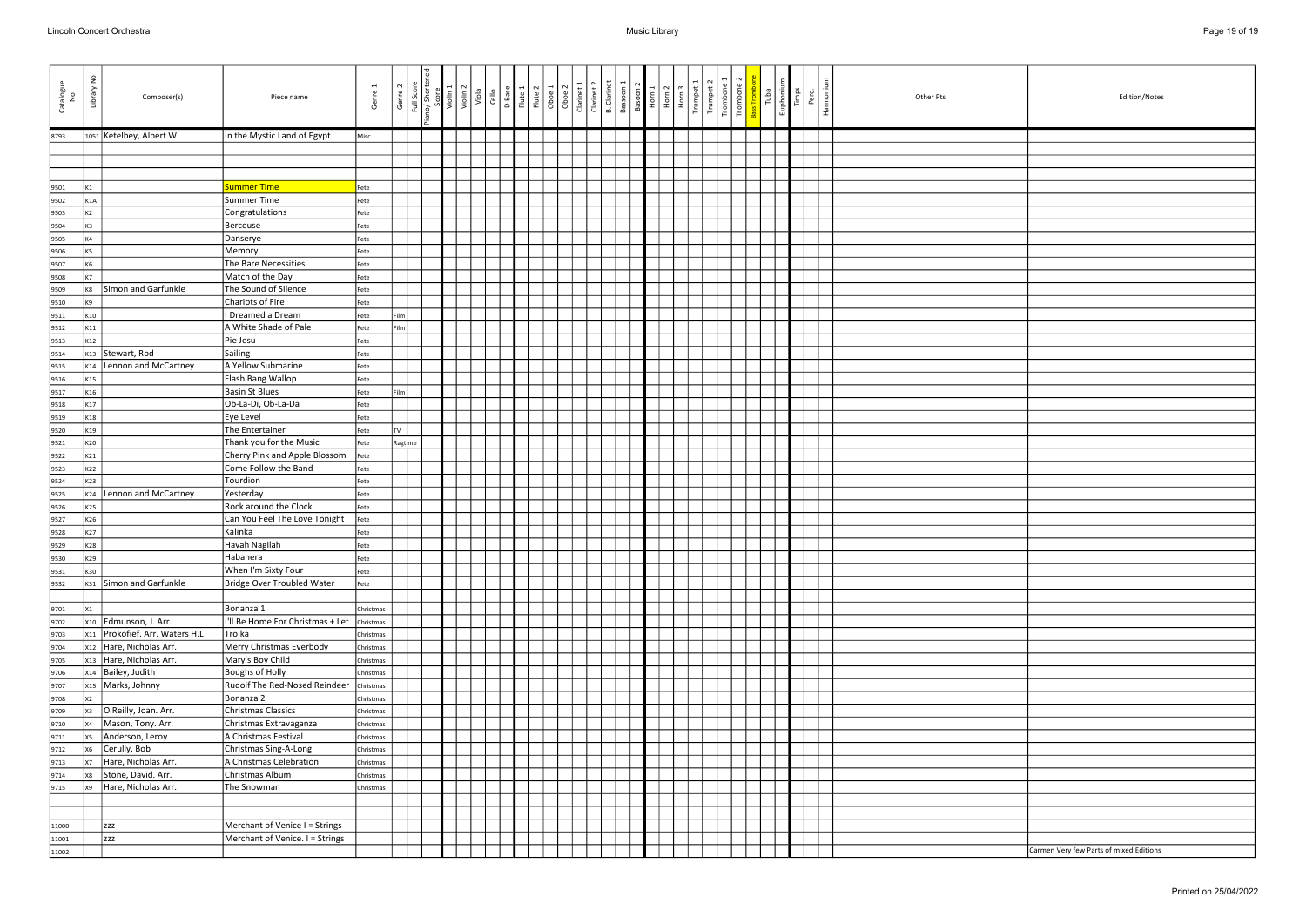| Catalogue No | Library No | Composer(s) | Piece name | Genre 1 | Genre 2 | Full Score | Piano/ Shortened Score | Violin 1 | Violin 2 | Viola | Cello | D Base | Flute 1 | Flute 2 | Oboe 1 | Oboe 2 | Clarinet 1 | Clarinet 2 | B. Clarinet | Bassoon 1 | Bassoon 2 | Horn 1 | Horn 2 | Horn 3 | Trumpet 1 | Trumpet 2 | Trombone 1 | Trombone 2 | Bass Trombone | Tuba | Euphonium | Timps | Perc. | Harmonium | Other Pts | Edition/Notes |
|---|---|---|---|---|---|---|---|---|---|---|---|---|---|---|---|---|---|---|---|---|---|---|---|---|---|---|---|---|---|---|---|---|---|---|---|---|
| 8793 | 1051 | Ketelbey, Albert W | In the Mystic Land of Egypt | Misc. | | | | | | | | | | | | | | | | | | | | | | | | | | | | | | | | |
| | | | | | | | | | | | | | | | | | | | | | | | | | | | | | | | | | | | | |
| | | | | | | | | | | | | | | | | | | | | | | | | | | | | | | | | | | | | |
| | | | | | | | | | | | | | | | | | | | | | | | | | | | | | | | | | | | | |
| 9501 | K1 | | Summer Time | Fete | | | | | | | | | | | | | | | | | | | | | | | | | | | | | | | | |
| 9502 | K1A | | Summer Time | Fete | | | | | | | | | | | | | | | | | | | | | | | | | | | | | | | | |
| 9503 | K2 | | Congratulations | Fete | | | | | | | | | | | | | | | | | | | | | | | | | | | | | | | | |
| 9504 | K3 | | Berceuse | Fete | | | | | | | | | | | | | | | | | | | | | | | | | | | | | | | | |
| 9505 | K4 | | Danserye | Fete | | | | | | | | | | | | | | | | | | | | | | | | | | | | | | | | |
| 9506 | K5 | | Memory | Fete | | | | | | | | | | | | | | | | | | | | | | | | | | | | | | | | |
| 9507 | K6 | | The Bare Necessities | Fete | | | | | | | | | | | | | | | | | | | | | | | | | | | | | | | | |
| 9508 | K7 | | Match of the Day | Fete | | | | | | | | | | | | | | | | | | | | | | | | | | | | | | | | |
| 9509 | K8 | Simon and Garfunkle | The Sound of Silence | Fete | | | | | | | | | | | | | | | | | | | | | | | | | | | | | | | | |
| 9510 | K9 | | Chariots of Fire | Fete | | | | | | | | | | | | | | | | | | | | | | | | | | | | | | | | |
| 9511 | K10 | | I Dreamed a Dream | Fete | Film | | | | | | | | | | | | | | | | | | | | | | | | | | | | | | | |
| 9512 | K11 | | A White Shade of Pale | Fete | Film | | | | | | | | | | | | | | | | | | | | | | | | | | | | | | | |
| 9513 | K12 | | Pie Jesu | Fete | | | | | | | | | | | | | | | | | | | | | | | | | | | | | | | | |
| 9514 | K13 | Stewart, Rod | Sailing | Fete | | | | | | | | | | | | | | | | | | | | | | | | | | | | | | | | |
| 9515 | K14 | Lennon and McCartney | A Yellow Submarine | Fete | | | | | | | | | | | | | | | | | | | | | | | | | | | | | | | | |
| 9516 | K15 | | Flash Bang Wallop | Fete | | | | | | | | | | | | | | | | | | | | | | | | | | | | | | | | |
| 9517 | K16 | | Basin St Blues | Fete | Film | | | | | | | | | | | | | | | | | | | | | | | | | | | | | | | |
| 9518 | K17 | | Ob-La-Di, Ob-La-Da | Fete | | | | | | | | | | | | | | | | | | | | | | | | | | | | | | | | |
| 9519 | K18 | | Eye Level | Fete | | | | | | | | | | | | | | | | | | | | | | | | | | | | | | | | |
| 9520 | K19 | | The Entertainer | Fete | TV | | | | | | | | | | | | | | | | | | | | | | | | | | | | | | | |
| 9521 | K20 | | Thank you for the Music | Fete | Ragtime | | | | | | | | | | | | | | | | | | | | | | | | | | | | | | | |
| 9522 | K21 | | Cherry Pink and Apple Blossom | Fete | | | | | | | | | | | | | | | | | | | | | | | | | | | | | | | | |
| 9523 | K22 | | Come Follow the Band | Fete | | | | | | | | | | | | | | | | | | | | | | | | | | | | | | | | |
| 9524 | K23 | | Tourdion | Fete | | | | | | | | | | | | | | | | | | | | | | | | | | | | | | | | |
| 9525 | K24 | Lennon and McCartney | Yesterday | Fete | | | | | | | | | | | | | | | | | | | | | | | | | | | | | | | | |
| 9526 | K25 | | Rock around the Clock | Fete | | | | | | | | | | | | | | | | | | | | | | | | | | | | | | | | |
| 9527 | K26 | | Can You Feel The Love Tonight | Fete | | | | | | | | | | | | | | | | | | | | | | | | | | | | | | | | |
| 9528 | K27 | | Kalinka | Fete | | | | | | | | | | | | | | | | | | | | | | | | | | | | | | | | |
| 9529 | K28 | | Havah Nagilah | Fete | | | | | | | | | | | | | | | | | | | | | | | | | | | | | | | | |
| 9530 | K29 | | Habanera | Fete | | | | | | | | | | | | | | | | | | | | | | | | | | | | | | | | |
| 9531 | K30 | | When I'm Sixty Four | Fete | | | | | | | | | | | | | | | | | | | | | | | | | | | | | | | | |
| 9532 | K31 | Simon and Garfunkle | Bridge Over Troubled Water | Fete | | | | | | | | | | | | | | | | | | | | | | | | | | | | | | | | |
| | | | | | | | | | | | | | | | | | | | | | | | | | | | | | | | | | | | | |
| 9701 | X1 | | Bonanza 1 | Christmas | | | | | | | | | | | | | | | | | | | | | | | | | | | | | | | | |
| 9702 | X10 | Edmunson, J. Arr. | I'll Be Home For Christmas + Let | Christmas | | | | | | | | | | | | | | | | | | | | | | | | | | | | | | | | |
| 9703 | X11 | Prokofief. Arr. Waters H.L | Troika | Christmas | | | | | | | | | | | | | | | | | | | | | | | | | | | | | | | | |
| 9704 | X12 | Hare, Nicholas Arr. | Merry Christmas Everbody | Christmas | | | | | | | | | | | | | | | | | | | | | | | | | | | | | | | | |
| 9705 | X13 | Hare, Nicholas Arr. | Mary's Boy Child | Christmas | | | | | | | | | | | | | | | | | | | | | | | | | | | | | | | | |
| 9706 | X14 | Bailey, Judith | Boughs of Holly | Christmas | | | | | | | | | | | | | | | | | | | | | | | | | | | | | | | | |
| 9707 | X15 | Marks, Johnny | Rudolf The Red-Nosed Reindeer | Christmas | | | | | | | | | | | | | | | | | | | | | | | | | | | | | | | | |
| 9708 | X2 | | Bonanza 2 | Christmas | | | | | | | | | | | | | | | | | | | | | | | | | | | | | | | | |
| 9709 | X3 | O'Reilly, Joan. Arr. | Christmas Classics | Christmas | | | | | | | | | | | | | | | | | | | | | | | | | | | | | | | | |
| 9710 | X4 | Mason, Tony. Arr. | Christmas Extravaganza | Christmas | | | | | | | | | | | | | | | | | | | | | | | | | | | | | | | | |
| 9711 | X5 | Anderson, Leroy | A Christmas Festival | Christmas | | | | | | | | | | | | | | | | | | | | | | | | | | | | | | | | |
| 9712 | X6 | Cerully, Bob | Christmas Sing-A-Long | Christmas | | | | | | | | | | | | | | | | | | | | | | | | | | | | | | | | |
| 9713 | X7 | Hare, Nicholas Arr. | A Christmas Celebration | Christmas | | | | | | | | | | | | | | | | | | | | | | | | | | | | | | | | |
| 9714 | X8 | Stone, David. Arr. | Christmas Album | Christmas | | | | | | | | | | | | | | | | | | | | | | | | | | | | | | | | |
| 9715 | X9 | Hare, Nicholas Arr. | The Snowman | Christmas | | | | | | | | | | | | | | | | | | | | | | | | | | | | | | | | |
| | | | | | | | | | | | | | | | | | | | | | | | | | | | | | | | | | | | | |
| | | | | | | | | | | | | | | | | | | | | | | | | | | | | | | | | | | | | |
| 11000 | | zzz | Merchant of Venice I = Strings | | | | | | | | | | | | | | | | | | | | | | | | | | | | | | | | | |
| 11001 | | zzz | Merchant of Venice. I = Strings | | | | | | | | | | | | | | | | | | | | | | | | | | | | | | | | | |
| 11002 | | | | | | | | | | | | | | | | | | | | | | | | | | | | | | | | | | | | Carmen Very few Parts of mixed Editions |

Printed on 25/04/2022